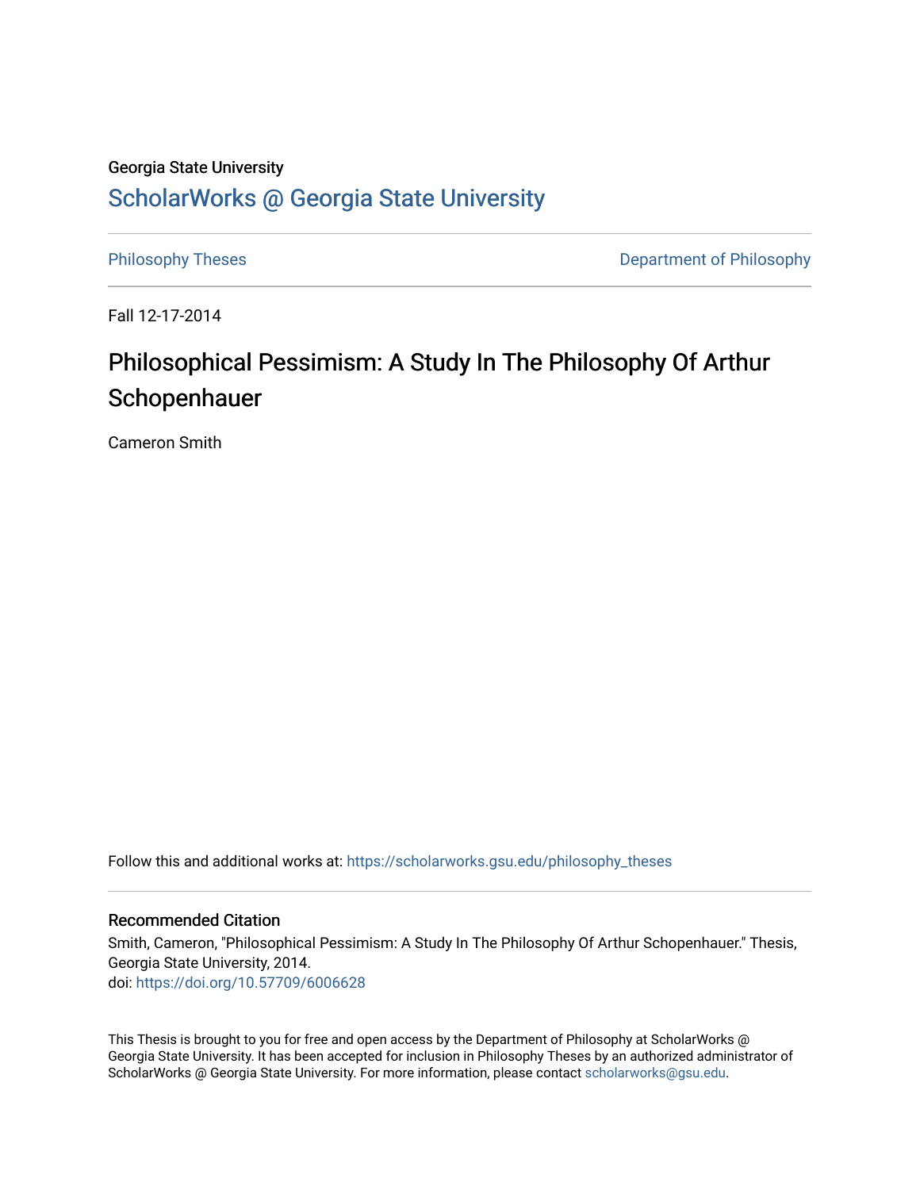Georgia State University

# ScholarWorks @ Georgia State University

Philosophy Theses

Department of Philosophy

Fall 12-17-2014

## Philosophical Pessimism: A Study In The Philosophy Of Arthur Schopenhauer

Cameron Smith

Follow this and additional works at: https://scholarworks.gsu.edu/philosophy_theses

### Recommended Citation

Smith, Cameron, "Philosophical Pessimism: A Study In The Philosophy Of Arthur Schopenhauer." Thesis, Georgia State University, 2014.
doi: https://doi.org/10.57709/6006628

This Thesis is brought to you for free and open access by the Department of Philosophy at ScholarWorks @ Georgia State University. It has been accepted for inclusion in Philosophy Theses by an authorized administrator of ScholarWorks @ Georgia State University. For more information, please contact scholarworks@gsu.edu.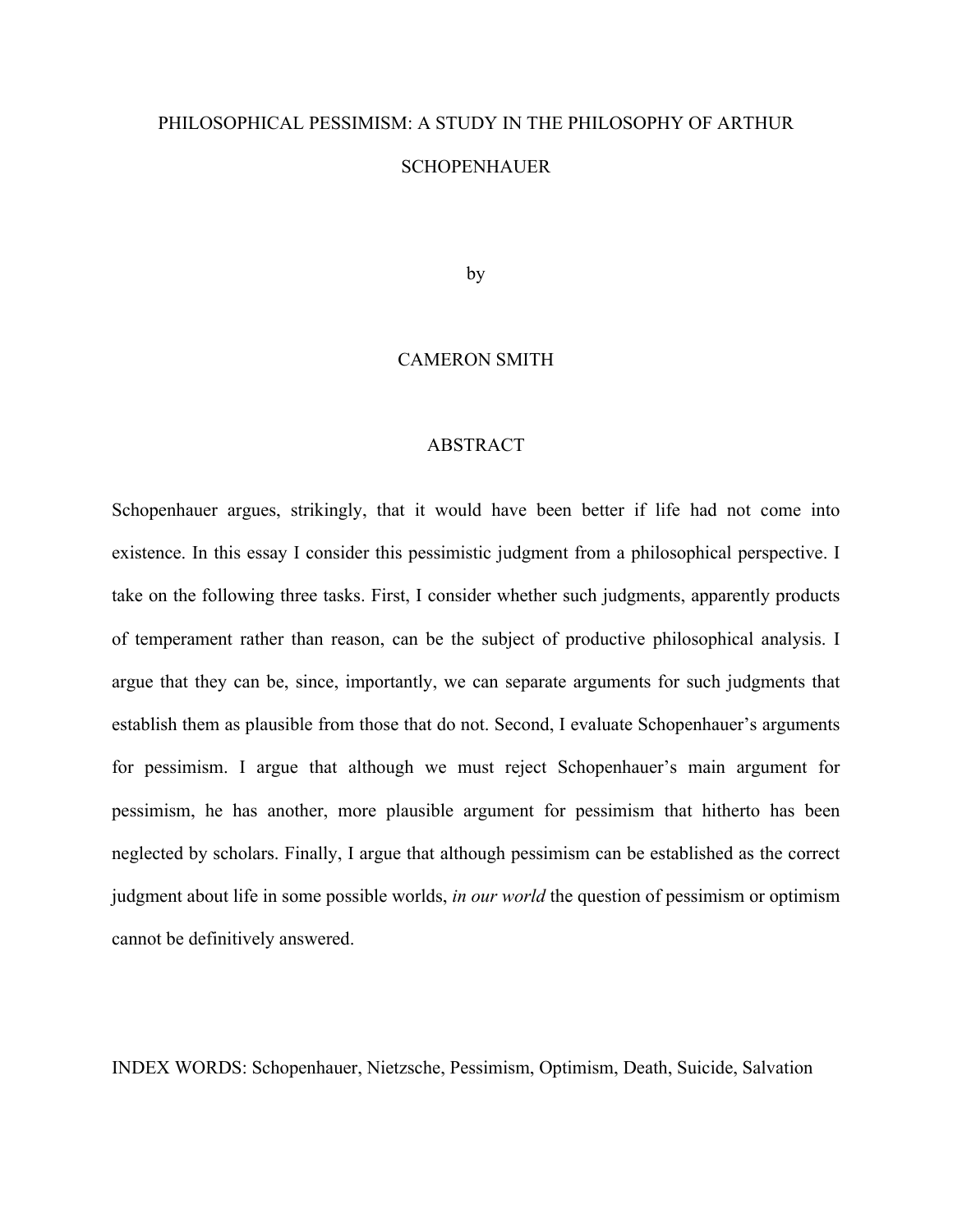# PHILOSOPHICAL PESSIMISM: A STUDY IN THE PHILOSOPHY OF ARTHUR SCHOPENHAUER

by

CAMERON SMITH

## ABSTRACT

Schopenhauer argues, strikingly, that it would have been better if life had not come into existence. In this essay I consider this pessimistic judgment from a philosophical perspective. I take on the following three tasks. First, I consider whether such judgments, apparently products of temperament rather than reason, can be the subject of productive philosophical analysis. I argue that they can be, since, importantly, we can separate arguments for such judgments that establish them as plausible from those that do not. Second, I evaluate Schopenhauer's arguments for pessimism. I argue that although we must reject Schopenhauer's main argument for pessimism, he has another, more plausible argument for pessimism that hitherto has been neglected by scholars. Finally, I argue that although pessimism can be established as the correct judgment about life in some possible worlds, *in our world* the question of pessimism or optimism cannot be definitively answered.

INDEX WORDS: Schopenhauer, Nietzsche, Pessimism, Optimism, Death, Suicide, Salvation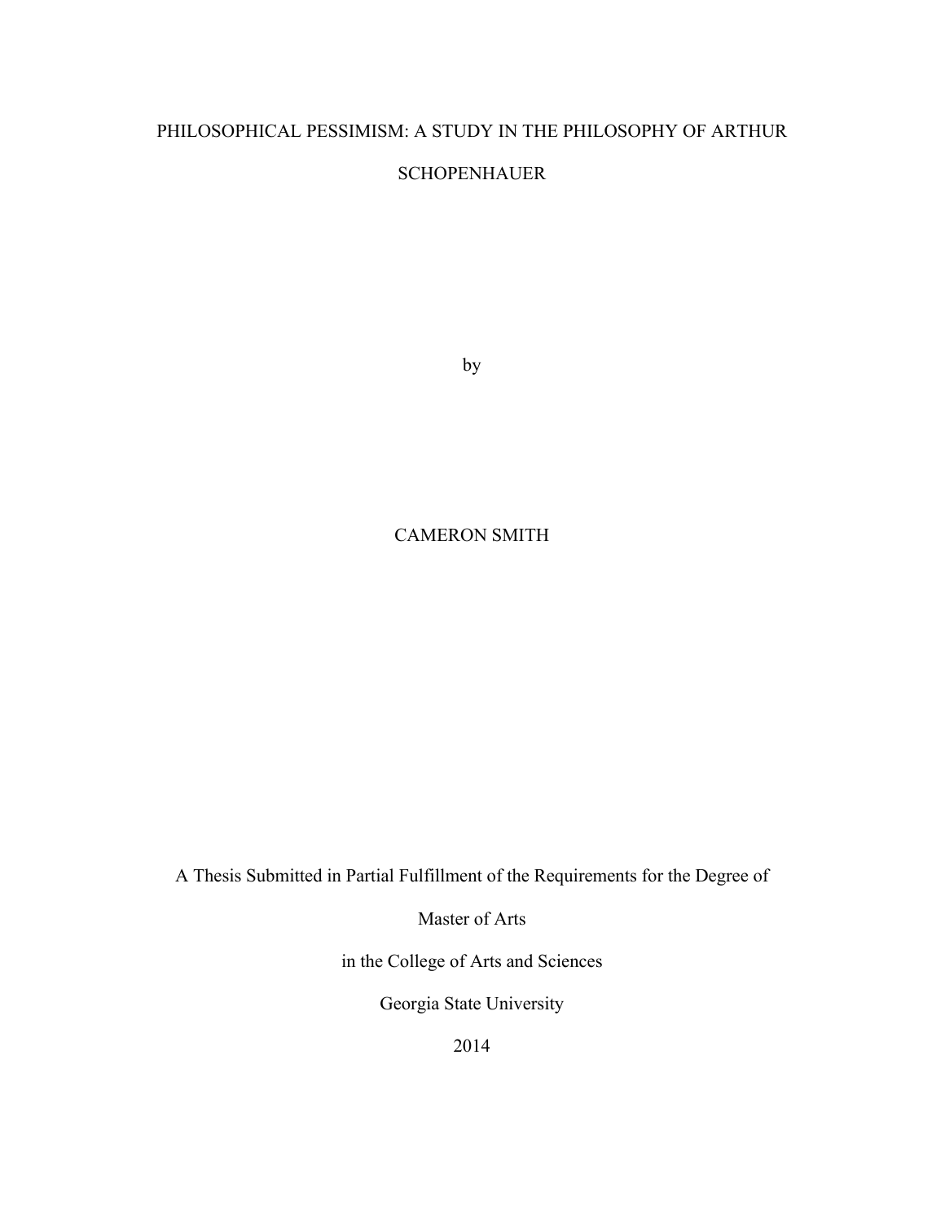# PHILOSOPHICAL PESSIMISM: A STUDY IN THE PHILOSOPHY OF ARTHUR SCHOPENHAUER

by

CAMERON SMITH

A Thesis Submitted in Partial Fulfillment of the Requirements for the Degree of

Master of Arts

in the College of Arts and Sciences

Georgia State University

2014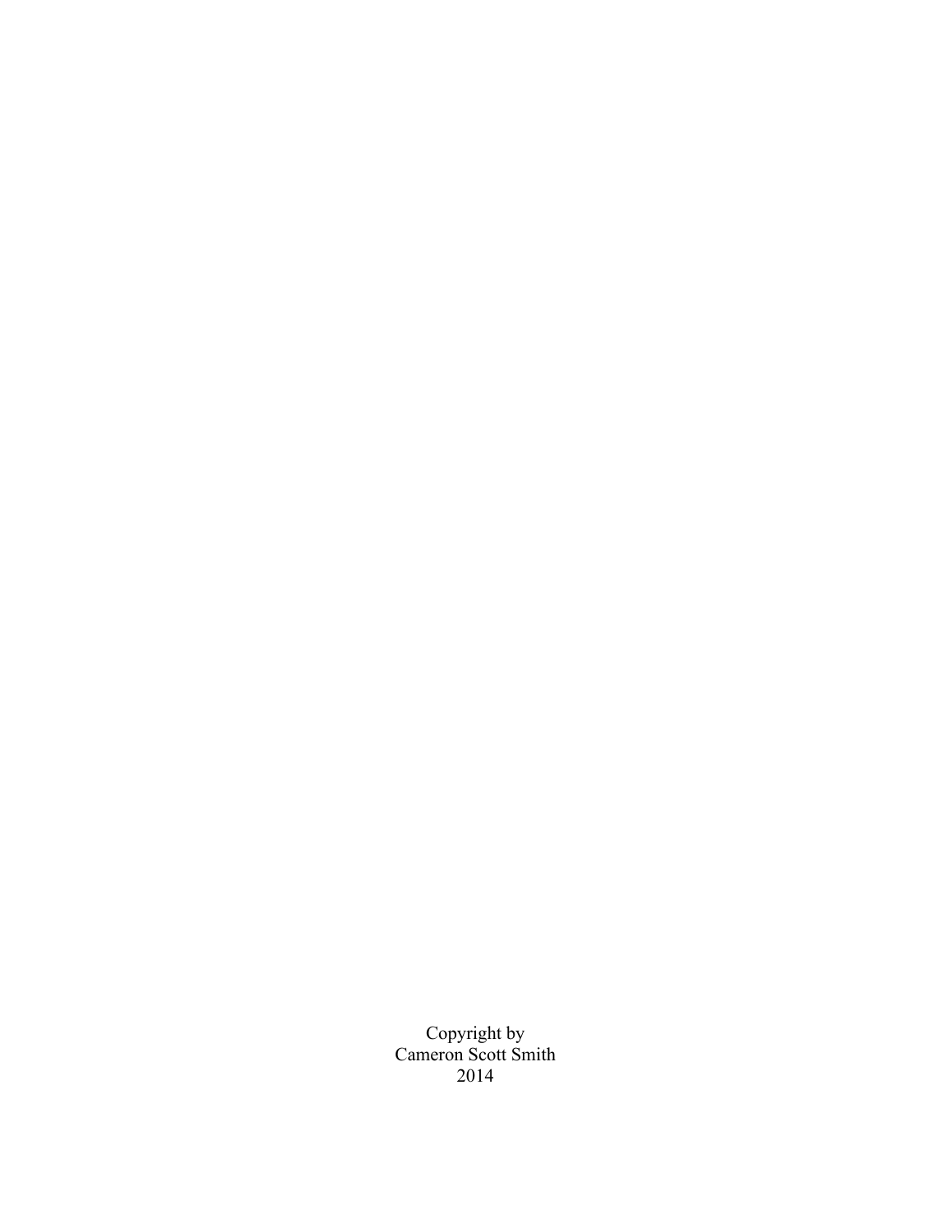Copyright by
Cameron Scott Smith
2014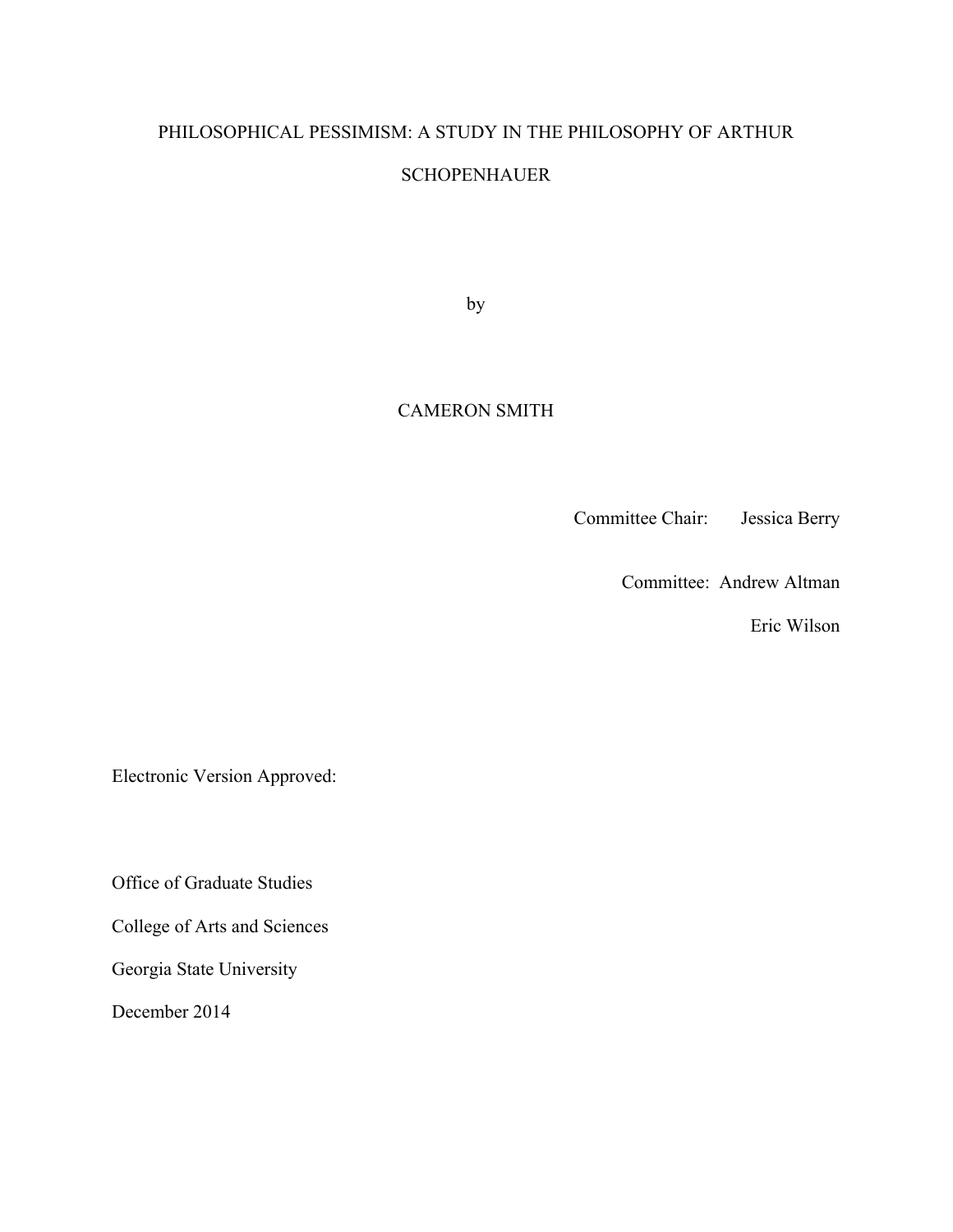PHILOSOPHICAL PESSIMISM: A STUDY IN THE PHILOSOPHY OF ARTHUR SCHOPENHAUER

by

CAMERON SMITH

Committee Chair: Jessica Berry

Committee: Andrew Altman

Eric Wilson

Electronic Version Approved:

Office of Graduate Studies

College of Arts and Sciences

Georgia State University

December 2014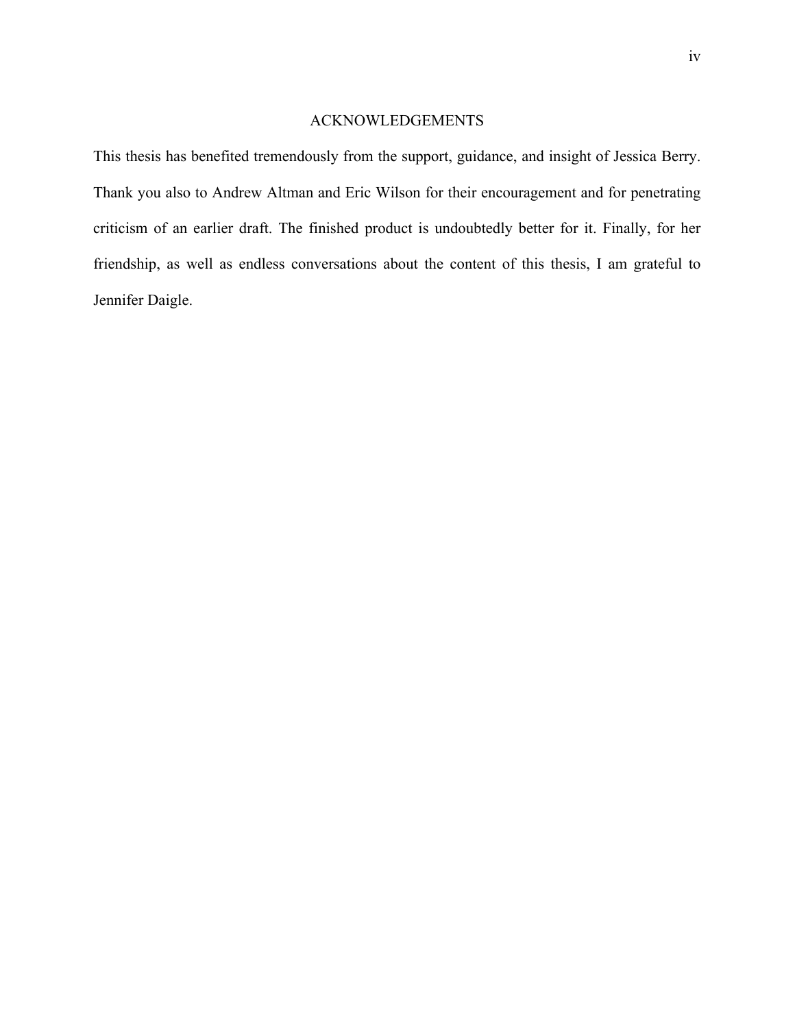# ACKNOWLEDGEMENTS

This thesis has benefited tremendously from the support, guidance, and insight of Jessica Berry. Thank you also to Andrew Altman and Eric Wilson for their encouragement and for penetrating criticism of an earlier draft. The finished product is undoubtedly better for it. Finally, for her friendship, as well as endless conversations about the content of this thesis, I am grateful to Jennifer Daigle.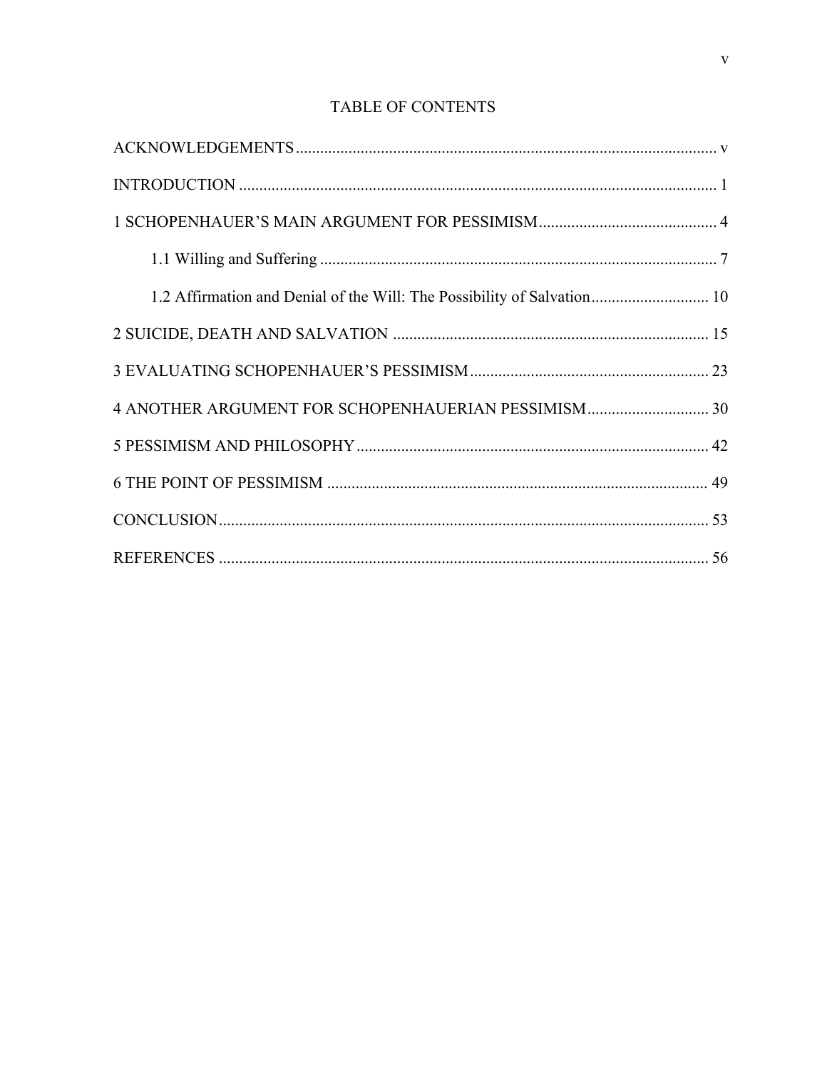# TABLE OF CONTENTS

ACKNOWLEDGEMENTS ........................................................................................................ v

INTRODUCTION ...................................................................................................................... 1

1 SCHOPENHAUER'S MAIN ARGUMENT FOR PESSIMISM ............................................. 4

  1.1 Willing and Suffering ................................................................................................... 7

  1.2 Affirmation and Denial of the Will: The Possibility of Salvation ............................. 10

2 SUICIDE, DEATH AND SALVATION .............................................................................. 15

3 EVALUATING SCHOPENHAUER'S PESSIMISM ........................................................... 23

4 ANOTHER ARGUMENT FOR SCHOPENHAUERIAN PESSIMISM .............................. 30

5 PESSIMISM AND PHILOSOPHY ....................................................................................... 42

6 THE POINT OF PESSIMISM .............................................................................................. 49

CONCLUSION ......................................................................................................................... 53

REFERENCES .......................................................................................................................... 56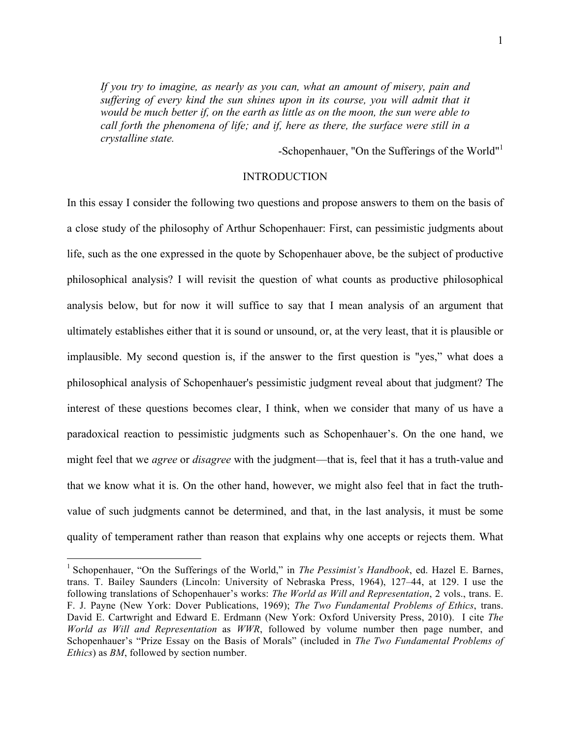*If you try to imagine, as nearly as you can, what an amount of misery, pain and suffering of every kind the sun shines upon in its course, you will admit that it would be much better if, on the earth as little as on the moon, the sun were able to call forth the phenomena of life; and if, here as there, the surface were still in a crystalline state.*

-Schopenhauer, "On the Sufferings of the World"[1]

## INTRODUCTION

In this essay I consider the following two questions and propose answers to them on the basis of a close study of the philosophy of Arthur Schopenhauer: First, can pessimistic judgments about life, such as the one expressed in the quote by Schopenhauer above, be the subject of productive philosophical analysis? I will revisit the question of what counts as productive philosophical analysis below, but for now it will suffice to say that I mean analysis of an argument that ultimately establishes either that it is sound or unsound, or, at the very least, that it is plausible or implausible. My second question is, if the answer to the first question is "yes," what does a philosophical analysis of Schopenhauer's pessimistic judgment reveal about that judgment? The interest of these questions becomes clear, I think, when we consider that many of us have a paradoxical reaction to pessimistic judgments such as Schopenhauer's. On the one hand, we might feel that we *agree* or *disagree* with the judgment—that is, feel that it has a truth-value and that we know what it is. On the other hand, however, we might also feel that in fact the truth-value of such judgments cannot be determined, and that, in the last analysis, it must be some quality of temperament rather than reason that explains why one accepts or rejects them. What

[1] Schopenhauer, "On the Sufferings of the World," in *The Pessimist's Handbook*, ed. Hazel E. Barnes, trans. T. Bailey Saunders (Lincoln: University of Nebraska Press, 1964), 127–44, at 129. I use the following translations of Schopenhauer's works: *The World as Will and Representation*, 2 vols., trans. E. F. J. Payne (New York: Dover Publications, 1969); *The Two Fundamental Problems of Ethics*, trans. David E. Cartwright and Edward E. Erdmann (New York: Oxford University Press, 2010). I cite *The World as Will and Representation* as *WWR*, followed by volume number then page number, and Schopenhauer's "Prize Essay on the Basis of Morals" (included in *The Two Fundamental Problems of Ethics*) as *BM*, followed by section number.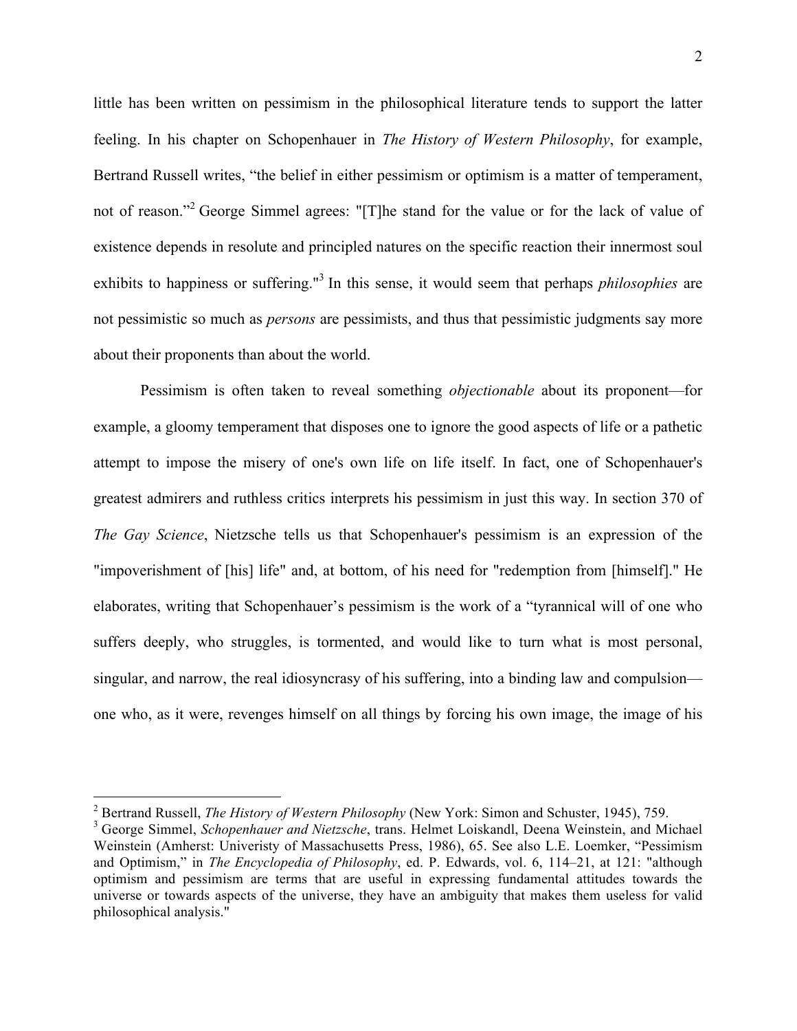little has been written on pessimism in the philosophical literature tends to support the latter feeling. In his chapter on Schopenhauer in *The History of Western Philosophy*, for example, Bertrand Russell writes, "the belief in either pessimism or optimism is a matter of temperament, not of reason."[2] George Simmel agrees: "[T]he stand for the value or for the lack of value of existence depends in resolute and principled natures on the specific reaction their innermost soul exhibits to happiness or suffering."[3] In this sense, it would seem that perhaps *philosophies* are not pessimistic so much as *persons* are pessimists, and thus that pessimistic judgments say more about their proponents than about the world.

Pessimism is often taken to reveal something *objectionable* about its proponent—for example, a gloomy temperament that disposes one to ignore the good aspects of life or a pathetic attempt to impose the misery of one's own life on life itself. In fact, one of Schopenhauer's greatest admirers and ruthless critics interprets his pessimism in just this way. In section 370 of *The Gay Science*, Nietzsche tells us that Schopenhauer's pessimism is an expression of the "impoverishment of [his] life" and, at bottom, of his need for "redemption from [himself]." He elaborates, writing that Schopenhauer's pessimism is the work of a "tyrannical will of one who suffers deeply, who struggles, is tormented, and would like to turn what is most personal, singular, and narrow, the real idiosyncrasy of his suffering, into a binding law and compulsion—one who, as it were, revenges himself on all things by forcing his own image, the image of his

---

[2] Bertrand Russell, *The History of Western Philosophy* (New York: Simon and Schuster, 1945), 759.

[3] George Simmel, *Schopenhauer and Nietzsche*, trans. Helmet Loiskandl, Deena Weinstein, and Michael Weinstein (Amherst: Univeristy of Massachusetts Press, 1986), 65. See also L.E. Loemker, "Pessimism and Optimism," in *The Encyclopedia of Philosophy*, ed. P. Edwards, vol. 6, 114–21, at 121: "although optimism and pessimism are terms that are useful in expressing fundamental attitudes towards the universe or towards aspects of the universe, they have an ambiguity that makes them useless for valid philosophical analysis."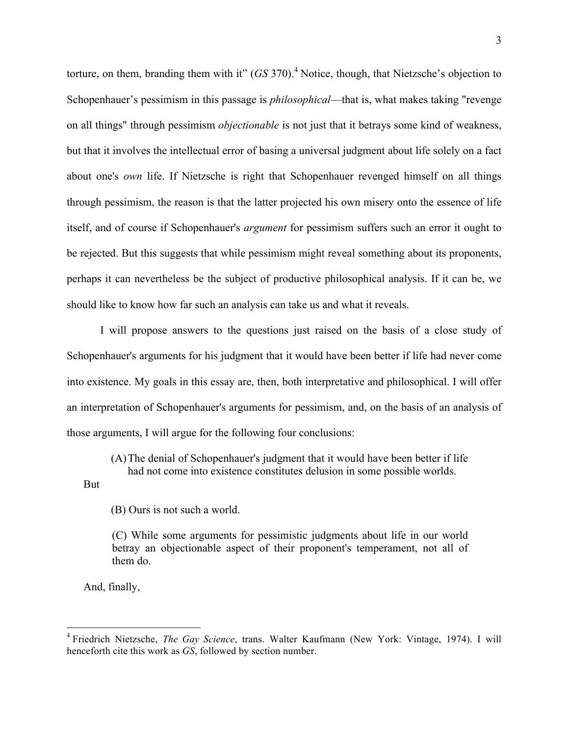torture, on them, branding them with it" (*GS* 370).[4] Notice, though, that Nietzsche's objection to Schopenhauer's pessimism in this passage is *philosophical*—that is, what makes taking "revenge on all things" through pessimism *objectionable* is not just that it betrays some kind of weakness, but that it involves the intellectual error of basing a universal judgment about life solely on a fact about one's *own* life. If Nietzsche is right that Schopenhauer revenged himself on all things through pessimism, the reason is that the latter projected his own misery onto the essence of life itself, and of course if Schopenhauer's *argument* for pessimism suffers such an error it ought to be rejected. But this suggests that while pessimism might reveal something about its proponents, perhaps it can nevertheless be the subject of productive philosophical analysis. If it can be, we should like to know how far such an analysis can take us and what it reveals.

I will propose answers to the questions just raised on the basis of a close study of Schopenhauer's arguments for his judgment that it would have been better if life had never come into existence. My goals in this essay are, then, both interpretative and philosophical. I will offer an interpretation of Schopenhauer's arguments for pessimism, and, on the basis of an analysis of those arguments, I will argue for the following four conclusions:

> (A) The denial of Schopenhauer's judgment that it would have been better if life had not come into existence constitutes delusion in some possible worlds.

But

> (B) Ours is not such a world.
>
> (C) While some arguments for pessimistic judgments about life in our world betray an objectionable aspect of their proponent's temperament, not all of them do.

And, finally,

---

[4] Friedrich Nietzsche, *The Gay Science*, trans. Walter Kaufmann (New York: Vintage, 1974). I will henceforth cite this work as *GS*, followed by section number.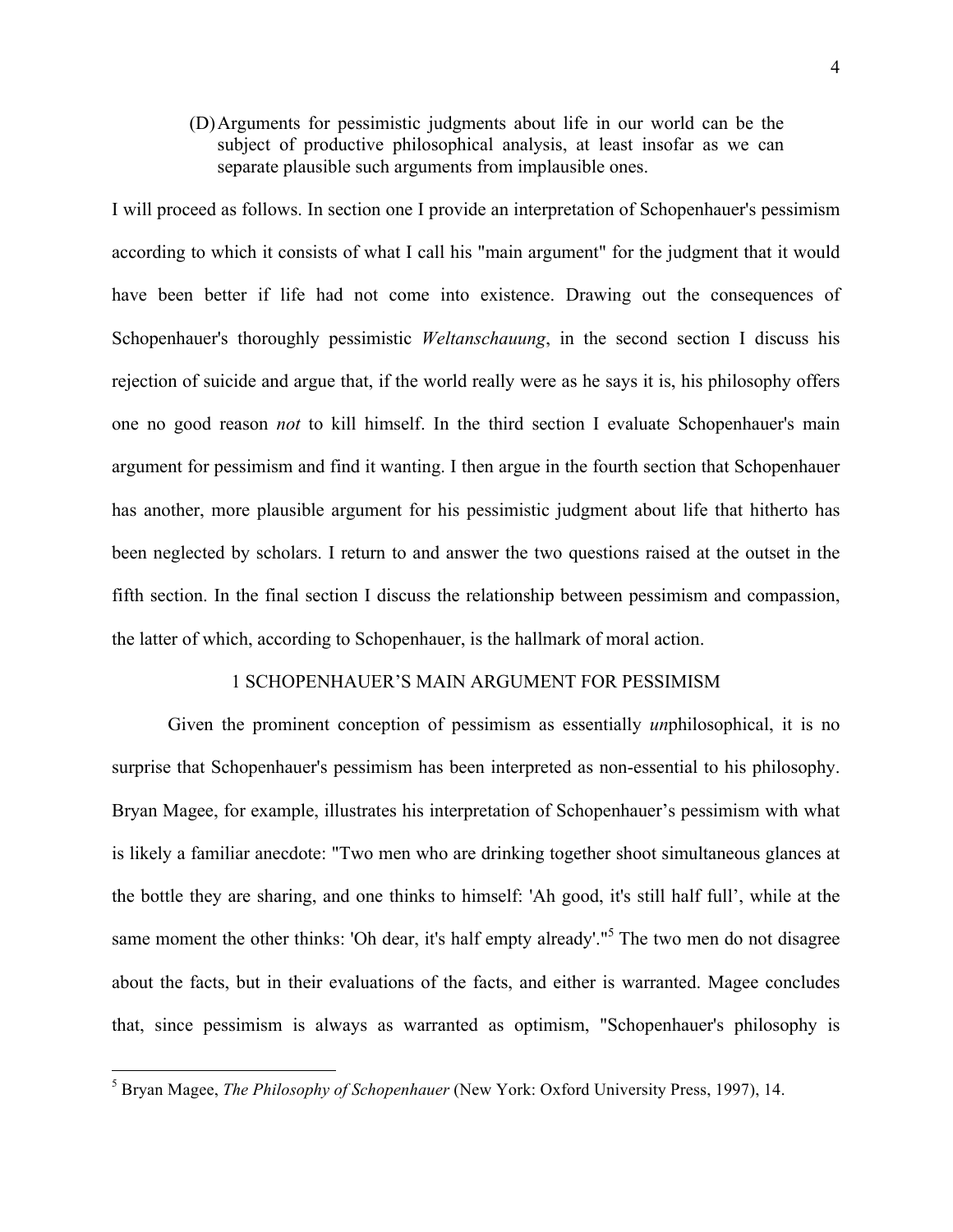(D) Arguments for pessimistic judgments about life in our world can be the subject of productive philosophical analysis, at least insofar as we can separate plausible such arguments from implausible ones.

I will proceed as follows. In section one I provide an interpretation of Schopenhauer's pessimism according to which it consists of what I call his "main argument" for the judgment that it would have been better if life had not come into existence. Drawing out the consequences of Schopenhauer's thoroughly pessimistic *Weltanschauung*, in the second section I discuss his rejection of suicide and argue that, if the world really were as he says it is, his philosophy offers one no good reason *not* to kill himself. In the third section I evaluate Schopenhauer's main argument for pessimism and find it wanting. I then argue in the fourth section that Schopenhauer has another, more plausible argument for his pessimistic judgment about life that hitherto has been neglected by scholars. I return to and answer the two questions raised at the outset in the fifth section. In the final section I discuss the relationship between pessimism and compassion, the latter of which, according to Schopenhauer, is the hallmark of moral action.

## 1 SCHOPENHAUER'S MAIN ARGUMENT FOR PESSIMISM

Given the prominent conception of pessimism as essentially *un*philosophical, it is no surprise that Schopenhauer's pessimism has been interpreted as non-essential to his philosophy. Bryan Magee, for example, illustrates his interpretation of Schopenhauer's pessimism with what is likely a familiar anecdote: "Two men who are drinking together shoot simultaneous glances at the bottle they are sharing, and one thinks to himself: 'Ah good, it's still half full', while at the same moment the other thinks: 'Oh dear, it's half empty already'."[5] The two men do not disagree about the facts, but in their evaluations of the facts, and either is warranted. Magee concludes that, since pessimism is always as warranted as optimism, "Schopenhauer's philosophy is

[5] Bryan Magee, *The Philosophy of Schopenhauer* (New York: Oxford University Press, 1997), 14.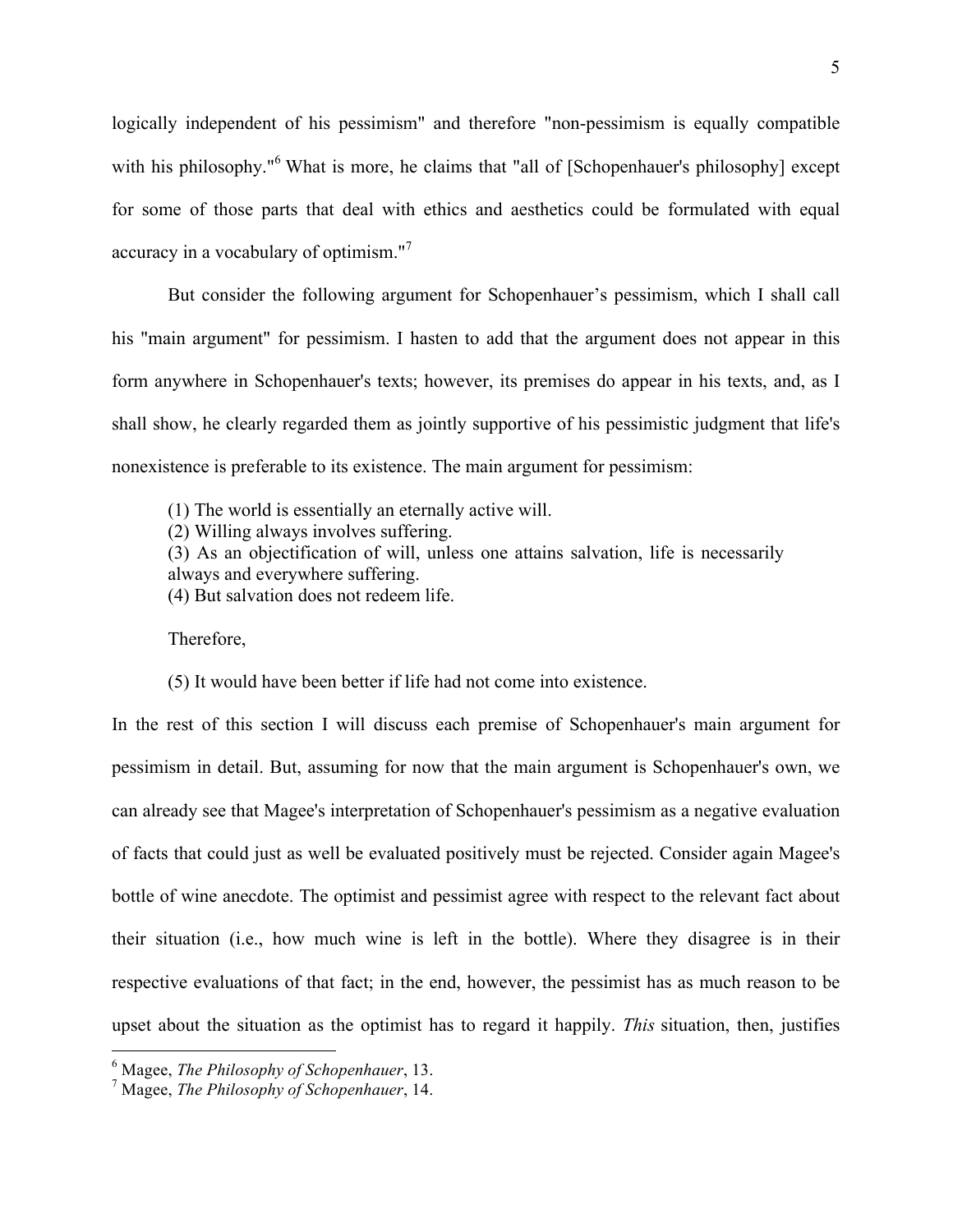logically independent of his pessimism" and therefore "non-pessimism is equally compatible with his philosophy."[6] What is more, he claims that "all of [Schopenhauer's philosophy] except for some of those parts that deal with ethics and aesthetics could be formulated with equal accuracy in a vocabulary of optimism."[7]

But consider the following argument for Schopenhauer's pessimism, which I shall call his "main argument" for pessimism. I hasten to add that the argument does not appear in this form anywhere in Schopenhauer's texts; however, its premises do appear in his texts, and, as I shall show, he clearly regarded them as jointly supportive of his pessimistic judgment that life's nonexistence is preferable to its existence. The main argument for pessimism:

> (1) The world is essentially an eternally active will.
> (2) Willing always involves suffering.
> (3) As an objectification of will, unless one attains salvation, life is necessarily always and everywhere suffering.
> (4) But salvation does not redeem life.
>
> Therefore,
>
> (5) It would have been better if life had not come into existence.

In the rest of this section I will discuss each premise of Schopenhauer's main argument for pessimism in detail. But, assuming for now that the main argument is Schopenhauer's own, we can already see that Magee's interpretation of Schopenhauer's pessimism as a negative evaluation of facts that could just as well be evaluated positively must be rejected. Consider again Magee's bottle of wine anecdote. The optimist and pessimist agree with respect to the relevant fact about their situation (i.e., how much wine is left in the bottle). Where they disagree is in their respective evaluations of that fact; in the end, however, the pessimist has as much reason to be upset about the situation as the optimist has to regard it happily. *This* situation, then, justifies

[6] Magee, *The Philosophy of Schopenhauer*, 13.
[7] Magee, *The Philosophy of Schopenhauer*, 14.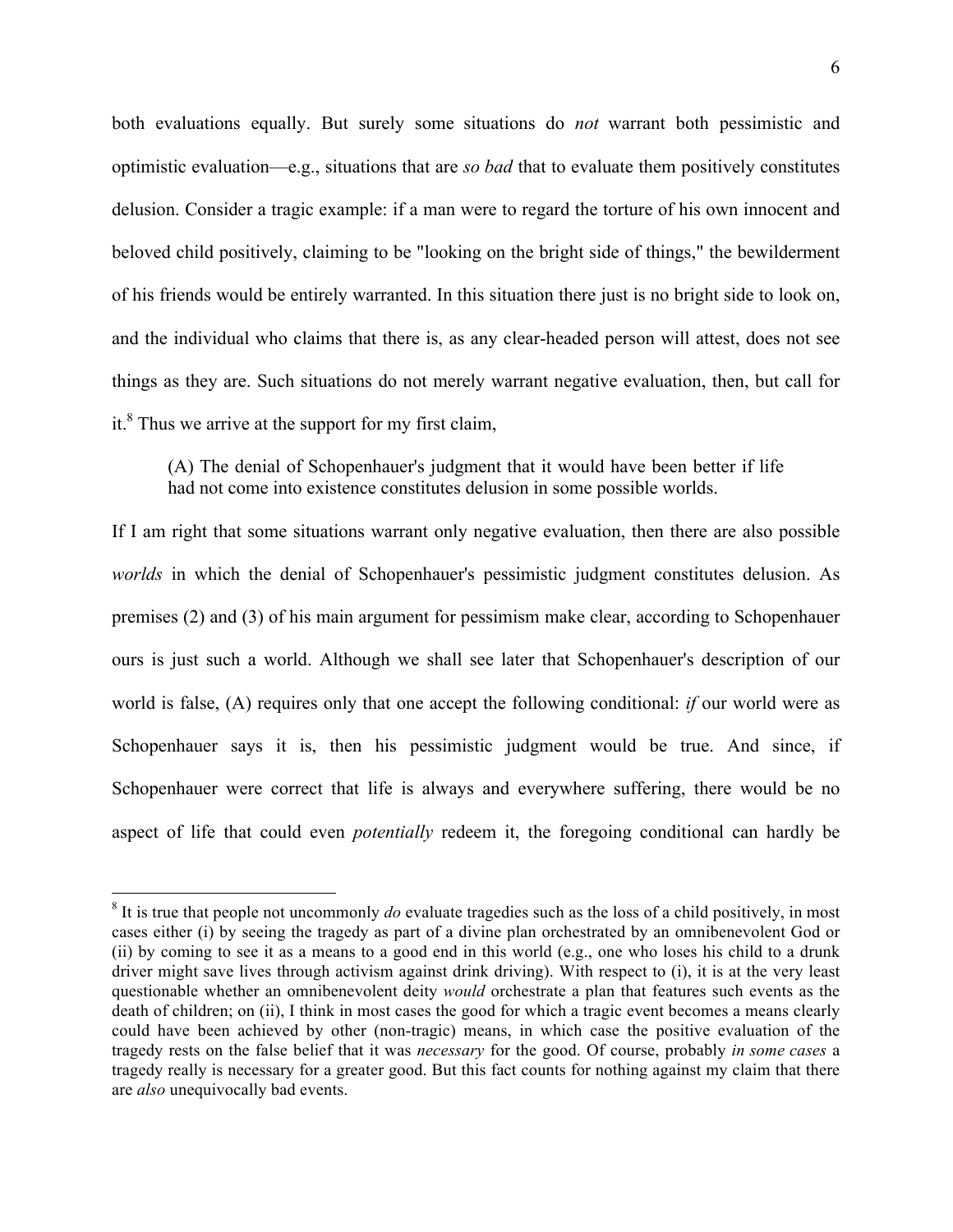both evaluations equally. But surely some situations do *not* warrant both pessimistic and optimistic evaluation—e.g., situations that are *so bad* that to evaluate them positively constitutes delusion. Consider a tragic example: if a man were to regard the torture of his own innocent and beloved child positively, claiming to be "looking on the bright side of things," the bewilderment of his friends would be entirely warranted. In this situation there just is no bright side to look on, and the individual who claims that there is, as any clear-headed person will attest, does not see things as they are. Such situations do not merely warrant negative evaluation, then, but call for it.[8] Thus we arrive at the support for my first claim,

> (A) The denial of Schopenhauer's judgment that it would have been better if life had not come into existence constitutes delusion in some possible worlds.

If I am right that some situations warrant only negative evaluation, then there are also possible *worlds* in which the denial of Schopenhauer's pessimistic judgment constitutes delusion. As premises (2) and (3) of his main argument for pessimism make clear, according to Schopenhauer ours is just such a world. Although we shall see later that Schopenhauer's description of our world is false, (A) requires only that one accept the following conditional: *if* our world were as Schopenhauer says it is, then his pessimistic judgment would be true. And since, if Schopenhauer were correct that life is always and everywhere suffering, there would be no aspect of life that could even *potentially* redeem it, the foregoing conditional can hardly be

---

[8] It is true that people not uncommonly *do* evaluate tragedies such as the loss of a child positively, in most cases either (i) by seeing the tragedy as part of a divine plan orchestrated by an omnibenevolent God or (ii) by coming to see it as a means to a good end in this world (e.g., one who loses his child to a drunk driver might save lives through activism against drink driving). With respect to (i), it is at the very least questionable whether an omnibenevolent deity *would* orchestrate a plan that features such events as the death of children; on (ii), I think in most cases the good for which a tragic event becomes a means clearly could have been achieved by other (non-tragic) means, in which case the positive evaluation of the tragedy rests on the false belief that it was *necessary* for the good. Of course, probably *in some cases* a tragedy really is necessary for a greater good. But this fact counts for nothing against my claim that there are *also* unequivocally bad events.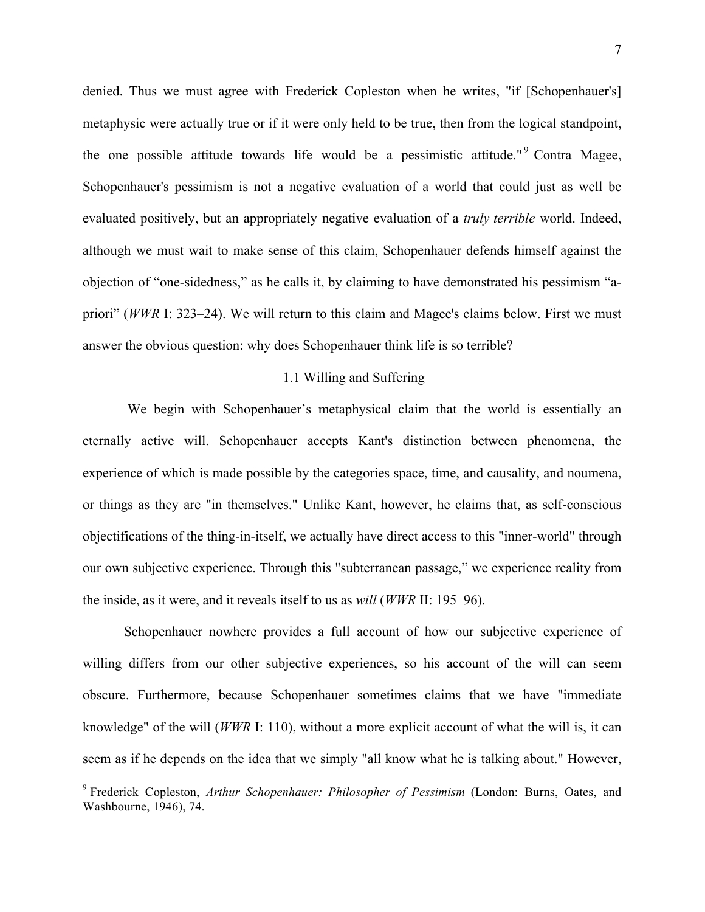denied. Thus we must agree with Frederick Copleston when he writes, "if [Schopenhauer's] metaphysic were actually true or if it were only held to be true, then from the logical standpoint, the one possible attitude towards life would be a pessimistic attitude."[9] Contra Magee, Schopenhauer's pessimism is not a negative evaluation of a world that could just as well be evaluated positively, but an appropriately negative evaluation of a *truly terrible* world. Indeed, although we must wait to make sense of this claim, Schopenhauer defends himself against the objection of "one-sidedness," as he calls it, by claiming to have demonstrated his pessimism "a-priori" (*WWR* I: 323–24). We will return to this claim and Magee's claims below. First we must answer the obvious question: why does Schopenhauer think life is so terrible?

### 1.1 Willing and Suffering

We begin with Schopenhauer's metaphysical claim that the world is essentially an eternally active will. Schopenhauer accepts Kant's distinction between phenomena, the experience of which is made possible by the categories space, time, and causality, and noumena, or things as they are "in themselves." Unlike Kant, however, he claims that, as self-conscious objectifications of the thing-in-itself, we actually have direct access to this "inner-world" through our own subjective experience. Through this "subterranean passage," we experience reality from the inside, as it were, and it reveals itself to us as *will* (*WWR* II: 195–96).

Schopenhauer nowhere provides a full account of how our subjective experience of willing differs from our other subjective experiences, so his account of the will can seem obscure. Furthermore, because Schopenhauer sometimes claims that we have "immediate knowledge" of the will (*WWR* I: 110), without a more explicit account of what the will is, it can seem as if he depends on the idea that we simply "all know what he is talking about." However,

[9] Frederick Copleston, *Arthur Schopenhauer: Philosopher of Pessimism* (London: Burns, Oates, and Washbourne, 1946), 74.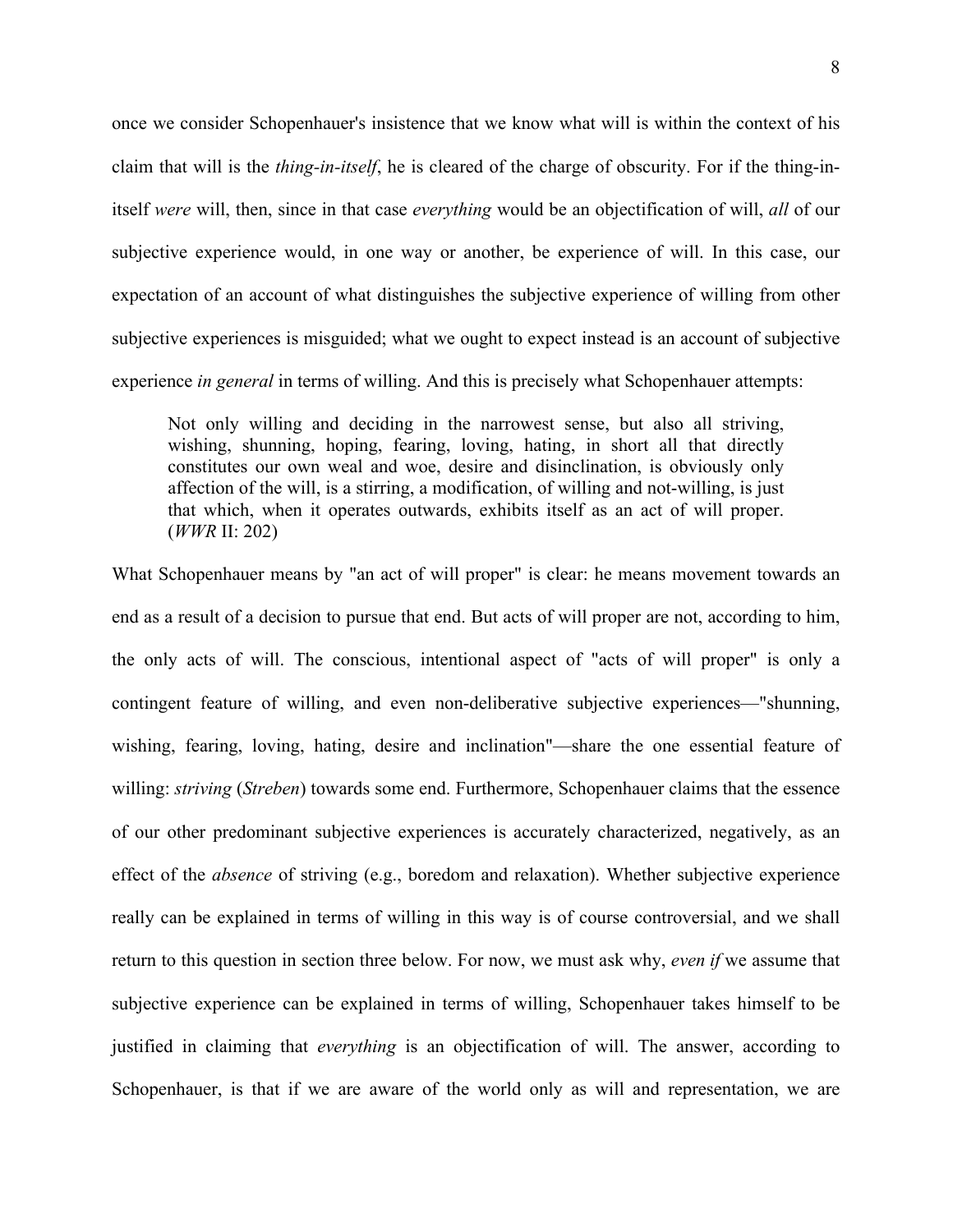once we consider Schopenhauer's insistence that we know what will is within the context of his claim that will is the *thing-in-itself*, he is cleared of the charge of obscurity. For if the thing-in-itself *were* will, then, since in that case *everything* would be an objectification of will, *all* of our subjective experience would, in one way or another, be experience of will. In this case, our expectation of an account of what distinguishes the subjective experience of willing from other subjective experiences is misguided; what we ought to expect instead is an account of subjective experience *in general* in terms of willing. And this is precisely what Schopenhauer attempts:

> Not only willing and deciding in the narrowest sense, but also all striving, wishing, shunning, hoping, fearing, loving, hating, in short all that directly constitutes our own weal and woe, desire and disinclination, is obviously only affection of the will, is a stirring, a modification, of willing and not-willing, is just that which, when it operates outwards, exhibits itself as an act of will proper. (*WWR* II: 202)

What Schopenhauer means by "an act of will proper" is clear: he means movement towards an end as a result of a decision to pursue that end. But acts of will proper are not, according to him, the only acts of will. The conscious, intentional aspect of "acts of will proper" is only a contingent feature of willing, and even non-deliberative subjective experiences—"shunning, wishing, fearing, loving, hating, desire and inclination"—share the one essential feature of willing: *striving* (*Streben*) towards some end. Furthermore, Schopenhauer claims that the essence of our other predominant subjective experiences is accurately characterized, negatively, as an effect of the *absence* of striving (e.g., boredom and relaxation). Whether subjective experience really can be explained in terms of willing in this way is of course controversial, and we shall return to this question in section three below. For now, we must ask why, *even if* we assume that subjective experience can be explained in terms of willing, Schopenhauer takes himself to be justified in claiming that *everything* is an objectification of will. The answer, according to Schopenhauer, is that if we are aware of the world only as will and representation, we are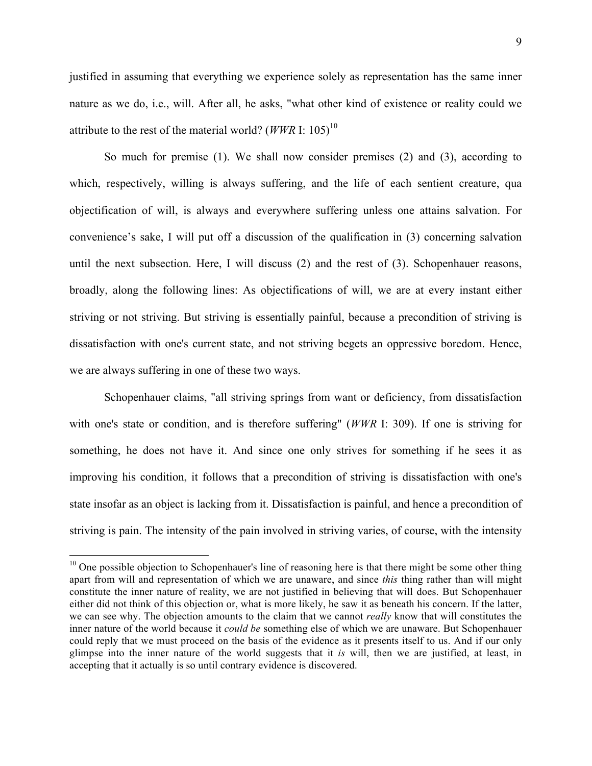justified in assuming that everything we experience solely as representation has the same inner nature as we do, i.e., will. After all, he asks, "what other kind of existence or reality could we attribute to the rest of the material world? (*WWR* I: 105)[10]

So much for premise (1). We shall now consider premises (2) and (3), according to which, respectively, willing is always suffering, and the life of each sentient creature, qua objectification of will, is always and everywhere suffering unless one attains salvation. For convenience's sake, I will put off a discussion of the qualification in (3) concerning salvation until the next subsection. Here, I will discuss (2) and the rest of (3). Schopenhauer reasons, broadly, along the following lines: As objectifications of will, we are at every instant either striving or not striving. But striving is essentially painful, because a precondition of striving is dissatisfaction with one's current state, and not striving begets an oppressive boredom. Hence, we are always suffering in one of these two ways.

Schopenhauer claims, "all striving springs from want or deficiency, from dissatisfaction with one's state or condition, and is therefore suffering" (*WWR* I: 309). If one is striving for something, he does not have it. And since one only strives for something if he sees it as improving his condition, it follows that a precondition of striving is dissatisfaction with one's state insofar as an object is lacking from it. Dissatisfaction is painful, and hence a precondition of striving is pain. The intensity of the pain involved in striving varies, of course, with the intensity

---

[10] One possible objection to Schopenhauer's line of reasoning here is that there might be some other thing apart from will and representation of which we are unaware, and since *this* thing rather than will might constitute the inner nature of reality, we are not justified in believing that will does. But Schopenhauer either did not think of this objection or, what is more likely, he saw it as beneath his concern. If the latter, we can see why. The objection amounts to the claim that we cannot *really* know that will constitutes the inner nature of the world because it *could be* something else of which we are unaware. But Schopenhauer could reply that we must proceed on the basis of the evidence as it presents itself to us. And if our only glimpse into the inner nature of the world suggests that it *is* will, then we are justified, at least, in accepting that it actually is so until contrary evidence is discovered.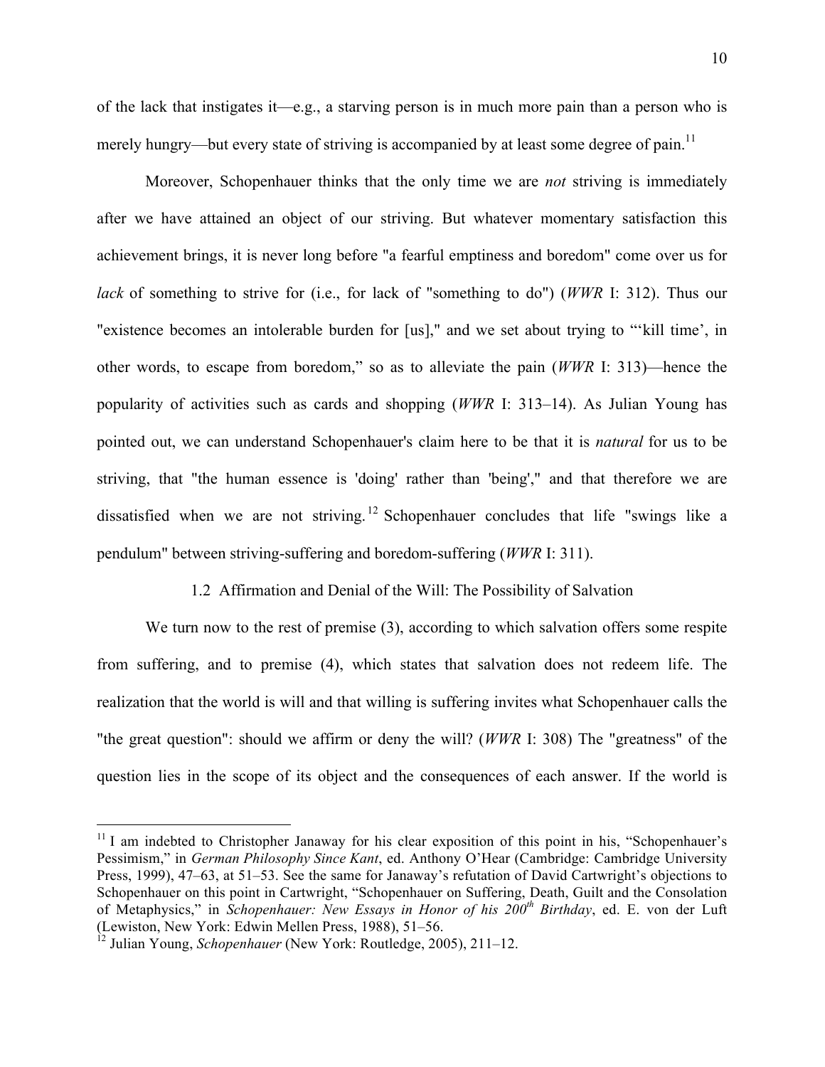of the lack that instigates it—e.g., a starving person is in much more pain than a person who is merely hungry—but every state of striving is accompanied by at least some degree of pain.[11]

Moreover, Schopenhauer thinks that the only time we are *not* striving is immediately after we have attained an object of our striving. But whatever momentary satisfaction this achievement brings, it is never long before "a fearful emptiness and boredom" come over us for *lack* of something to strive for (i.e., for lack of "something to do") (*WWR* I: 312). Thus our "existence becomes an intolerable burden for [us]," and we set about trying to "'kill time', in other words, to escape from boredom," so as to alleviate the pain (*WWR* I: 313)—hence the popularity of activities such as cards and shopping (*WWR* I: 313–14). As Julian Young has pointed out, we can understand Schopenhauer's claim here to be that it is *natural* for us to be striving, that "the human essence is 'doing' rather than 'being'," and that therefore we are dissatisfied when we are not striving.[12] Schopenhauer concludes that life "swings like a pendulum" between striving-suffering and boredom-suffering (*WWR* I: 311).

### 1.2 Affirmation and Denial of the Will: The Possibility of Salvation

We turn now to the rest of premise (3), according to which salvation offers some respite from suffering, and to premise (4), which states that salvation does not redeem life. The realization that the world is will and that willing is suffering invites what Schopenhauer calls the "the great question": should we affirm or deny the will? (*WWR* I: 308) The "greatness" of the question lies in the scope of its object and the consequences of each answer. If the world is

---

[11] I am indebted to Christopher Janaway for his clear exposition of this point in his, "Schopenhauer's Pessimism," in *German Philosophy Since Kant*, ed. Anthony O'Hear (Cambridge: Cambridge University Press, 1999), 47–63, at 51–53. See the same for Janaway's refutation of David Cartwright's objections to Schopenhauer on this point in Cartwright, "Schopenhauer on Suffering, Death, Guilt and the Consolation of Metaphysics," in *Schopenhauer: New Essays in Honor of his 200th Birthday*, ed. E. von der Luft (Lewiston, New York: Edwin Mellen Press, 1988), 51–56.

[12] Julian Young, *Schopenhauer* (New York: Routledge, 2005), 211–12.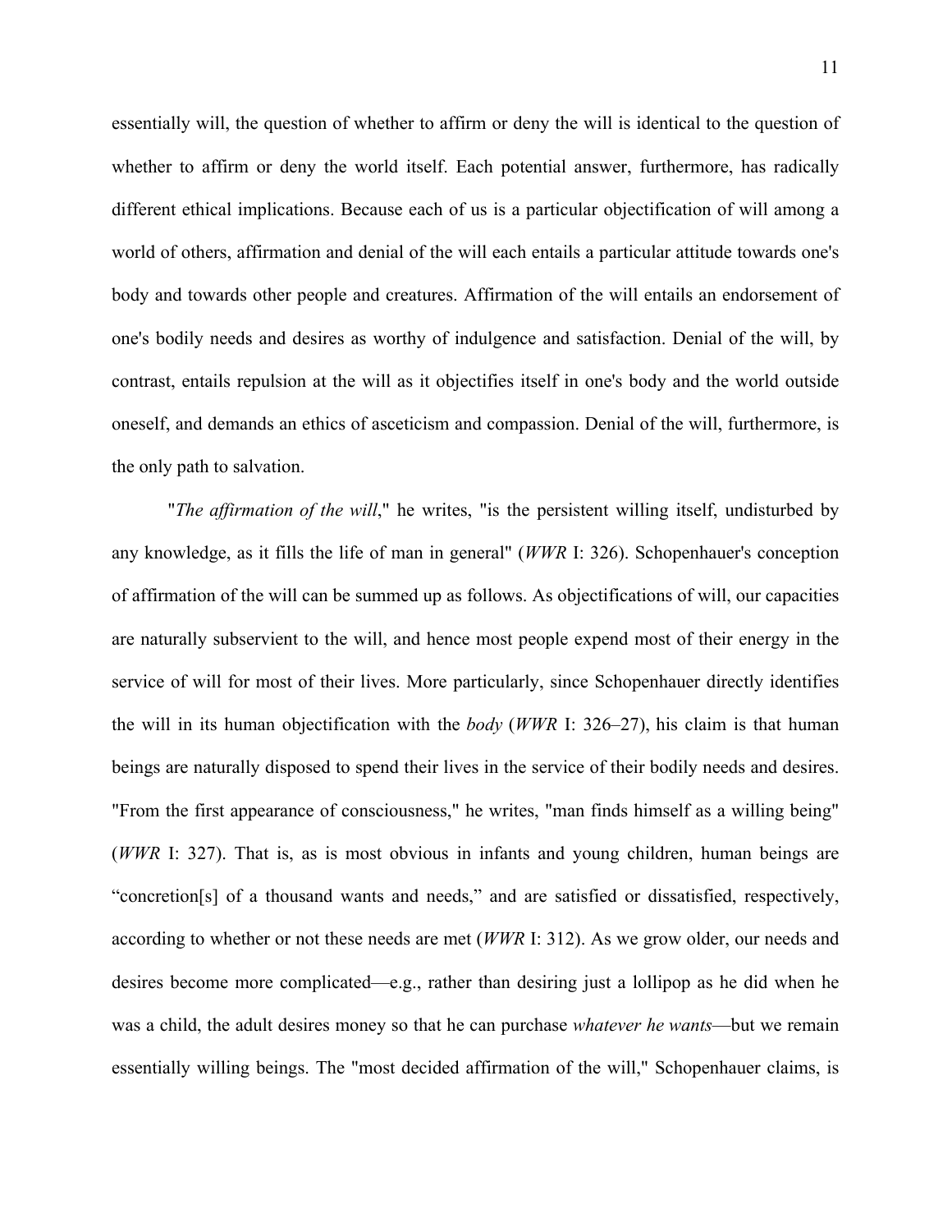essentially will, the question of whether to affirm or deny the will is identical to the question of whether to affirm or deny the world itself. Each potential answer, furthermore, has radically different ethical implications. Because each of us is a particular objectification of will among a world of others, affirmation and denial of the will each entails a particular attitude towards one's body and towards other people and creatures. Affirmation of the will entails an endorsement of one's bodily needs and desires as worthy of indulgence and satisfaction. Denial of the will, by contrast, entails repulsion at the will as it objectifies itself in one's body and the world outside oneself, and demands an ethics of asceticism and compassion. Denial of the will, furthermore, is the only path to salvation.

"*The affirmation of the will*," he writes, "is the persistent willing itself, undisturbed by any knowledge, as it fills the life of man in general" (*WWR* I: 326). Schopenhauer's conception of affirmation of the will can be summed up as follows. As objectifications of will, our capacities are naturally subservient to the will, and hence most people expend most of their energy in the service of will for most of their lives. More particularly, since Schopenhauer directly identifies the will in its human objectification with the *body* (*WWR* I: 326–27), his claim is that human beings are naturally disposed to spend their lives in the service of their bodily needs and desires. "From the first appearance of consciousness," he writes, "man finds himself as a willing being" (*WWR* I: 327). That is, as is most obvious in infants and young children, human beings are "concretion[s] of a thousand wants and needs," and are satisfied or dissatisfied, respectively, according to whether or not these needs are met (*WWR* I: 312). As we grow older, our needs and desires become more complicated—e.g., rather than desiring just a lollipop as he did when he was a child, the adult desires money so that he can purchase *whatever he wants*—but we remain essentially willing beings. The "most decided affirmation of the will," Schopenhauer claims, is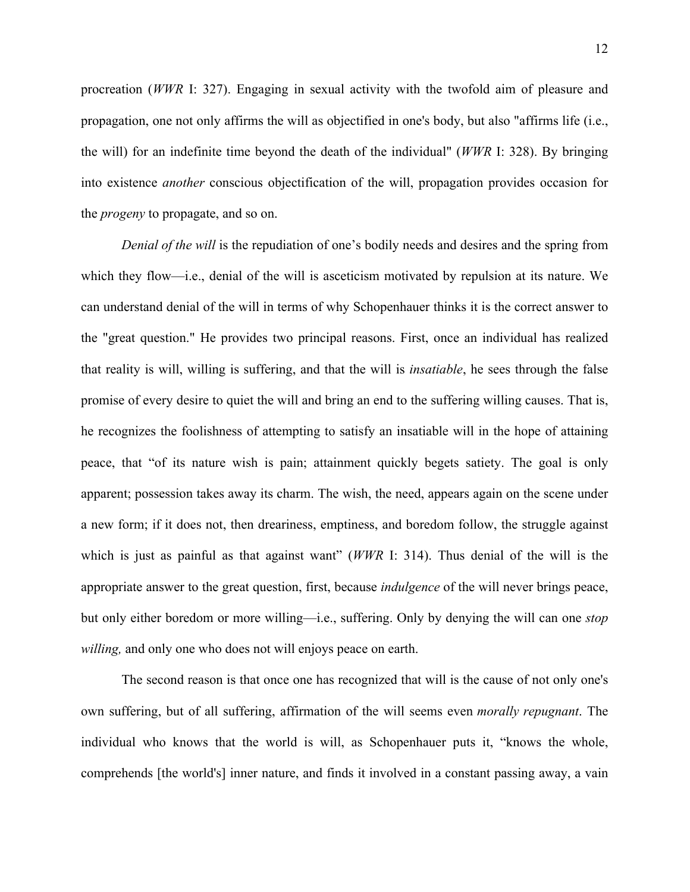procreation (*WWR* I: 327). Engaging in sexual activity with the twofold aim of pleasure and propagation, one not only affirms the will as objectified in one's body, but also "affirms life (i.e., the will) for an indefinite time beyond the death of the individual" (*WWR* I: 328). By bringing into existence *another* conscious objectification of the will, propagation provides occasion for the *progeny* to propagate, and so on.

*Denial of the will* is the repudiation of one's bodily needs and desires and the spring from which they flow—i.e., denial of the will is asceticism motivated by repulsion at its nature. We can understand denial of the will in terms of why Schopenhauer thinks it is the correct answer to the "great question." He provides two principal reasons. First, once an individual has realized that reality is will, willing is suffering, and that the will is *insatiable*, he sees through the false promise of every desire to quiet the will and bring an end to the suffering willing causes. That is, he recognizes the foolishness of attempting to satisfy an insatiable will in the hope of attaining peace, that "of its nature wish is pain; attainment quickly begets satiety. The goal is only apparent; possession takes away its charm. The wish, the need, appears again on the scene under a new form; if it does not, then dreariness, emptiness, and boredom follow, the struggle against which is just as painful as that against want" (*WWR* I: 314). Thus denial of the will is the appropriate answer to the great question, first, because *indulgence* of the will never brings peace, but only either boredom or more willing—i.e., suffering. Only by denying the will can one *stop willing,* and only one who does not will enjoys peace on earth.

The second reason is that once one has recognized that will is the cause of not only one's own suffering, but of all suffering, affirmation of the will seems even *morally repugnant*. The individual who knows that the world is will, as Schopenhauer puts it, "knows the whole, comprehends [the world's] inner nature, and finds it involved in a constant passing away, a vain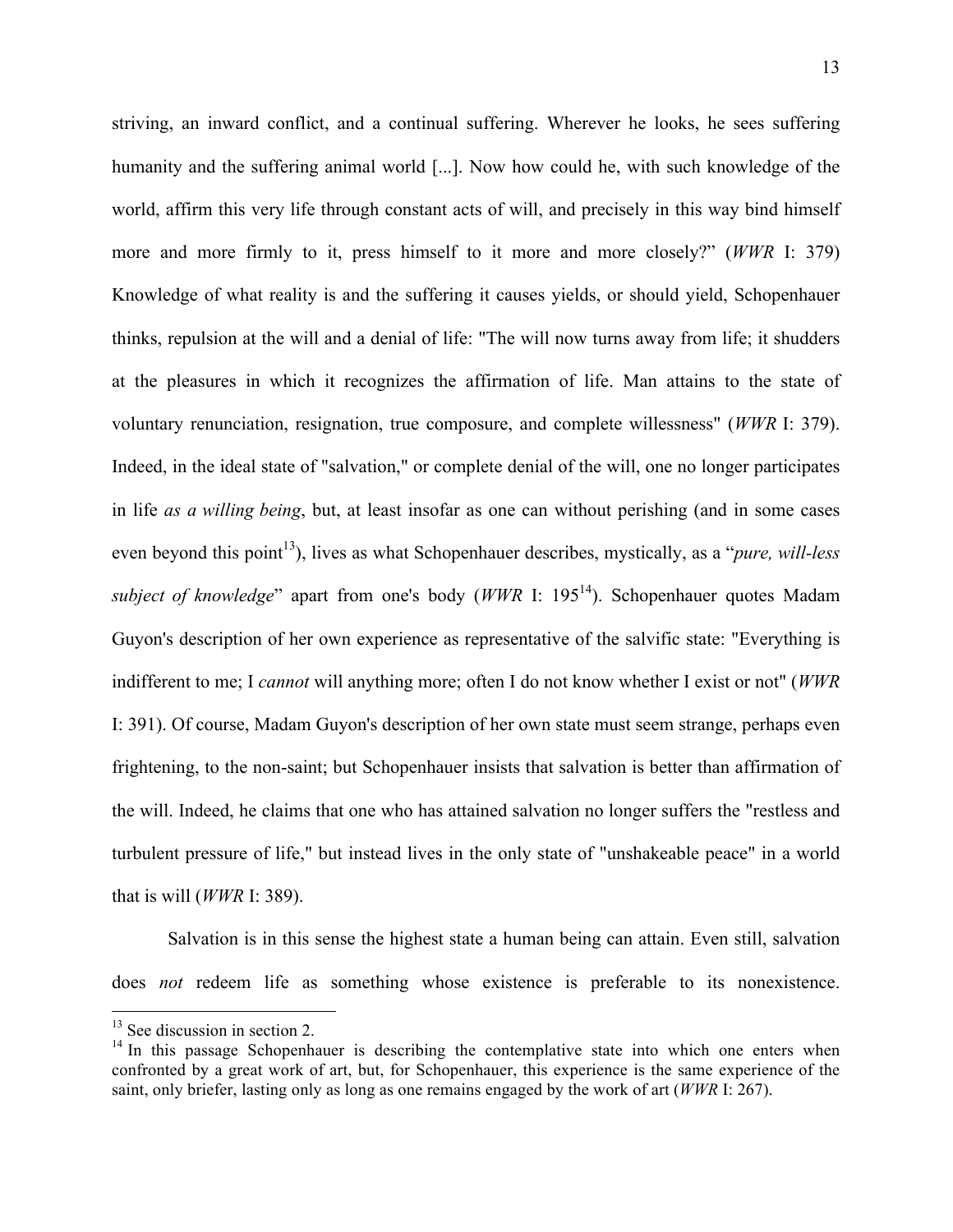striving, an inward conflict, and a continual suffering. Wherever he looks, he sees suffering humanity and the suffering animal world [...]. Now how could he, with such knowledge of the world, affirm this very life through constant acts of will, and precisely in this way bind himself more and more firmly to it, press himself to it more and more closely?" (*WWR* I: 379) Knowledge of what reality is and the suffering it causes yields, or should yield, Schopenhauer thinks, repulsion at the will and a denial of life: "The will now turns away from life; it shudders at the pleasures in which it recognizes the affirmation of life. Man attains to the state of voluntary renunciation, resignation, true composure, and complete willessness" (*WWR* I: 379). Indeed, in the ideal state of "salvation," or complete denial of the will, one no longer participates in life *as a willing being*, but, at least insofar as one can without perishing (and in some cases even beyond this point[13]), lives as what Schopenhauer describes, mystically, as a "*pure, will-less subject of knowledge*" apart from one's body (*WWR* I: 195[14]). Schopenhauer quotes Madam Guyon's description of her own experience as representative of the salvific state: "Everything is indifferent to me; I *cannot* will anything more; often I do not know whether I exist or not" (*WWR* I: 391). Of course, Madam Guyon's description of her own state must seem strange, perhaps even frightening, to the non-saint; but Schopenhauer insists that salvation is better than affirmation of the will. Indeed, he claims that one who has attained salvation no longer suffers the "restless and turbulent pressure of life," but instead lives in the only state of "unshakeable peace" in a world that is will (*WWR* I: 389).

Salvation is in this sense the highest state a human being can attain. Even still, salvation does *not* redeem life as something whose existence is preferable to its nonexistence.

---

[13] See discussion in section 2.

[14] In this passage Schopenhauer is describing the contemplative state into which one enters when confronted by a great work of art, but, for Schopenhauer, this experience is the same experience of the saint, only briefer, lasting only as long as one remains engaged by the work of art (*WWR* I: 267).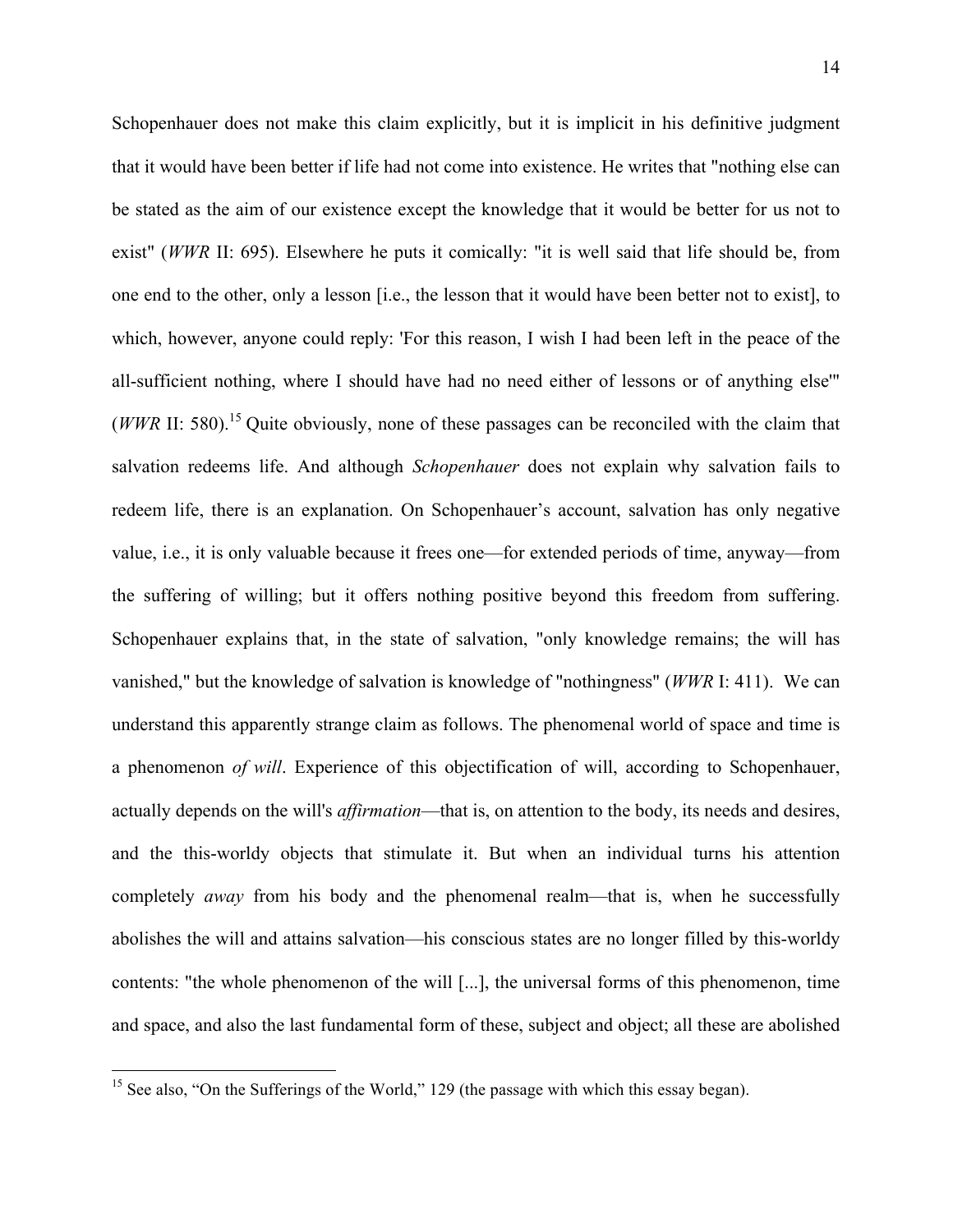Schopenhauer does not make this claim explicitly, but it is implicit in his definitive judgment that it would have been better if life had not come into existence. He writes that "nothing else can be stated as the aim of our existence except the knowledge that it would be better for us not to exist" (*WWR* II: 695). Elsewhere he puts it comically: "it is well said that life should be, from one end to the other, only a lesson [i.e., the lesson that it would have been better not to exist], to which, however, anyone could reply: 'For this reason, I wish I had been left in the peace of the all-sufficient nothing, where I should have had no need either of lessons or of anything else'" (*WWR* II: 580).[15] Quite obviously, none of these passages can be reconciled with the claim that salvation redeems life. And although *Schopenhauer* does not explain why salvation fails to redeem life, there is an explanation. On Schopenhauer's account, salvation has only negative value, i.e., it is only valuable because it frees one—for extended periods of time, anyway—from the suffering of willing; but it offers nothing positive beyond this freedom from suffering. Schopenhauer explains that, in the state of salvation, "only knowledge remains; the will has vanished," but the knowledge of salvation is knowledge of "nothingness" (*WWR* I: 411). We can understand this apparently strange claim as follows. The phenomenal world of space and time is a phenomenon *of will*. Experience of this objectification of will, according to Schopenhauer, actually depends on the will's *affirmation*—that is, on attention to the body, its needs and desires, and the this-worldy objects that stimulate it. But when an individual turns his attention completely *away* from his body and the phenomenal realm—that is, when he successfully abolishes the will and attains salvation—his conscious states are no longer filled by this-worldy contents: "the whole phenomenon of the will [...], the universal forms of this phenomenon, time and space, and also the last fundamental form of these, subject and object; all these are abolished

[15] See also, "On the Sufferings of the World," 129 (the passage with which this essay began).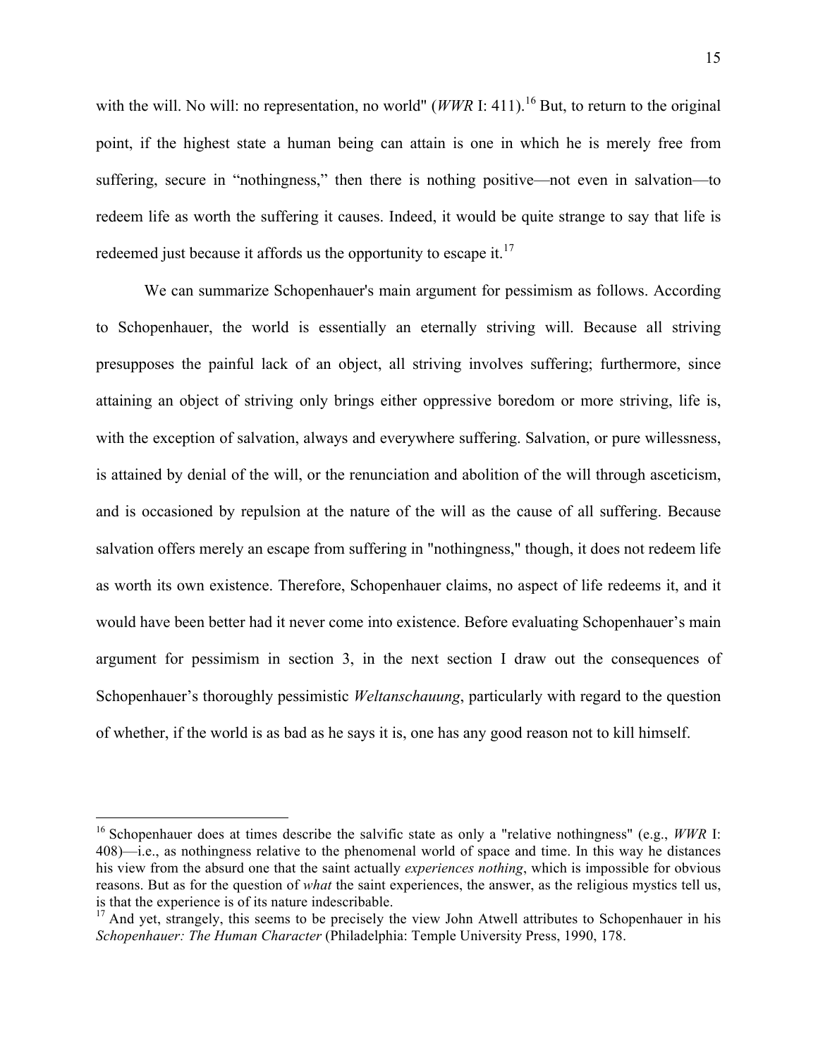with the will. No will: no representation, no world" (*WWR* I: 411).[16] But, to return to the original point, if the highest state a human being can attain is one in which he is merely free from suffering, secure in "nothingness," then there is nothing positive—not even in salvation—to redeem life as worth the suffering it causes. Indeed, it would be quite strange to say that life is redeemed just because it affords us the opportunity to escape it.[17]

We can summarize Schopenhauer's main argument for pessimism as follows. According to Schopenhauer, the world is essentially an eternally striving will. Because all striving presupposes the painful lack of an object, all striving involves suffering; furthermore, since attaining an object of striving only brings either oppressive boredom or more striving, life is, with the exception of salvation, always and everywhere suffering. Salvation, or pure willessness, is attained by denial of the will, or the renunciation and abolition of the will through asceticism, and is occasioned by repulsion at the nature of the will as the cause of all suffering. Because salvation offers merely an escape from suffering in "nothingness," though, it does not redeem life as worth its own existence. Therefore, Schopenhauer claims, no aspect of life redeems it, and it would have been better had it never come into existence. Before evaluating Schopenhauer's main argument for pessimism in section 3, in the next section I draw out the consequences of Schopenhauer's thoroughly pessimistic *Weltanschauung*, particularly with regard to the question of whether, if the world is as bad as he says it is, one has any good reason not to kill himself.

---

[16] Schopenhauer does at times describe the salvific state as only a "relative nothingness" (e.g., *WWR* I: 408)—i.e., as nothingness relative to the phenomenal world of space and time. In this way he distances his view from the absurd one that the saint actually *experiences nothing*, which is impossible for obvious reasons. But as for the question of *what* the saint experiences, the answer, as the religious mystics tell us, is that the experience is of its nature indescribable.

[17] And yet, strangely, this seems to be precisely the view John Atwell attributes to Schopenhauer in his *Schopenhauer: The Human Character* (Philadelphia: Temple University Press, 1990, 178.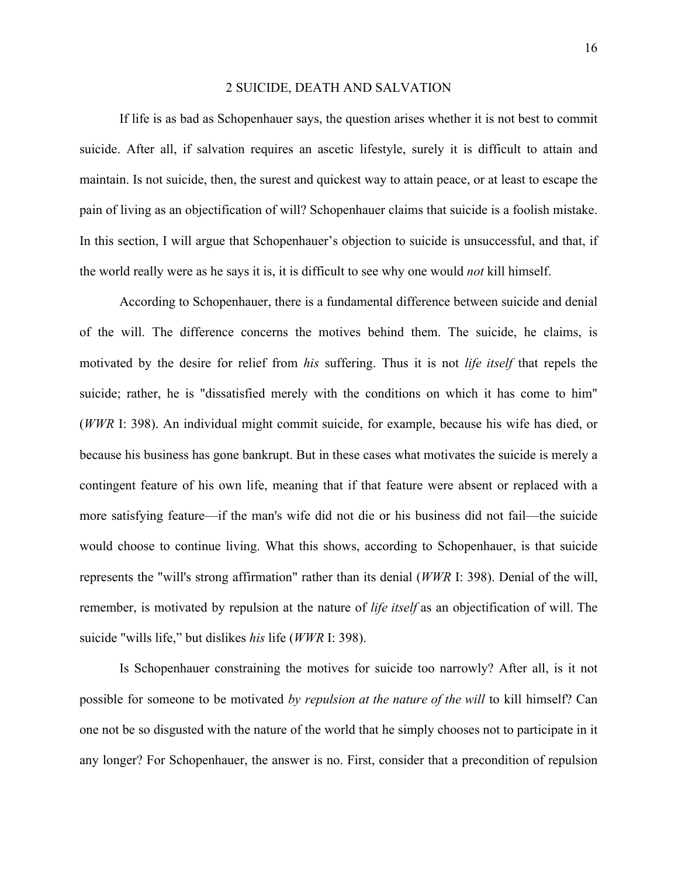## 2 SUICIDE, DEATH AND SALVATION

If life is as bad as Schopenhauer says, the question arises whether it is not best to commit suicide. After all, if salvation requires an ascetic lifestyle, surely it is difficult to attain and maintain. Is not suicide, then, the surest and quickest way to attain peace, or at least to escape the pain of living as an objectification of will? Schopenhauer claims that suicide is a foolish mistake. In this section, I will argue that Schopenhauer's objection to suicide is unsuccessful, and that, if the world really were as he says it is, it is difficult to see why one would *not* kill himself.

According to Schopenhauer, there is a fundamental difference between suicide and denial of the will. The difference concerns the motives behind them. The suicide, he claims, is motivated by the desire for relief from *his* suffering. Thus it is not *life itself* that repels the suicide; rather, he is "dissatisfied merely with the conditions on which it has come to him" (*WWR* I: 398). An individual might commit suicide, for example, because his wife has died, or because his business has gone bankrupt. But in these cases what motivates the suicide is merely a contingent feature of his own life, meaning that if that feature were absent or replaced with a more satisfying feature—if the man's wife did not die or his business did not fail—the suicide would choose to continue living. What this shows, according to Schopenhauer, is that suicide represents the "will's strong affirmation" rather than its denial (*WWR* I: 398). Denial of the will, remember, is motivated by repulsion at the nature of *life itself* as an objectification of will. The suicide "wills life," but dislikes *his* life (*WWR* I: 398).

Is Schopenhauer constraining the motives for suicide too narrowly? After all, is it not possible for someone to be motivated *by repulsion at the nature of the will* to kill himself? Can one not be so disgusted with the nature of the world that he simply chooses not to participate in it any longer? For Schopenhauer, the answer is no. First, consider that a precondition of repulsion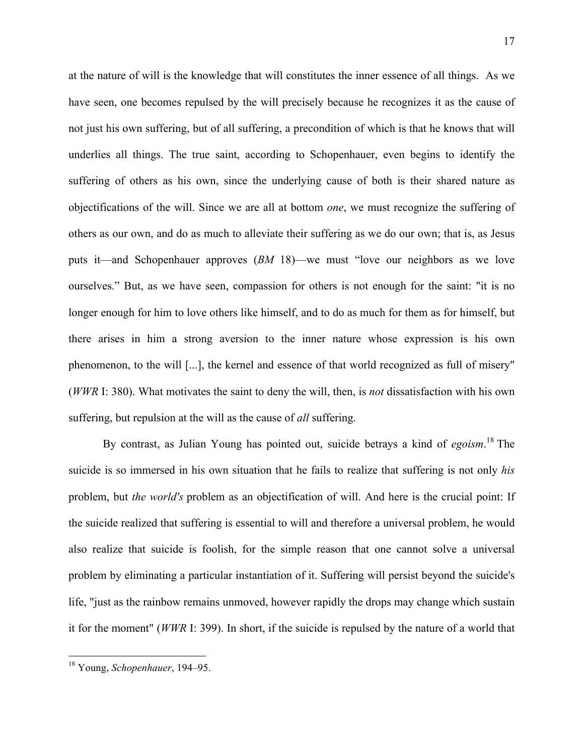at the nature of will is the knowledge that will constitutes the inner essence of all things. As we have seen, one becomes repulsed by the will precisely because he recognizes it as the cause of not just his own suffering, but of all suffering, a precondition of which is that he knows that will underlies all things. The true saint, according to Schopenhauer, even begins to identify the suffering of others as his own, since the underlying cause of both is their shared nature as objectifications of the will. Since we are all at bottom *one*, we must recognize the suffering of others as our own, and do as much to alleviate their suffering as we do our own; that is, as Jesus puts it—and Schopenhauer approves (*BM* 18)—we must "love our neighbors as we love ourselves." But, as we have seen, compassion for others is not enough for the saint: "it is no longer enough for him to love others like himself, and to do as much for them as for himself, but there arises in him a strong aversion to the inner nature whose expression is his own phenomenon, to the will [...], the kernel and essence of that world recognized as full of misery" (*WWR* I: 380). What motivates the saint to deny the will, then, is *not* dissatisfaction with his own suffering, but repulsion at the will as the cause of *all* suffering.

By contrast, as Julian Young has pointed out, suicide betrays a kind of *egoism*.[18] The suicide is so immersed in his own situation that he fails to realize that suffering is not only *his* problem, but *the world's* problem as an objectification of will. And here is the crucial point: If the suicide realized that suffering is essential to will and therefore a universal problem, he would also realize that suicide is foolish, for the simple reason that one cannot solve a universal problem by eliminating a particular instantiation of it. Suffering will persist beyond the suicide's life, "just as the rainbow remains unmoved, however rapidly the drops may change which sustain it for the moment" (*WWR* I: 399). In short, if the suicide is repulsed by the nature of a world that

[18] Young, *Schopenhauer*, 194–95.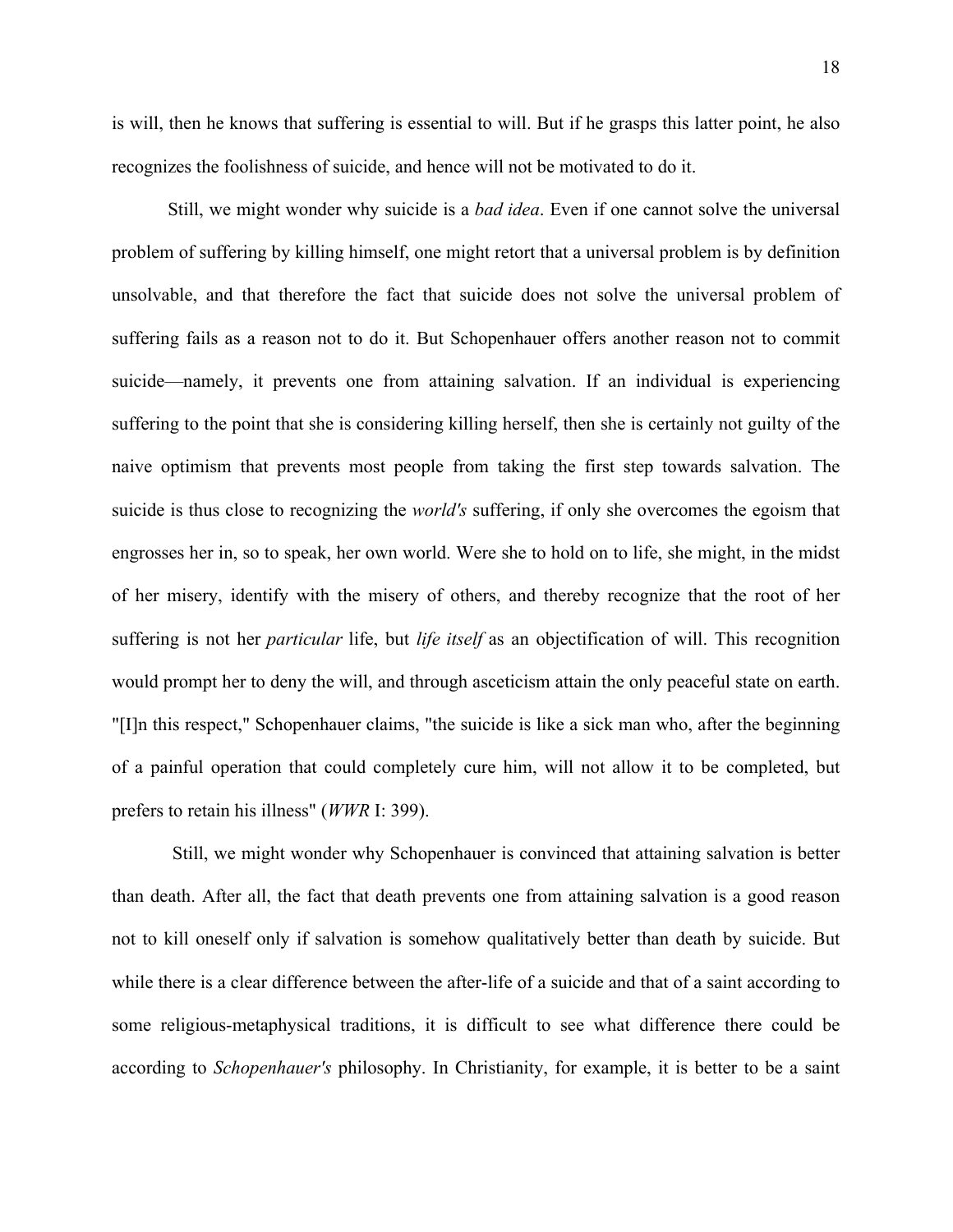is will, then he knows that suffering is essential to will. But if he grasps this latter point, he also recognizes the foolishness of suicide, and hence will not be motivated to do it.

Still, we might wonder why suicide is a *bad idea*. Even if one cannot solve the universal problem of suffering by killing himself, one might retort that a universal problem is by definition unsolvable, and that therefore the fact that suicide does not solve the universal problem of suffering fails as a reason not to do it. But Schopenhauer offers another reason not to commit suicide—namely, it prevents one from attaining salvation. If an individual is experiencing suffering to the point that she is considering killing herself, then she is certainly not guilty of the naive optimism that prevents most people from taking the first step towards salvation. The suicide is thus close to recognizing the *world's* suffering, if only she overcomes the egoism that engrosses her in, so to speak, her own world. Were she to hold on to life, she might, in the midst of her misery, identify with the misery of others, and thereby recognize that the root of her suffering is not her *particular* life, but *life itself* as an objectification of will. This recognition would prompt her to deny the will, and through asceticism attain the only peaceful state on earth. "[I]n this respect," Schopenhauer claims, "the suicide is like a sick man who, after the beginning of a painful operation that could completely cure him, will not allow it to be completed, but prefers to retain his illness" (*WWR* I: 399).

Still, we might wonder why Schopenhauer is convinced that attaining salvation is better than death. After all, the fact that death prevents one from attaining salvation is a good reason not to kill oneself only if salvation is somehow qualitatively better than death by suicide. But while there is a clear difference between the after-life of a suicide and that of a saint according to some religious-metaphysical traditions, it is difficult to see what difference there could be according to *Schopenhauer's* philosophy. In Christianity, for example, it is better to be a saint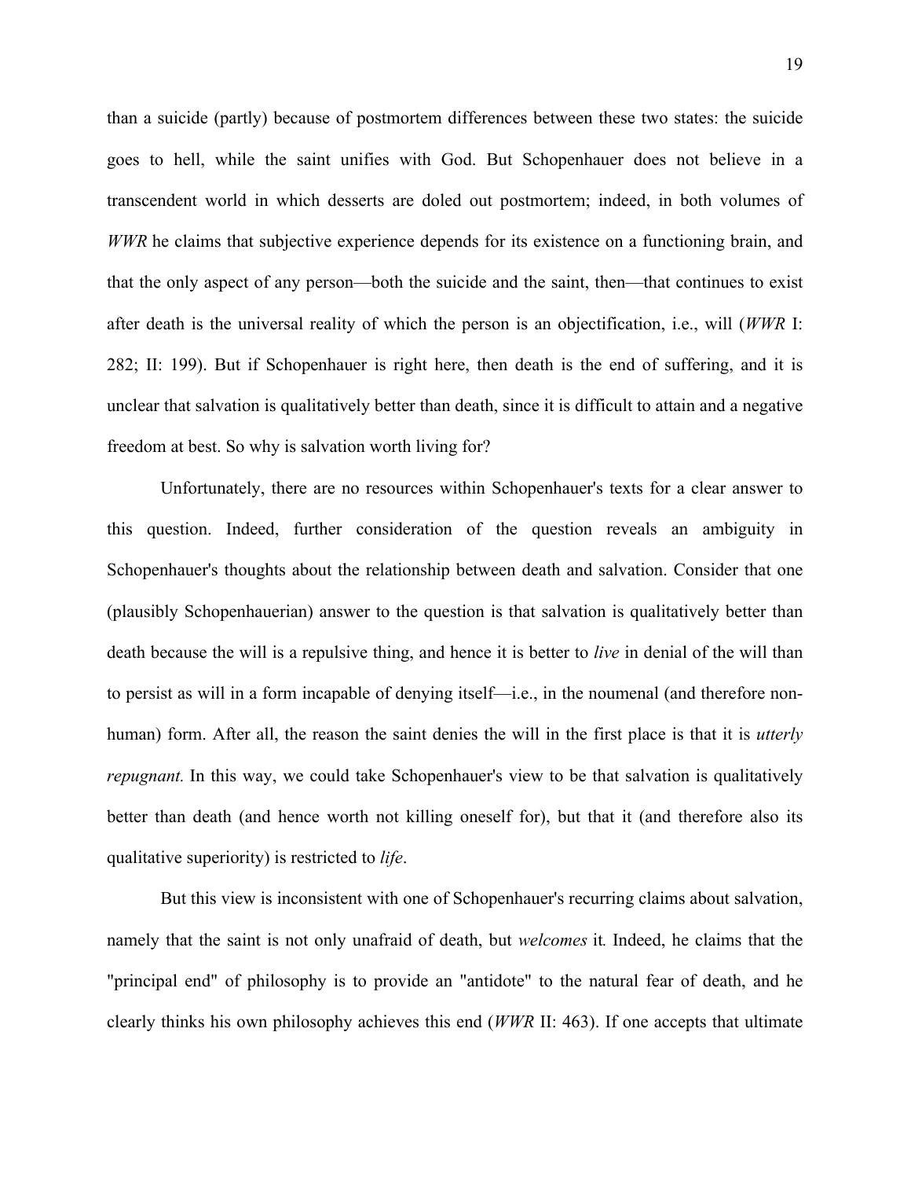than a suicide (partly) because of postmortem differences between these two states: the suicide goes to hell, while the saint unifies with God. But Schopenhauer does not believe in a transcendent world in which desserts are doled out postmortem; indeed, in both volumes of *WWR* he claims that subjective experience depends for its existence on a functioning brain, and that the only aspect of any person—both the suicide and the saint, then—that continues to exist after death is the universal reality of which the person is an objectification, i.e., will (*WWR* I: 282; II: 199). But if Schopenhauer is right here, then death is the end of suffering, and it is unclear that salvation is qualitatively better than death, since it is difficult to attain and a negative freedom at best. So why is salvation worth living for?

Unfortunately, there are no resources within Schopenhauer's texts for a clear answer to this question. Indeed, further consideration of the question reveals an ambiguity in Schopenhauer's thoughts about the relationship between death and salvation. Consider that one (plausibly Schopenhauerian) answer to the question is that salvation is qualitatively better than death because the will is a repulsive thing, and hence it is better to *live* in denial of the will than to persist as will in a form incapable of denying itself—i.e., in the noumenal (and therefore non-human) form. After all, the reason the saint denies the will in the first place is that it is *utterly repugnant.* In this way, we could take Schopenhauer's view to be that salvation is qualitatively better than death (and hence worth not killing oneself for), but that it (and therefore also its qualitative superiority) is restricted to *life*.

But this view is inconsistent with one of Schopenhauer's recurring claims about salvation, namely that the saint is not only unafraid of death, but *welcomes* it. Indeed, he claims that the "principal end" of philosophy is to provide an "antidote" to the natural fear of death, and he clearly thinks his own philosophy achieves this end (*WWR* II: 463). If one accepts that ultimate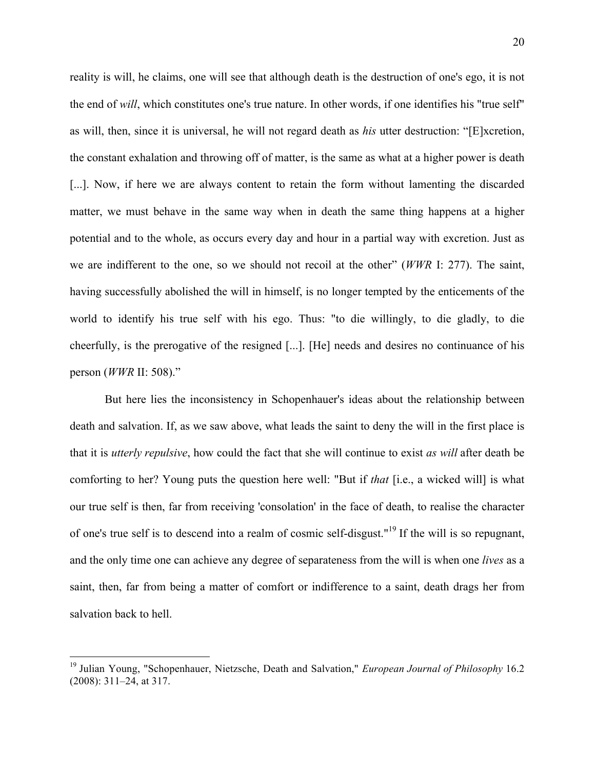reality is will, he claims, one will see that although death is the destruction of one's ego, it is not the end of *will*, which constitutes one's true nature. In other words, if one identifies his "true self" as will, then, since it is universal, he will not regard death as *his* utter destruction: “[E]xcretion, the constant exhalation and throwing off of matter, is the same as what at a higher power is death [...]. Now, if here we are always content to retain the form without lamenting the discarded matter, we must behave in the same way when in death the same thing happens at a higher potential and to the whole, as occurs every day and hour in a partial way with excretion. Just as we are indifferent to the one, so we should not recoil at the other” (*WWR* I: 277). The saint, having successfully abolished the will in himself, is no longer tempted by the enticements of the world to identify his true self with his ego. Thus: "to die willingly, to die gladly, to die cheerfully, is the prerogative of the resigned [...]. [He] needs and desires no continuance of his person (*WWR* II: 508).”

But here lies the inconsistency in Schopenhauer's ideas about the relationship between death and salvation. If, as we saw above, what leads the saint to deny the will in the first place is that it is *utterly repulsive*, how could the fact that she will continue to exist *as will* after death be comforting to her? Young puts the question here well: "But if *that* [i.e., a wicked will] is what our true self is then, far from receiving 'consolation' in the face of death, to realise the character of one's true self is to descend into a realm of cosmic self-disgust."[19] If the will is so repugnant, and the only time one can achieve any degree of separateness from the will is when one *lives* as a saint, then, far from being a matter of comfort or indifference to a saint, death drags her from salvation back to hell.

---

[19] Julian Young, "Schopenhauer, Nietzsche, Death and Salvation," *European Journal of Philosophy* 16.2 (2008): 311–24, at 317.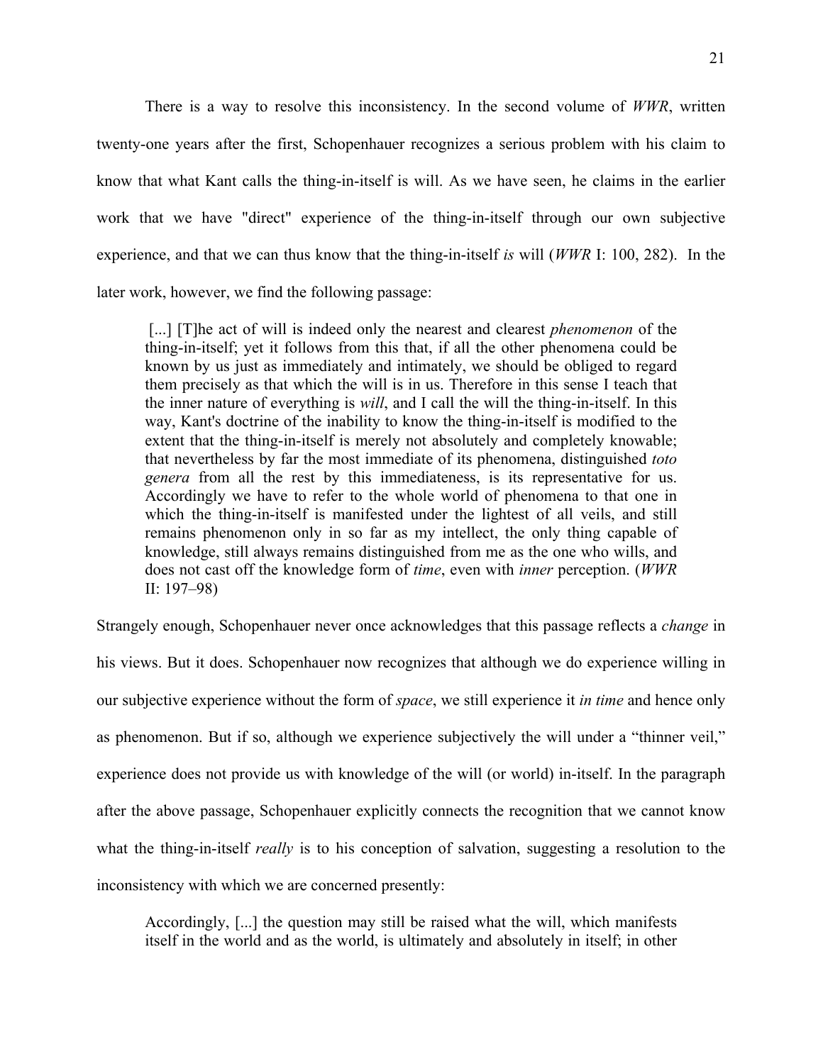There is a way to resolve this inconsistency. In the second volume of *WWR*, written twenty-one years after the first, Schopenhauer recognizes a serious problem with his claim to know that what Kant calls the thing-in-itself is will. As we have seen, he claims in the earlier work that we have "direct" experience of the thing-in-itself through our own subjective experience, and that we can thus know that the thing-in-itself *is* will (*WWR* I: 100, 282). In the later work, however, we find the following passage:

> [...] [T]he act of will is indeed only the nearest and clearest *phenomenon* of the thing-in-itself; yet it follows from this that, if all the other phenomena could be known by us just as immediately and intimately, we should be obliged to regard them precisely as that which the will is in us. Therefore in this sense I teach that the inner nature of everything is *will*, and I call the will the thing-in-itself. In this way, Kant's doctrine of the inability to know the thing-in-itself is modified to the extent that the thing-in-itself is merely not absolutely and completely knowable; that nevertheless by far the most immediate of its phenomena, distinguished *toto genera* from all the rest by this immediateness, is its representative for us. Accordingly we have to refer to the whole world of phenomena to that one in which the thing-in-itself is manifested under the lightest of all veils, and still remains phenomenon only in so far as my intellect, the only thing capable of knowledge, still always remains distinguished from me as the one who wills, and does not cast off the knowledge form of *time*, even with *inner* perception. (*WWR* II: 197–98)

Strangely enough, Schopenhauer never once acknowledges that this passage reflects a *change* in his views. But it does. Schopenhauer now recognizes that although we do experience willing in our subjective experience without the form of *space*, we still experience it *in time* and hence only as phenomenon. But if so, although we experience subjectively the will under a "thinner veil," experience does not provide us with knowledge of the will (or world) in-itself. In the paragraph after the above passage, Schopenhauer explicitly connects the recognition that we cannot know what the thing-in-itself *really* is to his conception of salvation, suggesting a resolution to the inconsistency with which we are concerned presently:

> Accordingly, [...] the question may still be raised what the will, which manifests itself in the world and as the world, is ultimately and absolutely in itself; in other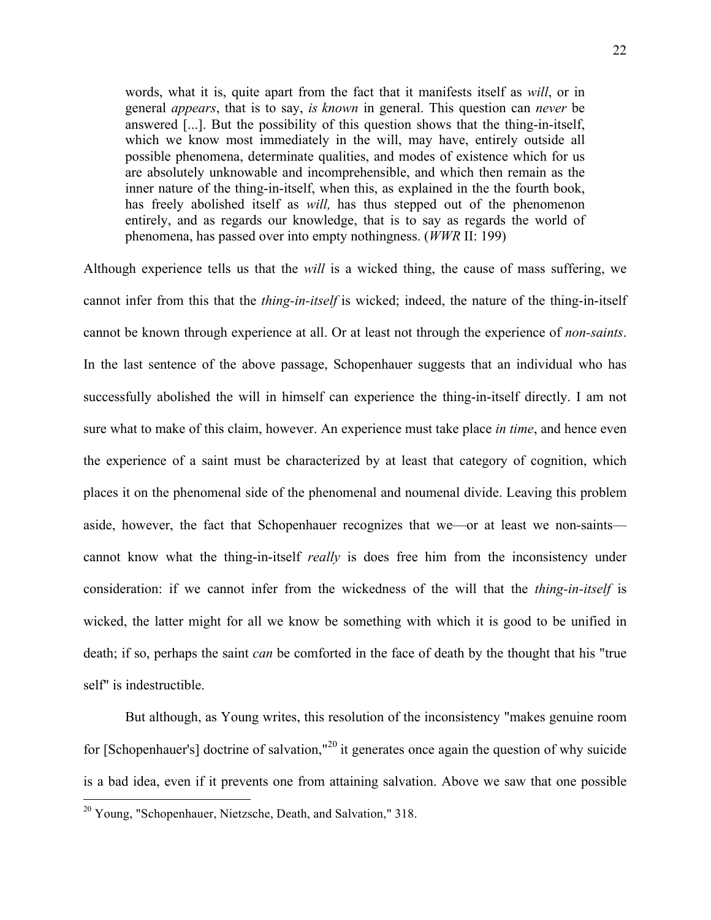> words, what it is, quite apart from the fact that it manifests itself as *will*, or in general *appears*, that is to say, *is known* in general. This question can *never* be answered [...]. But the possibility of this question shows that the thing-in-itself, which we know most immediately in the will, may have, entirely outside all possible phenomena, determinate qualities, and modes of existence which for us are absolutely unknowable and incomprehensible, and which then remain as the inner nature of the thing-in-itself, when this, as explained in the the fourth book, has freely abolished itself as *will,* has thus stepped out of the phenomenon entirely, and as regards our knowledge, that is to say as regards the world of phenomena, has passed over into empty nothingness. (*WWR* II: 199)

Although experience tells us that the *will* is a wicked thing, the cause of mass suffering, we cannot infer from this that the *thing-in-itself* is wicked; indeed, the nature of the thing-in-itself cannot be known through experience at all. Or at least not through the experience of *non-saints*. In the last sentence of the above passage, Schopenhauer suggests that an individual who has successfully abolished the will in himself can experience the thing-in-itself directly. I am not sure what to make of this claim, however. An experience must take place *in time*, and hence even the experience of a saint must be characterized by at least that category of cognition, which places it on the phenomenal side of the phenomenal and noumenal divide. Leaving this problem aside, however, the fact that Schopenhauer recognizes that we—or at least we non-saints—cannot know what the thing-in-itself *really* is does free him from the inconsistency under consideration: if we cannot infer from the wickedness of the will that the *thing-in-itself* is wicked, the latter might for all we know be something with which it is good to be unified in death; if so, perhaps the saint *can* be comforted in the face of death by the thought that his "true self" is indestructible.

But although, as Young writes, this resolution of the inconsistency "makes genuine room for [Schopenhauer's] doctrine of salvation,"[20] it generates once again the question of why suicide is a bad idea, even if it prevents one from attaining salvation. Above we saw that one possible

[20] Young, "Schopenhauer, Nietzsche, Death, and Salvation," 318.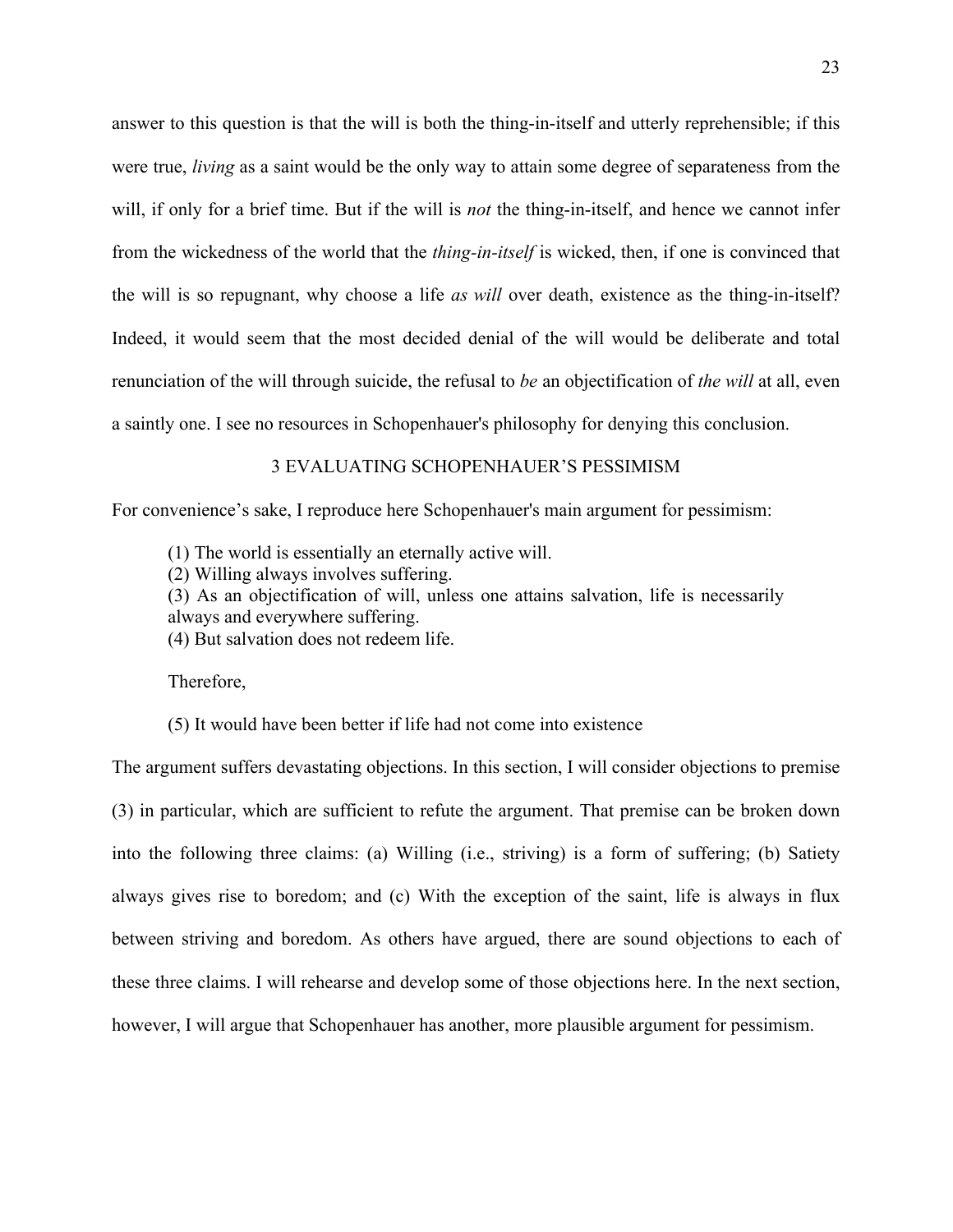answer to this question is that the will is both the thing-in-itself and utterly reprehensible; if this were true, *living* as a saint would be the only way to attain some degree of separateness from the will, if only for a brief time. But if the will is *not* the thing-in-itself, and hence we cannot infer from the wickedness of the world that the *thing-in-itself* is wicked, then, if one is convinced that the will is so repugnant, why choose a life *as will* over death, existence as the thing-in-itself? Indeed, it would seem that the most decided denial of the will would be deliberate and total renunciation of the will through suicide, the refusal to *be* an objectification of *the will* at all, even a saintly one. I see no resources in Schopenhauer's philosophy for denying this conclusion.

## 3 EVALUATING SCHOPENHAUER'S PESSIMISM

For convenience's sake, I reproduce here Schopenhauer's main argument for pessimism:

> (1) The world is essentially an eternally active will.
> (2) Willing always involves suffering.
> (3) As an objectification of will, unless one attains salvation, life is necessarily always and everywhere suffering.
> (4) But salvation does not redeem life.
>
> Therefore,
>
> (5) It would have been better if life had not come into existence

The argument suffers devastating objections. In this section, I will consider objections to premise (3) in particular, which are sufficient to refute the argument. That premise can be broken down into the following three claims: (a) Willing (i.e., striving) is a form of suffering; (b) Satiety always gives rise to boredom; and (c) With the exception of the saint, life is always in flux between striving and boredom. As others have argued, there are sound objections to each of these three claims. I will rehearse and develop some of those objections here. In the next section, however, I will argue that Schopenhauer has another, more plausible argument for pessimism.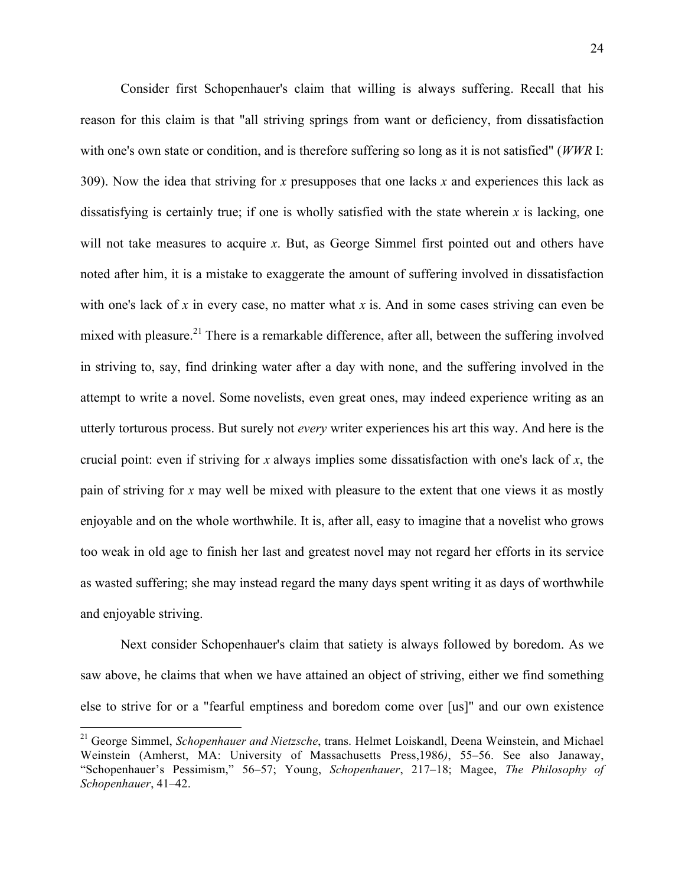Consider first Schopenhauer's claim that willing is always suffering. Recall that his reason for this claim is that "all striving springs from want or deficiency, from dissatisfaction with one's own state or condition, and is therefore suffering so long as it is not satisfied" (*WWR* I: 309). Now the idea that striving for *x* presupposes that one lacks *x* and experiences this lack as dissatisfying is certainly true; if one is wholly satisfied with the state wherein *x* is lacking, one will not take measures to acquire *x*. But, as George Simmel first pointed out and others have noted after him, it is a mistake to exaggerate the amount of suffering involved in dissatisfaction with one's lack of *x* in every case, no matter what *x* is. And in some cases striving can even be mixed with pleasure.[21] There is a remarkable difference, after all, between the suffering involved in striving to, say, find drinking water after a day with none, and the suffering involved in the attempt to write a novel. Some novelists, even great ones, may indeed experience writing as an utterly torturous process. But surely not *every* writer experiences his art this way. And here is the crucial point: even if striving for *x* always implies some dissatisfaction with one's lack of *x*, the pain of striving for *x* may well be mixed with pleasure to the extent that one views it as mostly enjoyable and on the whole worthwhile. It is, after all, easy to imagine that a novelist who grows too weak in old age to finish her last and greatest novel may not regard her efforts in its service as wasted suffering; she may instead regard the many days spent writing it as days of worthwhile and enjoyable striving.

Next consider Schopenhauer's claim that satiety is always followed by boredom. As we saw above, he claims that when we have attained an object of striving, either we find something else to strive for or a "fearful emptiness and boredom come over [us]" and our own existence

---

[21] George Simmel, *Schopenhauer and Nietzsche*, trans. Helmet Loiskandl, Deena Weinstein, and Michael Weinstein (Amherst, MA: University of Massachusetts Press,1986), 55–56. See also Janaway, "Schopenhauer's Pessimism," 56–57; Young, *Schopenhauer*, 217–18; Magee, *The Philosophy of Schopenhauer*, 41–42.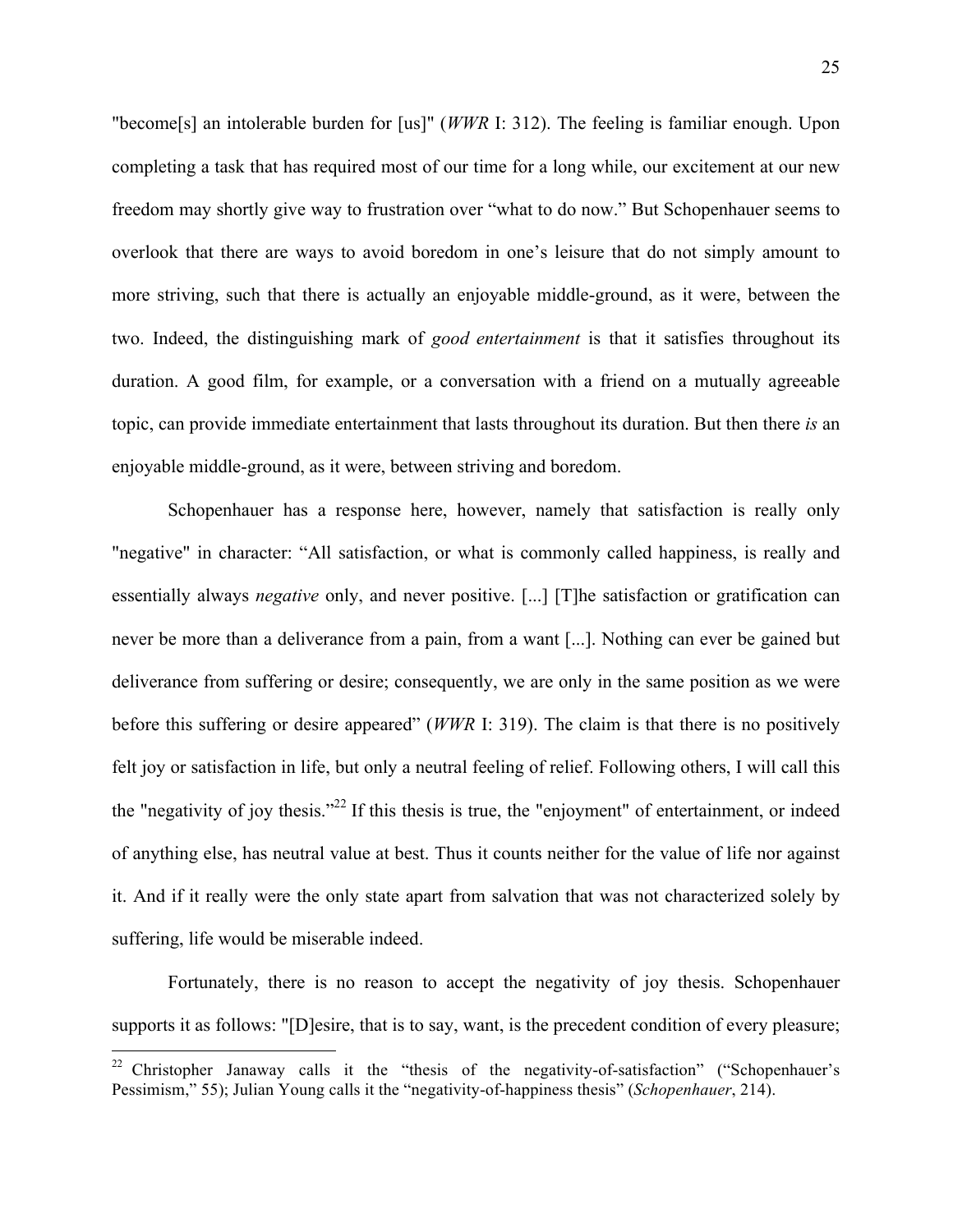"become[s] an intolerable burden for [us]" (*WWR* I: 312). The feeling is familiar enough. Upon completing a task that has required most of our time for a long while, our excitement at our new freedom may shortly give way to frustration over "what to do now." But Schopenhauer seems to overlook that there are ways to avoid boredom in one's leisure that do not simply amount to more striving, such that there is actually an enjoyable middle-ground, as it were, between the two. Indeed, the distinguishing mark of *good entertainment* is that it satisfies throughout its duration. A good film, for example, or a conversation with a friend on a mutually agreeable topic, can provide immediate entertainment that lasts throughout its duration. But then there *is* an enjoyable middle-ground, as it were, between striving and boredom.

Schopenhauer has a response here, however, namely that satisfaction is really only "negative" in character: "All satisfaction, or what is commonly called happiness, is really and essentially always *negative* only, and never positive. [...] [T]he satisfaction or gratification can never be more than a deliverance from a pain, from a want [...]. Nothing can ever be gained but deliverance from suffering or desire; consequently, we are only in the same position as we were before this suffering or desire appeared" (*WWR* I: 319). The claim is that there is no positively felt joy or satisfaction in life, but only a neutral feeling of relief. Following others, I will call this the "negativity of joy thesis."[22] If this thesis is true, the "enjoyment" of entertainment, or indeed of anything else, has neutral value at best. Thus it counts neither for the value of life nor against it. And if it really were the only state apart from salvation that was not characterized solely by suffering, life would be miserable indeed.

Fortunately, there is no reason to accept the negativity of joy thesis. Schopenhauer supports it as follows: "[D]esire, that is to say, want, is the precedent condition of every pleasure;

[22] Christopher Janaway calls it the "thesis of the negativity-of-satisfaction" ("Schopenhauer's Pessimism," 55); Julian Young calls it the "negativity-of-happiness thesis" (*Schopenhauer*, 214).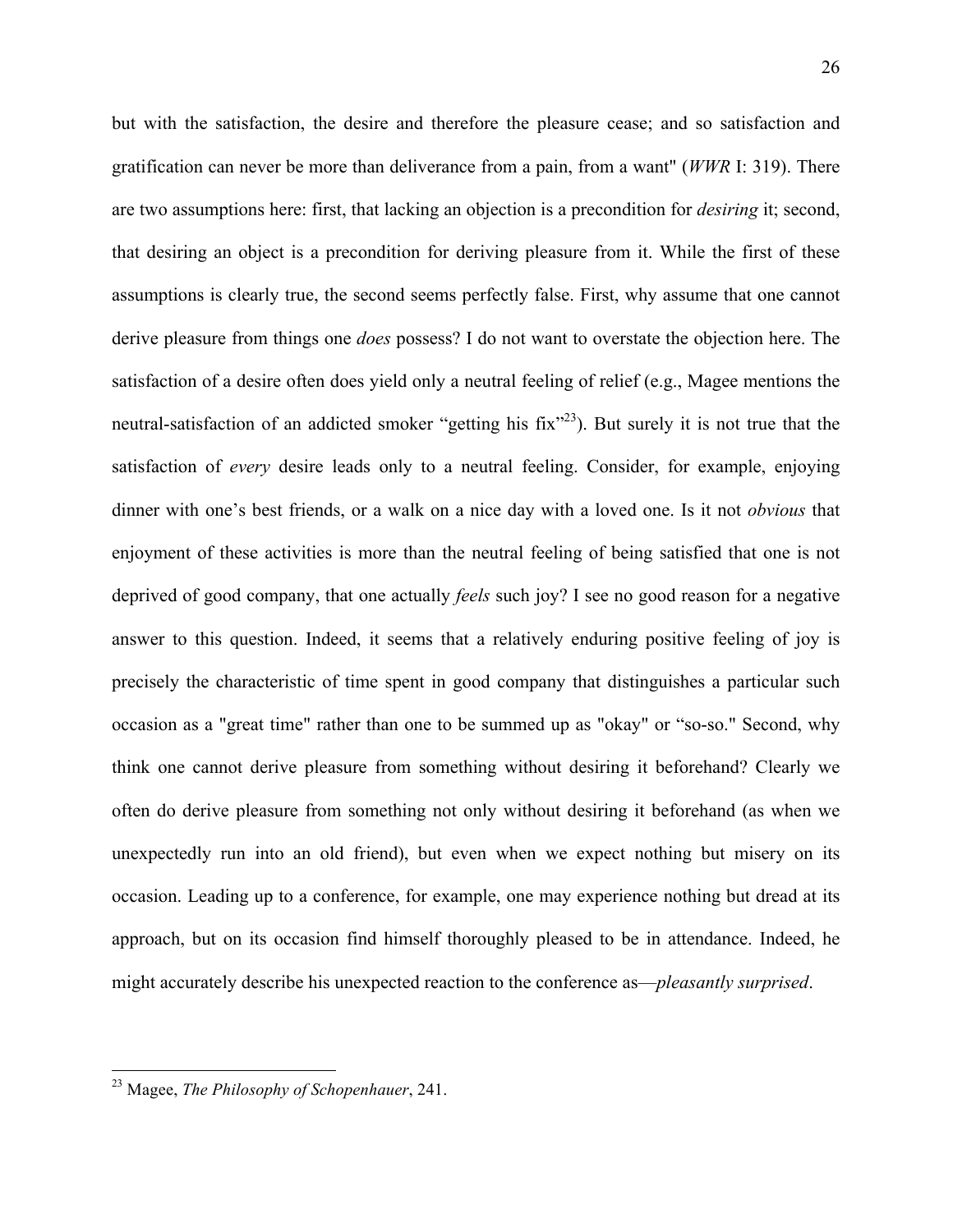but with the satisfaction, the desire and therefore the pleasure cease; and so satisfaction and gratification can never be more than deliverance from a pain, from a want" (*WWR* I: 319). There are two assumptions here: first, that lacking an objection is a precondition for *desiring* it; second, that desiring an object is a precondition for deriving pleasure from it. While the first of these assumptions is clearly true, the second seems perfectly false. First, why assume that one cannot derive pleasure from things one *does* possess? I do not want to overstate the objection here. The satisfaction of a desire often does yield only a neutral feeling of relief (e.g., Magee mentions the neutral-satisfaction of an addicted smoker "getting his fix"[23]). But surely it is not true that the satisfaction of *every* desire leads only to a neutral feeling. Consider, for example, enjoying dinner with one's best friends, or a walk on a nice day with a loved one. Is it not *obvious* that enjoyment of these activities is more than the neutral feeling of being satisfied that one is not deprived of good company, that one actually *feels* such joy? I see no good reason for a negative answer to this question. Indeed, it seems that a relatively enduring positive feeling of joy is precisely the characteristic of time spent in good company that distinguishes a particular such occasion as a "great time" rather than one to be summed up as "okay" or "so-so." Second, why think one cannot derive pleasure from something without desiring it beforehand? Clearly we often do derive pleasure from something not only without desiring it beforehand (as when we unexpectedly run into an old friend), but even when we expect nothing but misery on its occasion. Leading up to a conference, for example, one may experience nothing but dread at its approach, but on its occasion find himself thoroughly pleased to be in attendance. Indeed, he might accurately describe his unexpected reaction to the conference as—*pleasantly surprised*.

[23] Magee, *The Philosophy of Schopenhauer*, 241.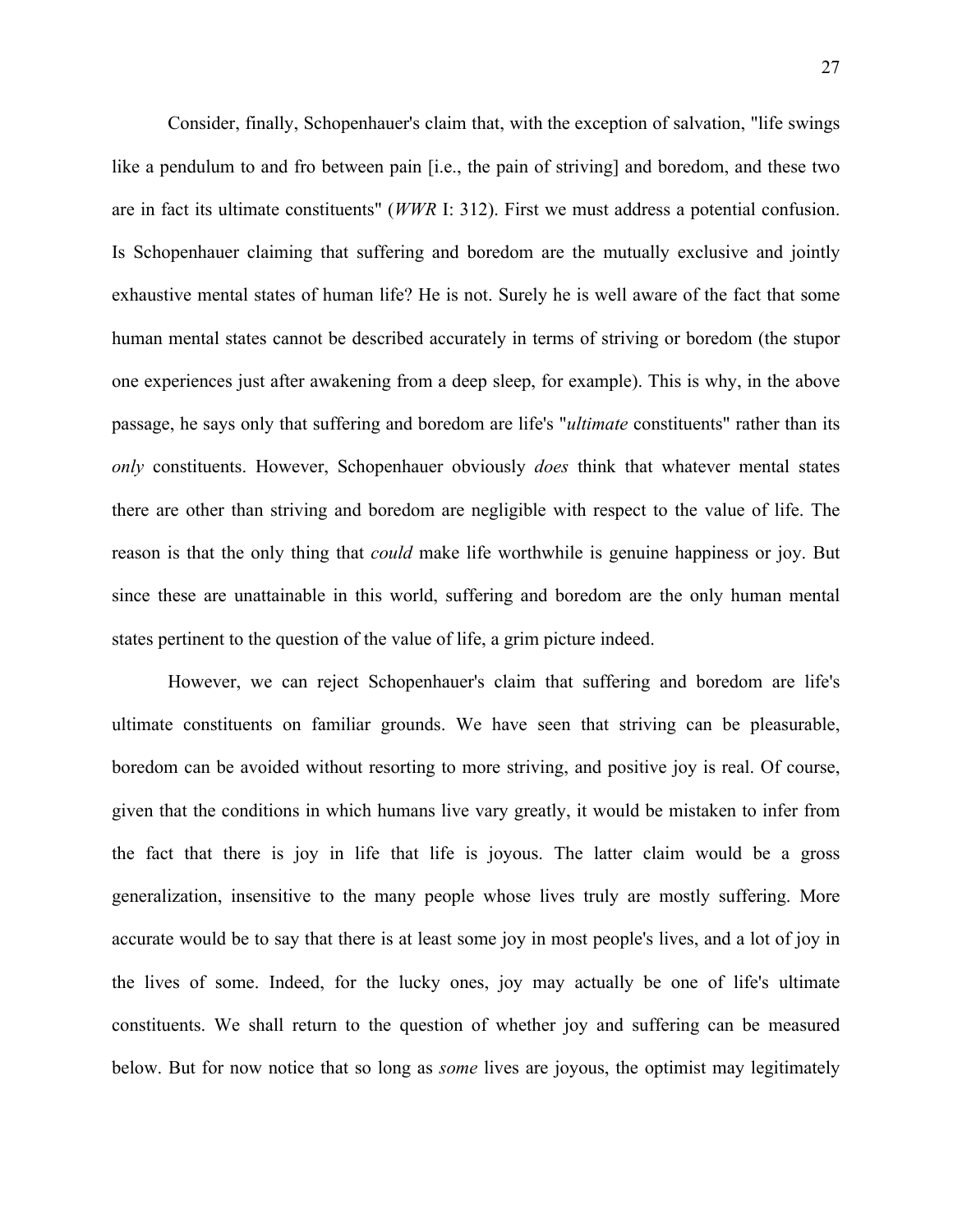Consider, finally, Schopenhauer's claim that, with the exception of salvation, "life swings like a pendulum to and fro between pain [i.e., the pain of striving] and boredom, and these two are in fact its ultimate constituents" (*WWR* I: 312). First we must address a potential confusion. Is Schopenhauer claiming that suffering and boredom are the mutually exclusive and jointly exhaustive mental states of human life? He is not. Surely he is well aware of the fact that some human mental states cannot be described accurately in terms of striving or boredom (the stupor one experiences just after awakening from a deep sleep, for example). This is why, in the above passage, he says only that suffering and boredom are life's "*ultimate* constituents" rather than its *only* constituents. However, Schopenhauer obviously *does* think that whatever mental states there are other than striving and boredom are negligible with respect to the value of life. The reason is that the only thing that *could* make life worthwhile is genuine happiness or joy. But since these are unattainable in this world, suffering and boredom are the only human mental states pertinent to the question of the value of life, a grim picture indeed.

However, we can reject Schopenhauer's claim that suffering and boredom are life's ultimate constituents on familiar grounds. We have seen that striving can be pleasurable, boredom can be avoided without resorting to more striving, and positive joy is real. Of course, given that the conditions in which humans live vary greatly, it would be mistaken to infer from the fact that there is joy in life that life is joyous. The latter claim would be a gross generalization, insensitive to the many people whose lives truly are mostly suffering. More accurate would be to say that there is at least some joy in most people's lives, and a lot of joy in the lives of some. Indeed, for the lucky ones, joy may actually be one of life's ultimate constituents. We shall return to the question of whether joy and suffering can be measured below. But for now notice that so long as *some* lives are joyous, the optimist may legitimately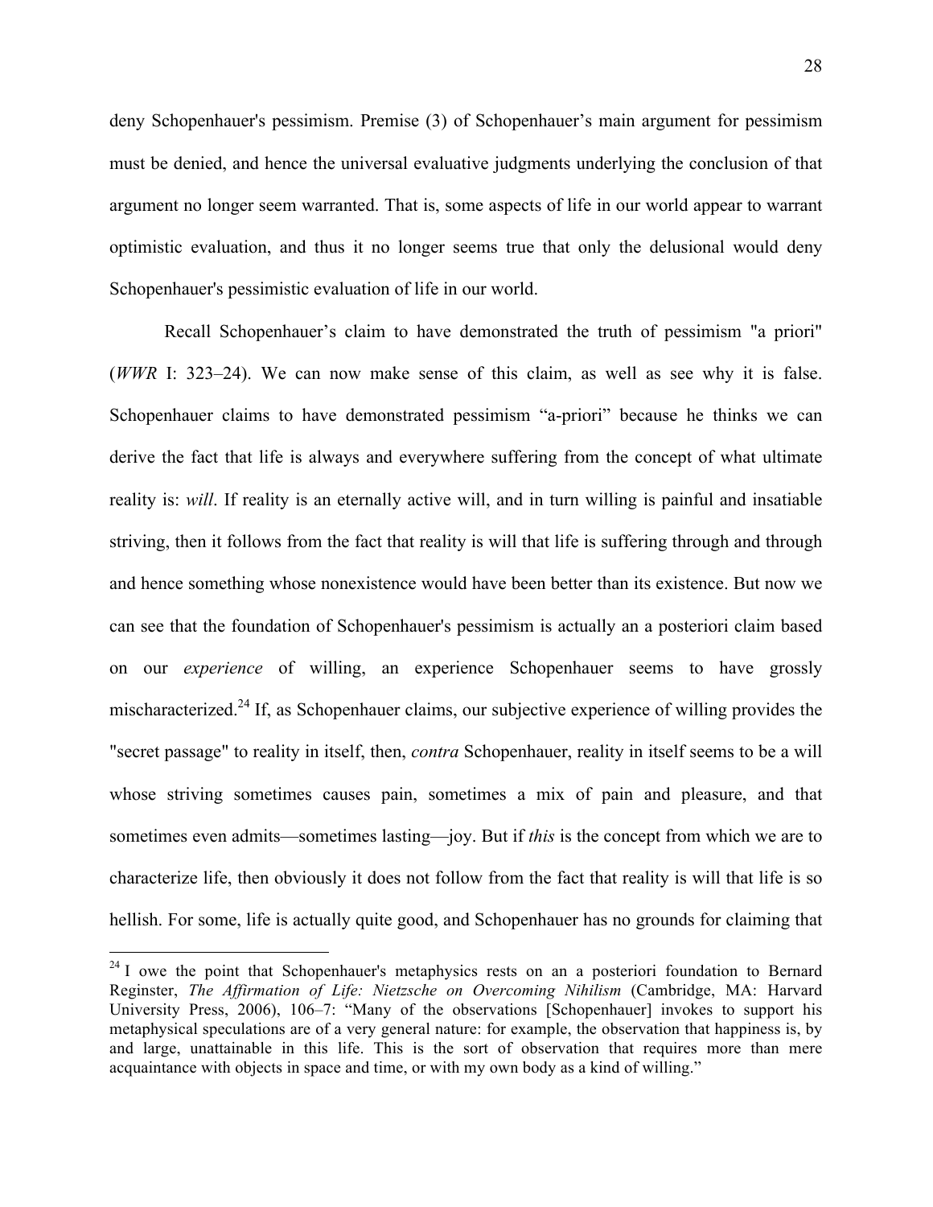deny Schopenhauer's pessimism. Premise (3) of Schopenhauer's main argument for pessimism must be denied, and hence the universal evaluative judgments underlying the conclusion of that argument no longer seem warranted. That is, some aspects of life in our world appear to warrant optimistic evaluation, and thus it no longer seems true that only the delusional would deny Schopenhauer's pessimistic evaluation of life in our world.

Recall Schopenhauer's claim to have demonstrated the truth of pessimism "a priori" (*WWR* I: 323–24). We can now make sense of this claim, as well as see why it is false. Schopenhauer claims to have demonstrated pessimism "a-priori" because he thinks we can derive the fact that life is always and everywhere suffering from the concept of what ultimate reality is: *will*. If reality is an eternally active will, and in turn willing is painful and insatiable striving, then it follows from the fact that reality is will that life is suffering through and through and hence something whose nonexistence would have been better than its existence. But now we can see that the foundation of Schopenhauer's pessimism is actually an a posteriori claim based on our *experience* of willing, an experience Schopenhauer seems to have grossly mischaracterized.[24] If, as Schopenhauer claims, our subjective experience of willing provides the "secret passage" to reality in itself, then, *contra* Schopenhauer, reality in itself seems to be a will whose striving sometimes causes pain, sometimes a mix of pain and pleasure, and that sometimes even admits—sometimes lasting—joy. But if *this* is the concept from which we are to characterize life, then obviously it does not follow from the fact that reality is will that life is so hellish. For some, life is actually quite good, and Schopenhauer has no grounds for claiming that

---

[24] I owe the point that Schopenhauer's metaphysics rests on an a posteriori foundation to Bernard Reginster, *The Affirmation of Life: Nietzsche on Overcoming Nihilism* (Cambridge, MA: Harvard University Press, 2006), 106–7: "Many of the observations [Schopenhauer] invokes to support his metaphysical speculations are of a very general nature: for example, the observation that happiness is, by and large, unattainable in this life. This is the sort of observation that requires more than mere acquaintance with objects in space and time, or with my own body as a kind of willing."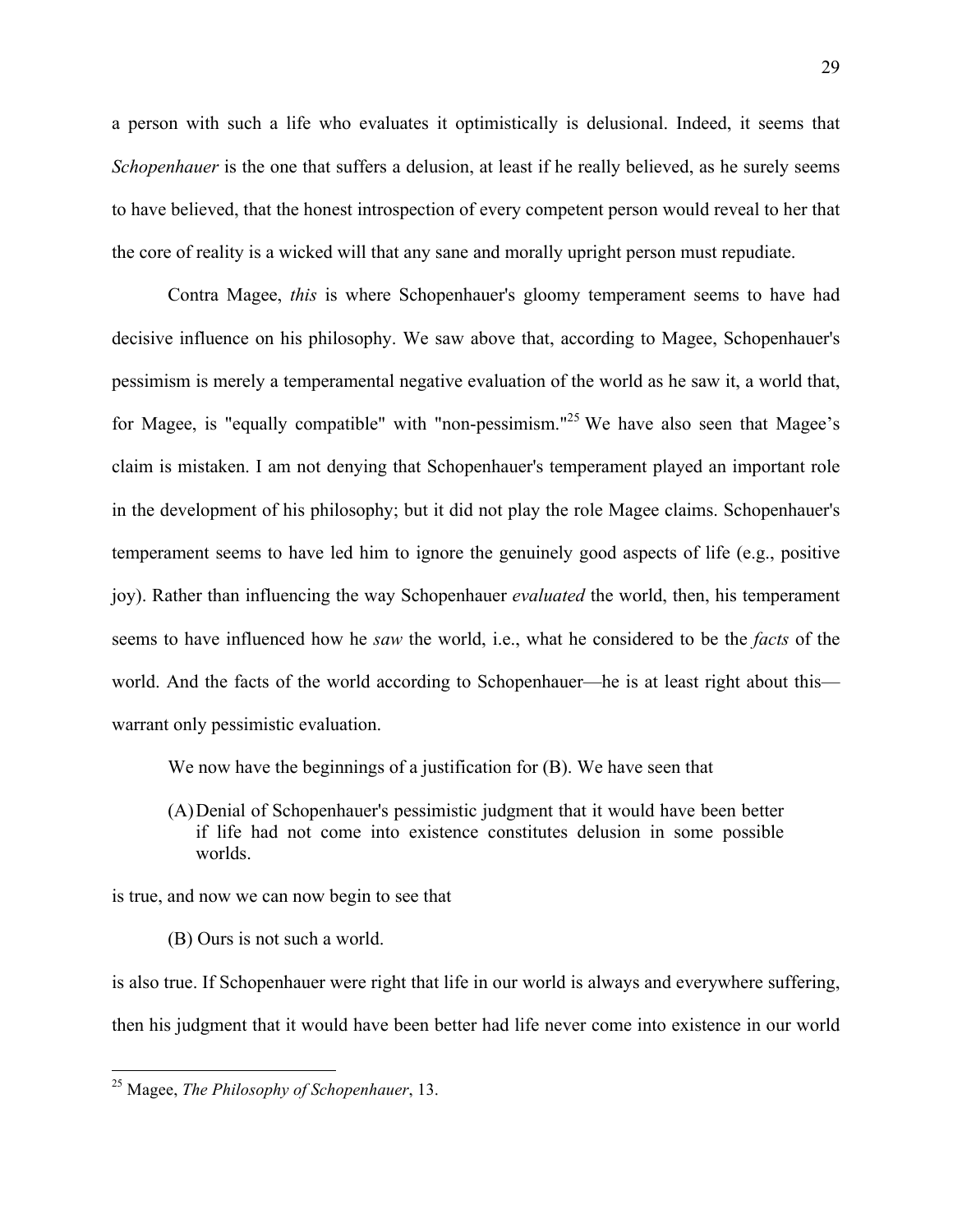a person with such a life who evaluates it optimistically is delusional. Indeed, it seems that *Schopenhauer* is the one that suffers a delusion, at least if he really believed, as he surely seems to have believed, that the honest introspection of every competent person would reveal to her that the core of reality is a wicked will that any sane and morally upright person must repudiate.

Contra Magee, *this* is where Schopenhauer's gloomy temperament seems to have had decisive influence on his philosophy. We saw above that, according to Magee, Schopenhauer's pessimism is merely a temperamental negative evaluation of the world as he saw it, a world that, for Magee, is "equally compatible" with "non-pessimism."[25] We have also seen that Magee's claim is mistaken. I am not denying that Schopenhauer's temperament played an important role in the development of his philosophy; but it did not play the role Magee claims. Schopenhauer's temperament seems to have led him to ignore the genuinely good aspects of life (e.g., positive joy). Rather than influencing the way Schopenhauer *evaluated* the world, then, his temperament seems to have influenced how he *saw* the world, i.e., what he considered to be the *facts* of the world. And the facts of the world according to Schopenhauer—he is at least right about this—warrant only pessimistic evaluation.

We now have the beginnings of a justification for (B). We have seen that

> (A) Denial of Schopenhauer's pessimistic judgment that it would have been better if life had not come into existence constitutes delusion in some possible worlds.

is true, and now we can now begin to see that

> (B) Ours is not such a world.

is also true. If Schopenhauer were right that life in our world is always and everywhere suffering, then his judgment that it would have been better had life never come into existence in our world

[25] Magee, *The Philosophy of Schopenhauer*, 13.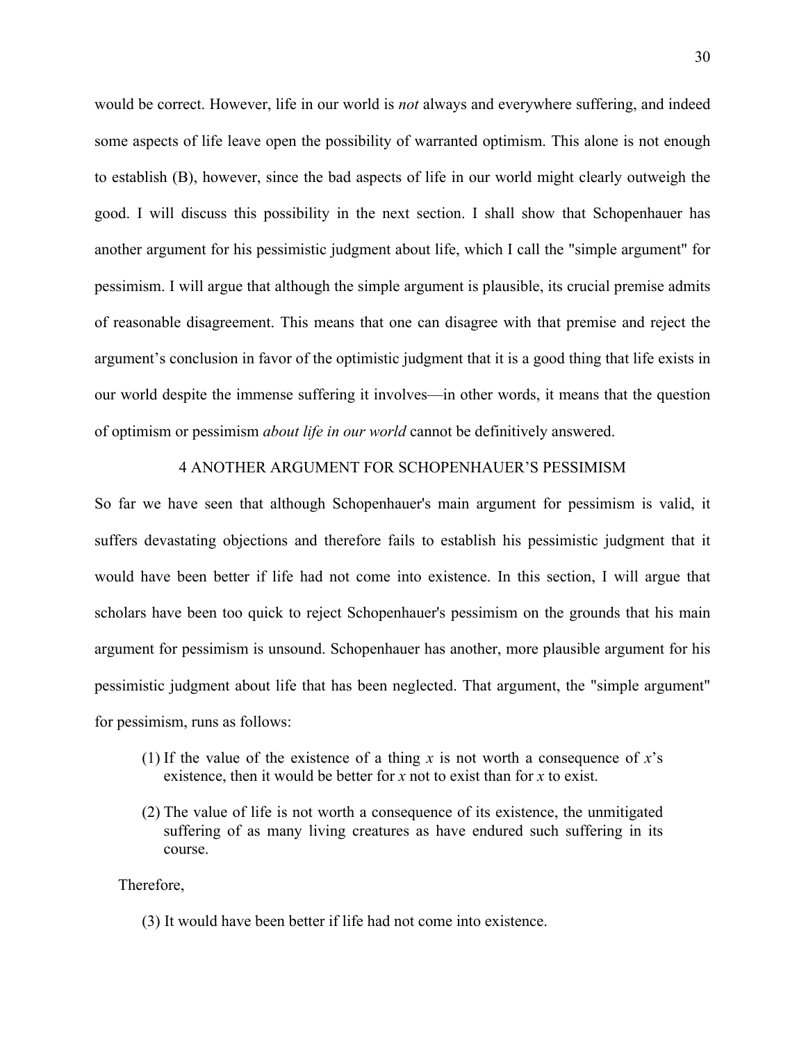would be correct. However, life in our world is *not* always and everywhere suffering, and indeed some aspects of life leave open the possibility of warranted optimism. This alone is not enough to establish (B), however, since the bad aspects of life in our world might clearly outweigh the good. I will discuss this possibility in the next section. I shall show that Schopenhauer has another argument for his pessimistic judgment about life, which I call the "simple argument" for pessimism. I will argue that although the simple argument is plausible, its crucial premise admits of reasonable disagreement. This means that one can disagree with that premise and reject the argument's conclusion in favor of the optimistic judgment that it is a good thing that life exists in our world despite the immense suffering it involves—in other words, it means that the question of optimism or pessimism *about life in our world* cannot be definitively answered.

## 4 ANOTHER ARGUMENT FOR SCHOPENHAUER'S PESSIMISM

So far we have seen that although Schopenhauer's main argument for pessimism is valid, it suffers devastating objections and therefore fails to establish his pessimistic judgment that it would have been better if life had not come into existence. In this section, I will argue that scholars have been too quick to reject Schopenhauer's pessimism on the grounds that his main argument for pessimism is unsound. Schopenhauer has another, more plausible argument for his pessimistic judgment about life that has been neglected. That argument, the "simple argument" for pessimism, runs as follows:

> (1) If the value of the existence of a thing *x* is not worth a consequence of *x*'s existence, then it would be better for *x* not to exist than for *x* to exist.
>
> (2) The value of life is not worth a consequence of its existence, the unmitigated suffering of as many living creatures as have endured such suffering in its course.
>
> Therefore,
>
> (3) It would have been better if life had not come into existence.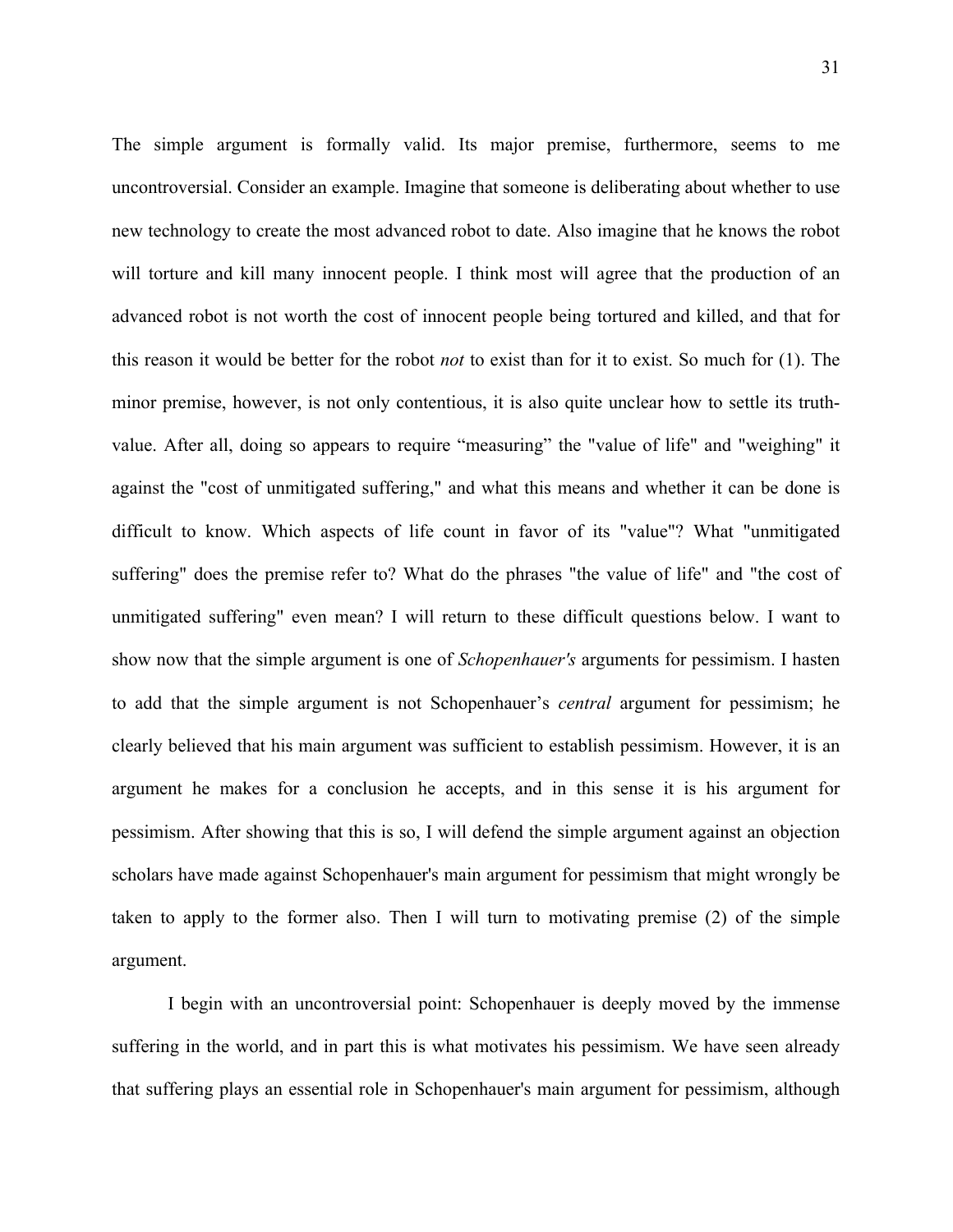The simple argument is formally valid. Its major premise, furthermore, seems to me uncontroversial. Consider an example. Imagine that someone is deliberating about whether to use new technology to create the most advanced robot to date. Also imagine that he knows the robot will torture and kill many innocent people. I think most will agree that the production of an advanced robot is not worth the cost of innocent people being tortured and killed, and that for this reason it would be better for the robot *not* to exist than for it to exist. So much for (1). The minor premise, however, is not only contentious, it is also quite unclear how to settle its truth-value. After all, doing so appears to require "measuring" the "value of life" and "weighing" it against the "cost of unmitigated suffering," and what this means and whether it can be done is difficult to know. Which aspects of life count in favor of its "value"? What "unmitigated suffering" does the premise refer to? What do the phrases "the value of life" and "the cost of unmitigated suffering" even mean? I will return to these difficult questions below. I want to show now that the simple argument is one of *Schopenhauer's* arguments for pessimism. I hasten to add that the simple argument is not Schopenhauer's *central* argument for pessimism; he clearly believed that his main argument was sufficient to establish pessimism. However, it is an argument he makes for a conclusion he accepts, and in this sense it is his argument for pessimism. After showing that this is so, I will defend the simple argument against an objection scholars have made against Schopenhauer's main argument for pessimism that might wrongly be taken to apply to the former also. Then I will turn to motivating premise (2) of the simple argument.

I begin with an uncontroversial point: Schopenhauer is deeply moved by the immense suffering in the world, and in part this is what motivates his pessimism. We have seen already that suffering plays an essential role in Schopenhauer's main argument for pessimism, although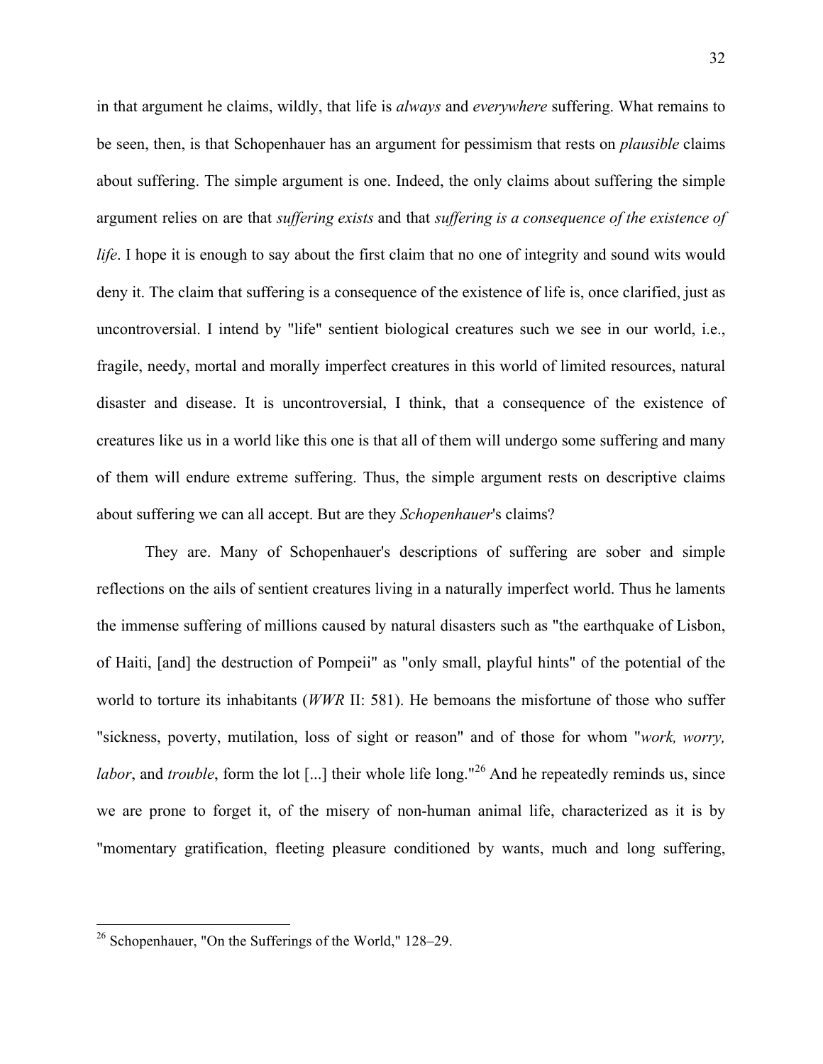in that argument he claims, wildly, that life is *always* and *everywhere* suffering. What remains to be seen, then, is that Schopenhauer has an argument for pessimism that rests on *plausible* claims about suffering. The simple argument is one. Indeed, the only claims about suffering the simple argument relies on are that *suffering exists* and that *suffering is a consequence of the existence of life*. I hope it is enough to say about the first claim that no one of integrity and sound wits would deny it. The claim that suffering is a consequence of the existence of life is, once clarified, just as uncontroversial. I intend by "life" sentient biological creatures such we see in our world, i.e., fragile, needy, mortal and morally imperfect creatures in this world of limited resources, natural disaster and disease. It is uncontroversial, I think, that a consequence of the existence of creatures like us in a world like this one is that all of them will undergo some suffering and many of them will endure extreme suffering. Thus, the simple argument rests on descriptive claims about suffering we can all accept. But are they *Schopenhauer*'s claims?

They are. Many of Schopenhauer's descriptions of suffering are sober and simple reflections on the ails of sentient creatures living in a naturally imperfect world. Thus he laments the immense suffering of millions caused by natural disasters such as "the earthquake of Lisbon, of Haiti, [and] the destruction of Pompeii" as "only small, playful hints" of the potential of the world to torture its inhabitants (*WWR* II: 581). He bemoans the misfortune of those who suffer "sickness, poverty, mutilation, loss of sight or reason" and of those for whom "*work, worry, labor*, and *trouble*, form the lot [...] their whole life long."[26] And he repeatedly reminds us, since we are prone to forget it, of the misery of non-human animal life, characterized as it is by "momentary gratification, fleeting pleasure conditioned by wants, much and long suffering,

[26] Schopenhauer, "On the Sufferings of the World," 128–29.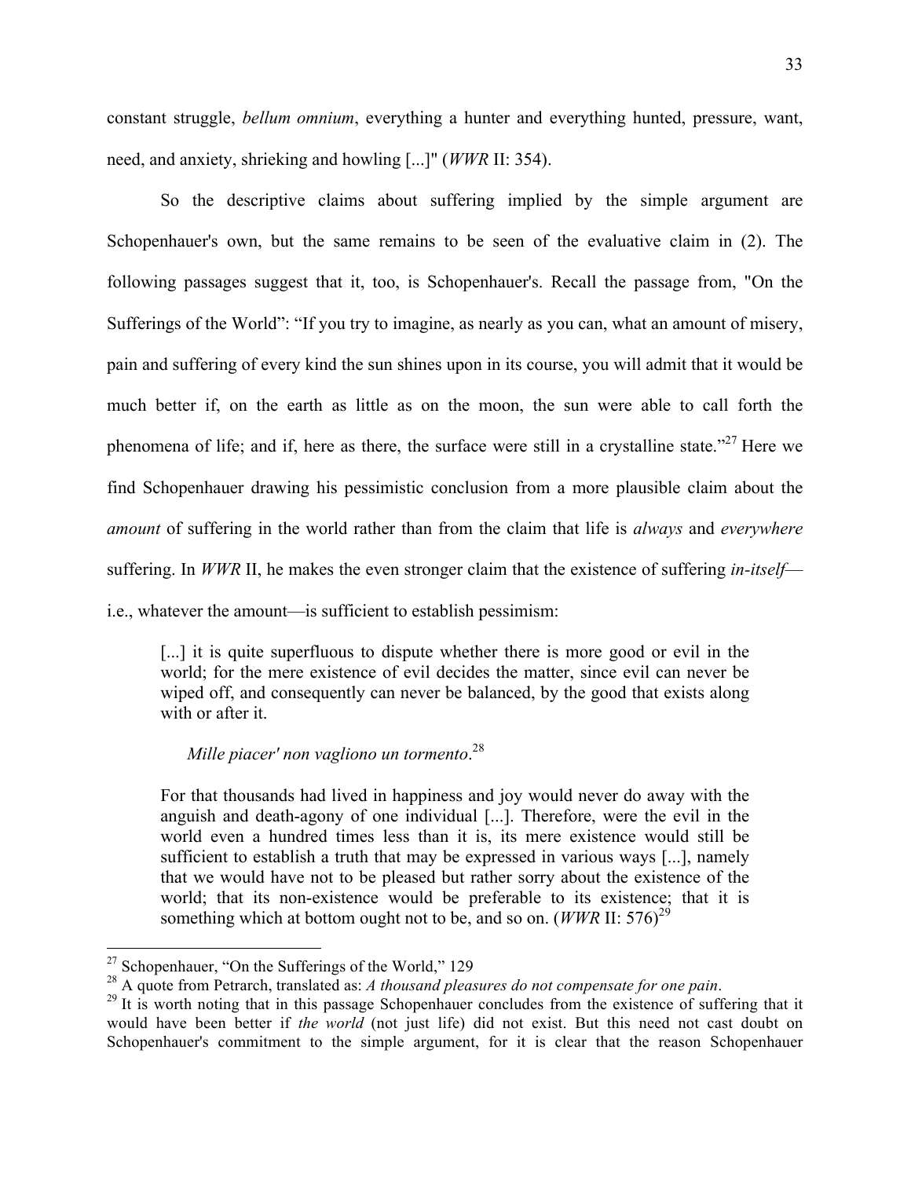constant struggle, *bellum omnium*, everything a hunter and everything hunted, pressure, want, need, and anxiety, shrieking and howling [...]" (*WWR* II: 354).

So the descriptive claims about suffering implied by the simple argument are Schopenhauer's own, but the same remains to be seen of the evaluative claim in (2). The following passages suggest that it, too, is Schopenhauer's. Recall the passage from, "On the Sufferings of the World": "If you try to imagine, as nearly as you can, what an amount of misery, pain and suffering of every kind the sun shines upon in its course, you will admit that it would be much better if, on the earth as little as on the moon, the sun were able to call forth the phenomena of life; and if, here as there, the surface were still in a crystalline state."[27] Here we find Schopenhauer drawing his pessimistic conclusion from a more plausible claim about the *amount* of suffering in the world rather than from the claim that life is *always* and *everywhere* suffering. In *WWR* II, he makes the even stronger claim that the existence of suffering *in-itself*—i.e., whatever the amount—is sufficient to establish pessimism:

> [...] it is quite superfluous to dispute whether there is more good or evil in the world; for the mere existence of evil decides the matter, since evil can never be wiped off, and consequently can never be balanced, by the good that exists along with or after it.
>
> *Mille piacer' non vagliono un tormento*.[28]
>
> For that thousands had lived in happiness and joy would never do away with the anguish and death-agony of one individual [...]. Therefore, were the evil in the world even a hundred times less than it is, its mere existence would still be sufficient to establish a truth that may be expressed in various ways [...], namely that we would have not to be pleased but rather sorry about the existence of the world; that its non-existence would be preferable to its existence; that it is something which at bottom ought not to be, and so on. (*WWR* II: 576)[29]

---

[27] Schopenhauer, "On the Sufferings of the World," 129

[28] A quote from Petrarch, translated as: *A thousand pleasures do not compensate for one pain*.

[29] It is worth noting that in this passage Schopenhauer concludes from the existence of suffering that it would have been better if *the world* (not just life) did not exist. But this need not cast doubt on Schopenhauer's commitment to the simple argument, for it is clear that the reason Schopenhauer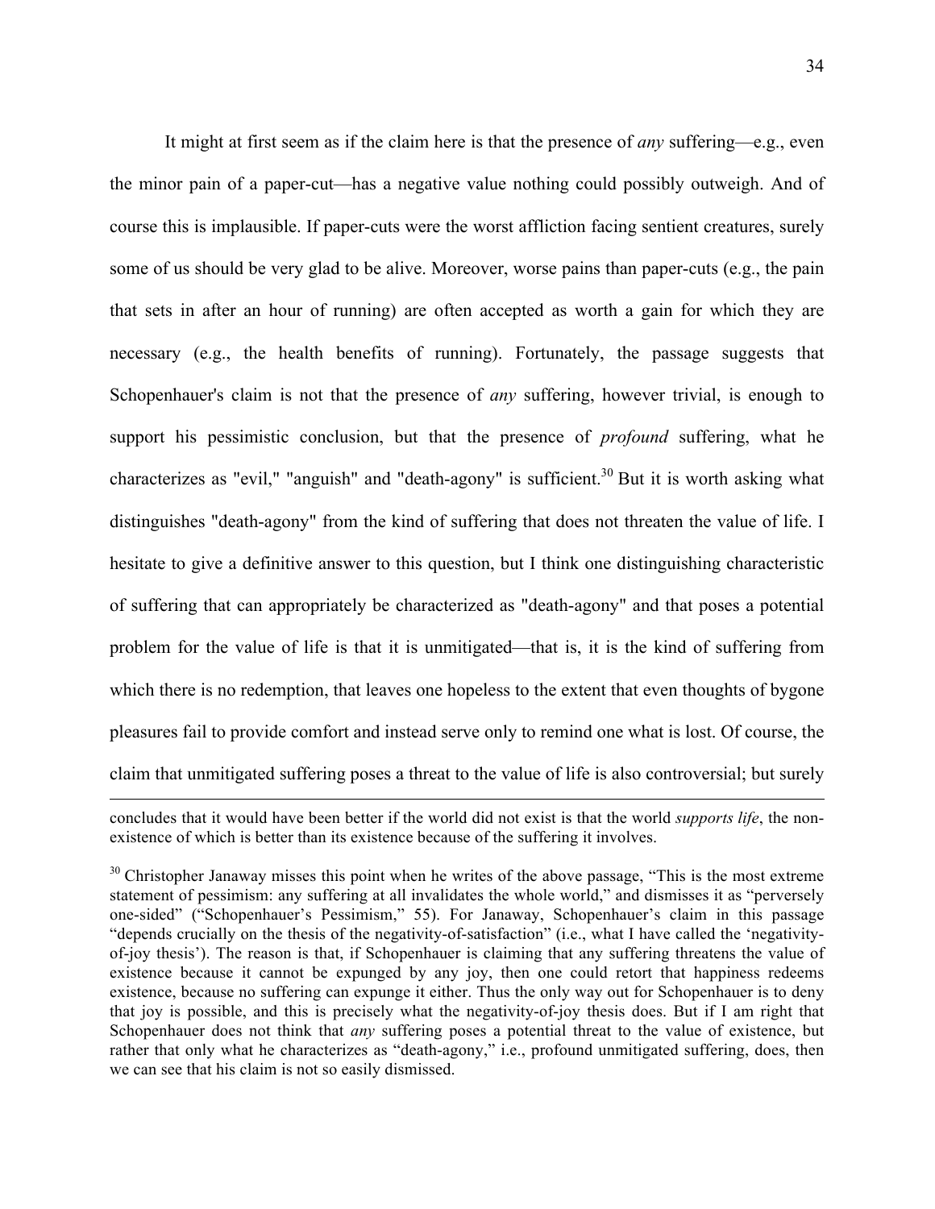It might at first seem as if the claim here is that the presence of *any* suffering—e.g., even the minor pain of a paper-cut—has a negative value nothing could possibly outweigh. And of course this is implausible. If paper-cuts were the worst affliction facing sentient creatures, surely some of us should be very glad to be alive. Moreover, worse pains than paper-cuts (e.g., the pain that sets in after an hour of running) are often accepted as worth a gain for which they are necessary (e.g., the health benefits of running). Fortunately, the passage suggests that Schopenhauer's claim is not that the presence of *any* suffering, however trivial, is enough to support his pessimistic conclusion, but that the presence of *profound* suffering, what he characterizes as "evil," "anguish" and "death-agony" is sufficient.[30] But it is worth asking what distinguishes "death-agony" from the kind of suffering that does not threaten the value of life. I hesitate to give a definitive answer to this question, but I think one distinguishing characteristic of suffering that can appropriately be characterized as "death-agony" and that poses a potential problem for the value of life is that it is unmitigated—that is, it is the kind of suffering from which there is no redemption, that leaves one hopeless to the extent that even thoughts of bygone pleasures fail to provide comfort and instead serve only to remind one what is lost. Of course, the claim that unmitigated suffering poses a threat to the value of life is also controversial; but surely

---

concludes that it would have been better if the world did not exist is that the world *supports life*, the non-existence of which is better than its existence because of the suffering it involves.

[30] Christopher Janaway misses this point when he writes of the above passage, "This is the most extreme statement of pessimism: any suffering at all invalidates the whole world," and dismisses it as "perversely one-sided" ("Schopenhauer's Pessimism," 55). For Janaway, Schopenhauer's claim in this passage "depends crucially on the thesis of the negativity-of-satisfaction" (i.e., what I have called the 'negativity-of-joy thesis'). The reason is that, if Schopenhauer is claiming that any suffering threatens the value of existence because it cannot be expunged by any joy, then one could retort that happiness redeems existence, because no suffering can expunge it either. Thus the only way out for Schopenhauer is to deny that joy is possible, and this is precisely what the negativity-of-joy thesis does. But if I am right that Schopenhauer does not think that *any* suffering poses a potential threat to the value of existence, but rather that only what he characterizes as "death-agony," i.e., profound unmitigated suffering, does, then we can see that his claim is not so easily dismissed.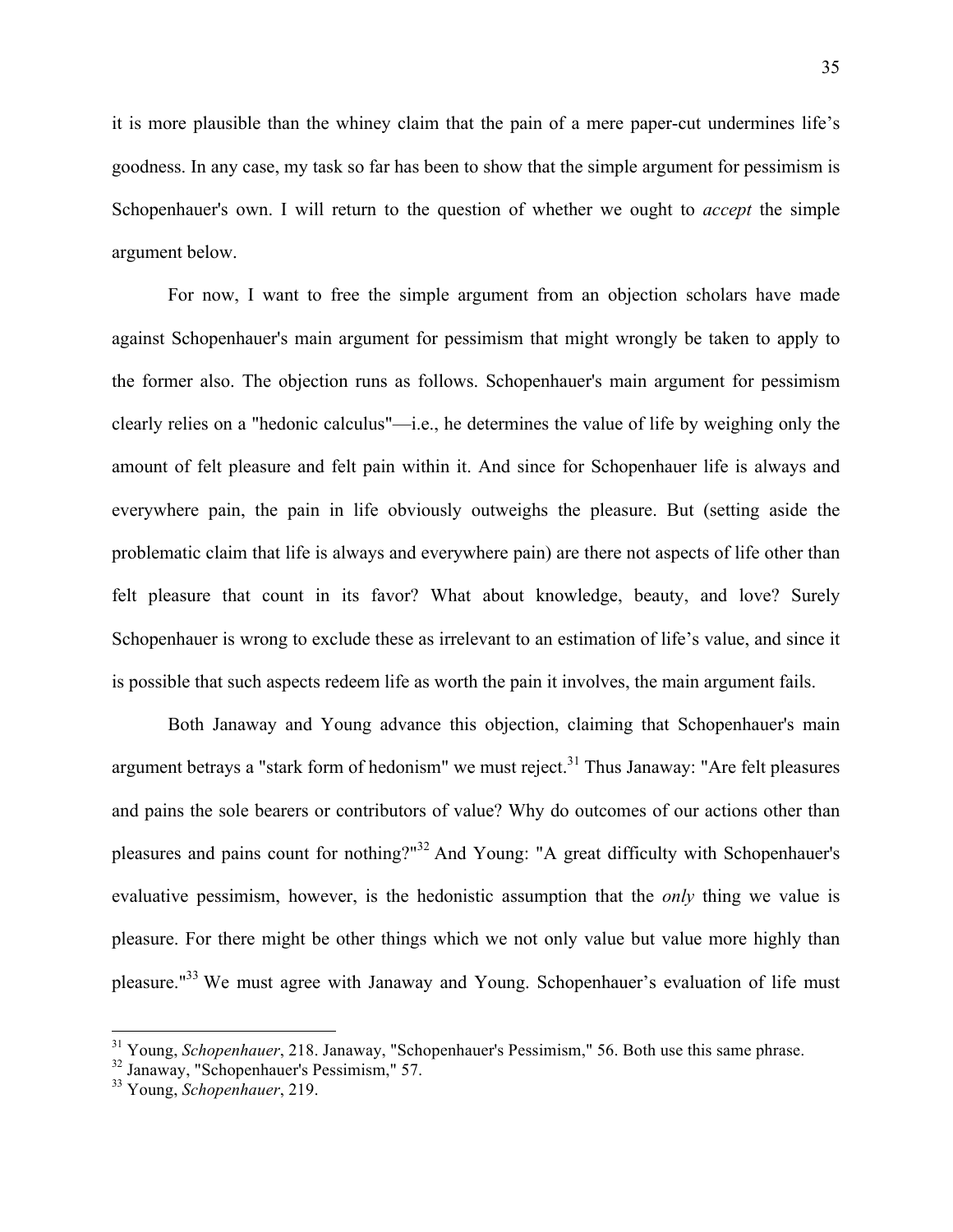it is more plausible than the whiney claim that the pain of a mere paper-cut undermines life's goodness. In any case, my task so far has been to show that the simple argument for pessimism is Schopenhauer's own. I will return to the question of whether we ought to *accept* the simple argument below.

For now, I want to free the simple argument from an objection scholars have made against Schopenhauer's main argument for pessimism that might wrongly be taken to apply to the former also. The objection runs as follows. Schopenhauer's main argument for pessimism clearly relies on a "hedonic calculus"—i.e., he determines the value of life by weighing only the amount of felt pleasure and felt pain within it. And since for Schopenhauer life is always and everywhere pain, the pain in life obviously outweighs the pleasure. But (setting aside the problematic claim that life is always and everywhere pain) are there not aspects of life other than felt pleasure that count in its favor? What about knowledge, beauty, and love? Surely Schopenhauer is wrong to exclude these as irrelevant to an estimation of life's value, and since it is possible that such aspects redeem life as worth the pain it involves, the main argument fails.

Both Janaway and Young advance this objection, claiming that Schopenhauer's main argument betrays a "stark form of hedonism" we must reject.[31] Thus Janaway: "Are felt pleasures and pains the sole bearers or contributors of value? Why do outcomes of our actions other than pleasures and pains count for nothing?"[32] And Young: "A great difficulty with Schopenhauer's evaluative pessimism, however, is the hedonistic assumption that the *only* thing we value is pleasure. For there might be other things which we not only value but value more highly than pleasure."[33] We must agree with Janaway and Young. Schopenhauer's evaluation of life must

---

[31] Young, *Schopenhauer*, 218. Janaway, "Schopenhauer's Pessimism," 56. Both use this same phrase.

[32] Janaway, "Schopenhauer's Pessimism," 57.

[33] Young, *Schopenhauer*, 219.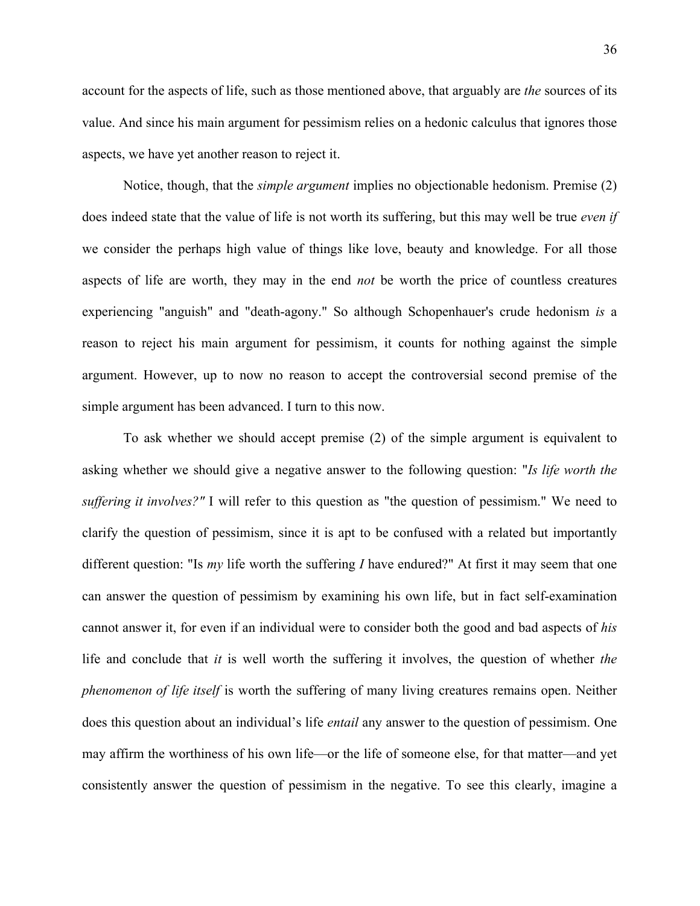account for the aspects of life, such as those mentioned above, that arguably are *the* sources of its value. And since his main argument for pessimism relies on a hedonic calculus that ignores those aspects, we have yet another reason to reject it.

Notice, though, that the *simple argument* implies no objectionable hedonism. Premise (2) does indeed state that the value of life is not worth its suffering, but this may well be true *even if* we consider the perhaps high value of things like love, beauty and knowledge. For all those aspects of life are worth, they may in the end *not* be worth the price of countless creatures experiencing "anguish" and "death-agony." So although Schopenhauer's crude hedonism *is* a reason to reject his main argument for pessimism, it counts for nothing against the simple argument. However, up to now no reason to accept the controversial second premise of the simple argument has been advanced. I turn to this now.

To ask whether we should accept premise (2) of the simple argument is equivalent to asking whether we should give a negative answer to the following question: "*Is life worth the suffering it involves?"* I will refer to this question as "the question of pessimism." We need to clarify the question of pessimism, since it is apt to be confused with a related but importantly different question: "Is *my* life worth the suffering *I* have endured?" At first it may seem that one can answer the question of pessimism by examining his own life, but in fact self-examination cannot answer it, for even if an individual were to consider both the good and bad aspects of *his* life and conclude that *it* is well worth the suffering it involves, the question of whether *the phenomenon of life itself* is worth the suffering of many living creatures remains open. Neither does this question about an individual's life *entail* any answer to the question of pessimism. One may affirm the worthiness of his own life—or the life of someone else, for that matter—and yet consistently answer the question of pessimism in the negative. To see this clearly, imagine a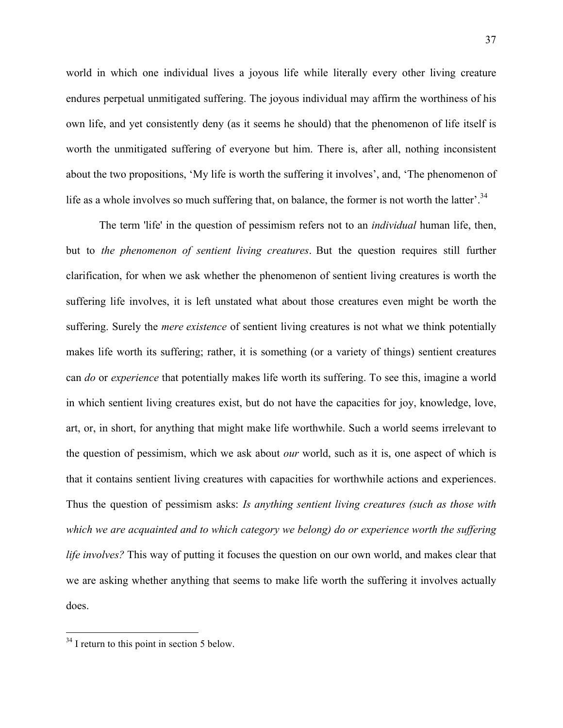world in which one individual lives a joyous life while literally every other living creature endures perpetual unmitigated suffering. The joyous individual may affirm the worthiness of his own life, and yet consistently deny (as it seems he should) that the phenomenon of life itself is worth the unmitigated suffering of everyone but him. There is, after all, nothing inconsistent about the two propositions, 'My life is worth the suffering it involves', and, 'The phenomenon of life as a whole involves so much suffering that, on balance, the former is not worth the latter'.[34]

The term 'life' in the question of pessimism refers not to an *individual* human life, then, but to *the phenomenon of sentient living creatures*. But the question requires still further clarification, for when we ask whether the phenomenon of sentient living creatures is worth the suffering life involves, it is left unstated what about those creatures even might be worth the suffering. Surely the *mere existence* of sentient living creatures is not what we think potentially makes life worth its suffering; rather, it is something (or a variety of things) sentient creatures can *do* or *experience* that potentially makes life worth its suffering. To see this, imagine a world in which sentient living creatures exist, but do not have the capacities for joy, knowledge, love, art, or, in short, for anything that might make life worthwhile. Such a world seems irrelevant to the question of pessimism, which we ask about *our* world, such as it is, one aspect of which is that it contains sentient living creatures with capacities for worthwhile actions and experiences. Thus the question of pessimism asks: *Is anything sentient living creatures (such as those with which we are acquainted and to which category we belong) do or experience worth the suffering life involves?* This way of putting it focuses the question on our own world, and makes clear that we are asking whether anything that seems to make life worth the suffering it involves actually does.

[34] I return to this point in section 5 below.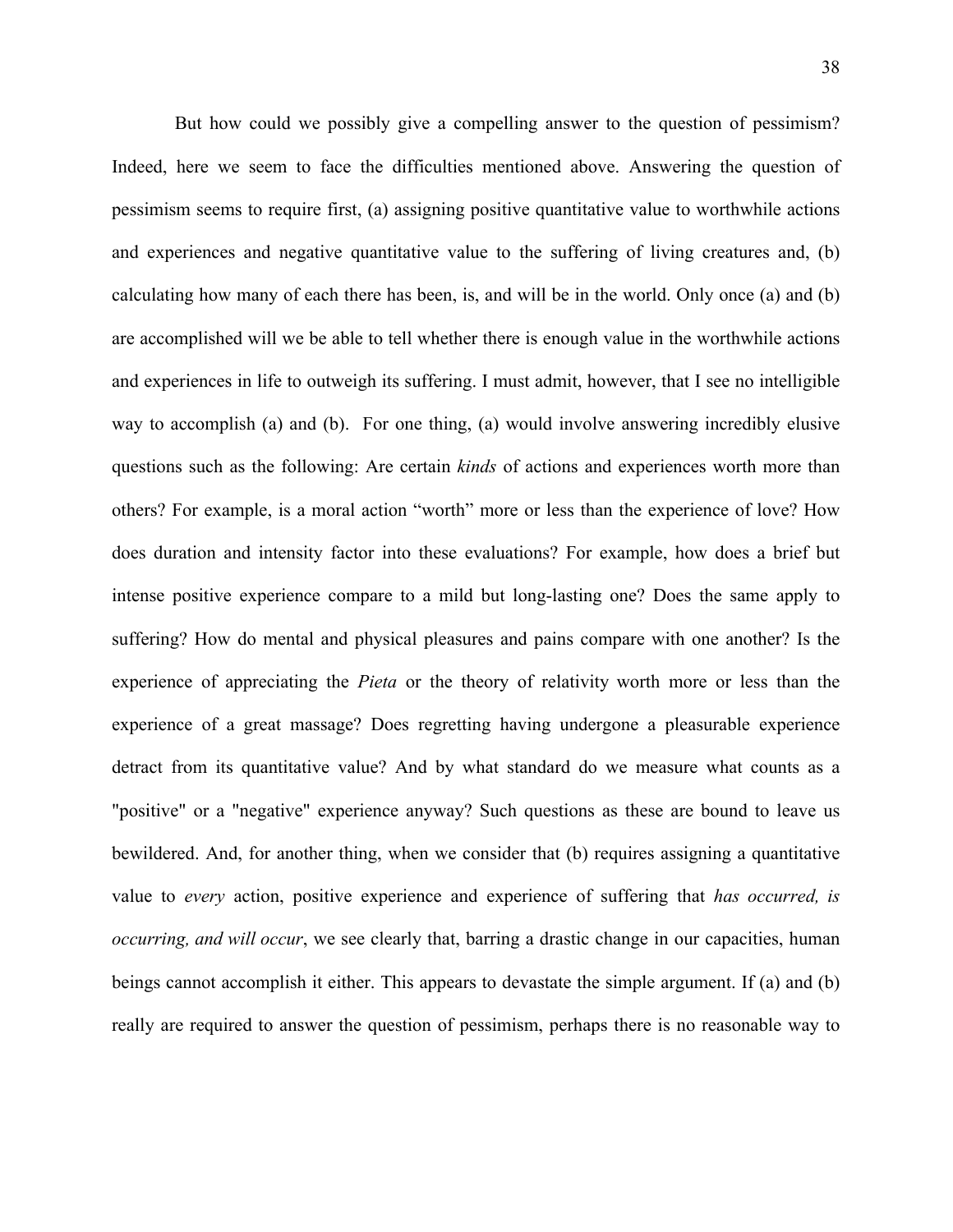But how could we possibly give a compelling answer to the question of pessimism? Indeed, here we seem to face the difficulties mentioned above. Answering the question of pessimism seems to require first, (a) assigning positive quantitative value to worthwhile actions and experiences and negative quantitative value to the suffering of living creatures and, (b) calculating how many of each there has been, is, and will be in the world. Only once (a) and (b) are accomplished will we be able to tell whether there is enough value in the worthwhile actions and experiences in life to outweigh its suffering. I must admit, however, that I see no intelligible way to accomplish (a) and (b). For one thing, (a) would involve answering incredibly elusive questions such as the following: Are certain *kinds* of actions and experiences worth more than others? For example, is a moral action "worth" more or less than the experience of love? How does duration and intensity factor into these evaluations? For example, how does a brief but intense positive experience compare to a mild but long-lasting one? Does the same apply to suffering? How do mental and physical pleasures and pains compare with one another? Is the experience of appreciating the *Pieta* or the theory of relativity worth more or less than the experience of a great massage? Does regretting having undergone a pleasurable experience detract from its quantitative value? And by what standard do we measure what counts as a "positive" or a "negative" experience anyway? Such questions as these are bound to leave us bewildered. And, for another thing, when we consider that (b) requires assigning a quantitative value to *every* action, positive experience and experience of suffering that *has occurred, is occurring, and will occur*, we see clearly that, barring a drastic change in our capacities, human beings cannot accomplish it either. This appears to devastate the simple argument. If (a) and (b) really are required to answer the question of pessimism, perhaps there is no reasonable way to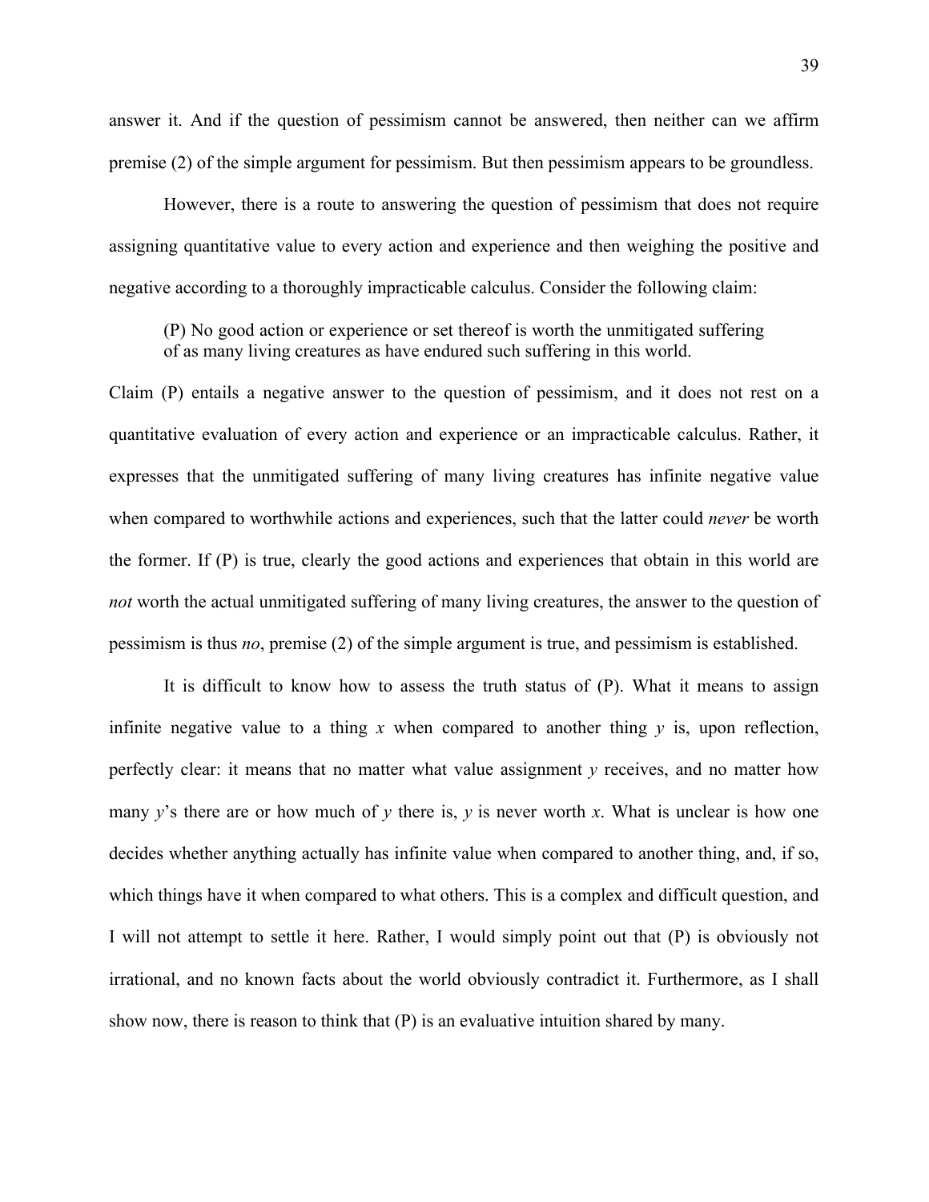answer it. And if the question of pessimism cannot be answered, then neither can we affirm premise (2) of the simple argument for pessimism. But then pessimism appears to be groundless.

However, there is a route to answering the question of pessimism that does not require assigning quantitative value to every action and experience and then weighing the positive and negative according to a thoroughly impracticable calculus. Consider the following claim:

> (P) No good action or experience or set thereof is worth the unmitigated suffering of as many living creatures as have endured such suffering in this world.

Claim (P) entails a negative answer to the question of pessimism, and it does not rest on a quantitative evaluation of every action and experience or an impracticable calculus. Rather, it expresses that the unmitigated suffering of many living creatures has infinite negative value when compared to worthwhile actions and experiences, such that the latter could *never* be worth the former. If (P) is true, clearly the good actions and experiences that obtain in this world are *not* worth the actual unmitigated suffering of many living creatures, the answer to the question of pessimism is thus *no*, premise (2) of the simple argument is true, and pessimism is established.

It is difficult to know how to assess the truth status of (P). What it means to assign infinite negative value to a thing $x$ when compared to another thing $y$ is, upon reflection, perfectly clear: it means that no matter what value assignment $y$ receives, and no matter how many $y$'s there are or how much of $y$ there is, $y$ is never worth $x$. What is unclear is how one decides whether anything actually has infinite value when compared to another thing, and, if so, which things have it when compared to what others. This is a complex and difficult question, and I will not attempt to settle it here. Rather, I would simply point out that (P) is obviously not irrational, and no known facts about the world obviously contradict it. Furthermore, as I shall show now, there is reason to think that (P) is an evaluative intuition shared by many.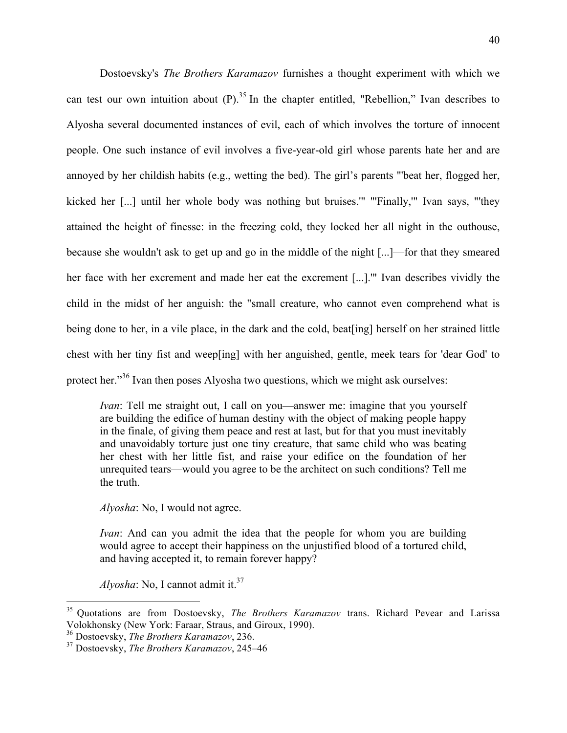Dostoevsky's *The Brothers Karamazov* furnishes a thought experiment with which we can test our own intuition about (P).[35] In the chapter entitled, "Rebellion," Ivan describes to Alyosha several documented instances of evil, each of which involves the torture of innocent people. One such instance of evil involves a five-year-old girl whose parents hate her and are annoyed by her childish habits (e.g., wetting the bed). The girl's parents "'beat her, flogged her, kicked her [...] until her whole body was nothing but bruises.'" "'Finally,'" Ivan says, "'they attained the height of finesse: in the freezing cold, they locked her all night in the outhouse, because she wouldn't ask to get up and go in the middle of the night [...]—for that they smeared her face with her excrement and made her eat the excrement [...].'" Ivan describes vividly the child in the midst of her anguish: the "small creature, who cannot even comprehend what is being done to her, in a vile place, in the dark and the cold, beat[ing] herself on her strained little chest with her tiny fist and weep[ing] with her anguished, gentle, meek tears for 'dear God' to protect her."[36] Ivan then poses Alyosha two questions, which we might ask ourselves:

> *Ivan*: Tell me straight out, I call on you—answer me: imagine that you yourself are building the edifice of human destiny with the object of making people happy in the finale, of giving them peace and rest at last, but for that you must inevitably and unavoidably torture just one tiny creature, that same child who was beating her chest with her little fist, and raise your edifice on the foundation of her unrequited tears—would you agree to be the architect on such conditions? Tell me the truth.
>
> *Alyosha*: No, I would not agree.
>
> *Ivan*: And can you admit the idea that the people for whom you are building would agree to accept their happiness on the unjustified blood of a tortured child, and having accepted it, to remain forever happy?
>
> *Alyosha*: No, I cannot admit it.[37]

---

[35] Quotations are from Dostoevsky, *The Brothers Karamazov* trans. Richard Pevear and Larissa Volokhonsky (New York: Faraar, Straus, and Giroux, 1990).

[36] Dostoevsky, *The Brothers Karamazov*, 236.

[37] Dostoevsky, *The Brothers Karamazov*, 245–46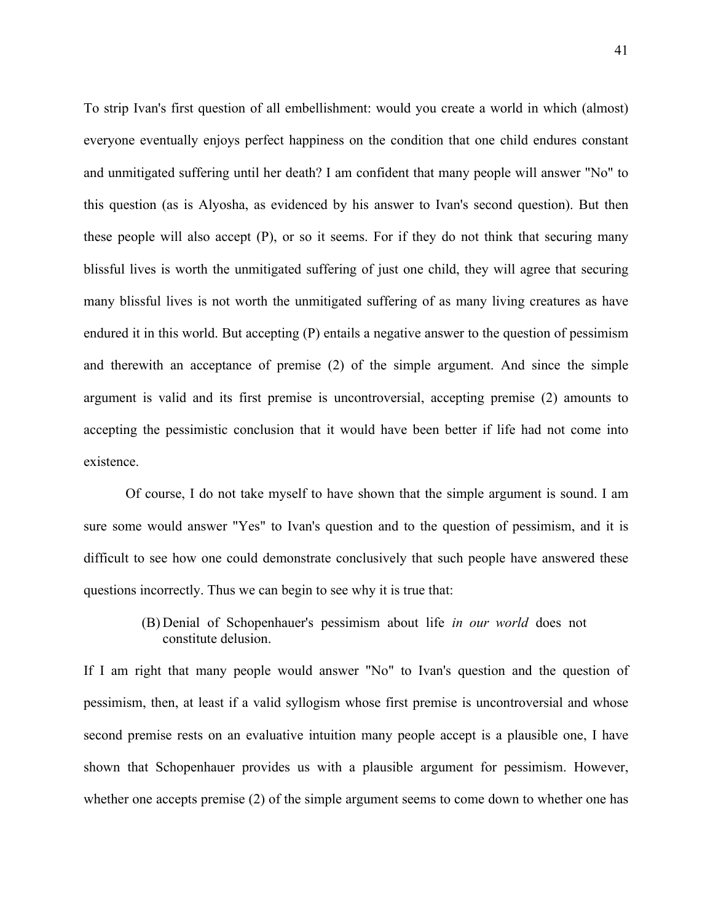To strip Ivan's first question of all embellishment: would you create a world in which (almost) everyone eventually enjoys perfect happiness on the condition that one child endures constant and unmitigated suffering until her death? I am confident that many people will answer "No" to this question (as is Alyosha, as evidenced by his answer to Ivan's second question). But then these people will also accept (P), or so it seems. For if they do not think that securing many blissful lives is worth the unmitigated suffering of just one child, they will agree that securing many blissful lives is not worth the unmitigated suffering of as many living creatures as have endured it in this world. But accepting (P) entails a negative answer to the question of pessimism and therewith an acceptance of premise (2) of the simple argument. And since the simple argument is valid and its first premise is uncontroversial, accepting premise (2) amounts to accepting the pessimistic conclusion that it would have been better if life had not come into existence.

Of course, I do not take myself to have shown that the simple argument is sound. I am sure some would answer "Yes" to Ivan's question and to the question of pessimism, and it is difficult to see how one could demonstrate conclusively that such people have answered these questions incorrectly. Thus we can begin to see why it is true that:

> (B) Denial of Schopenhauer's pessimism about life *in our world* does not constitute delusion.

If I am right that many people would answer "No" to Ivan's question and the question of pessimism, then, at least if a valid syllogism whose first premise is uncontroversial and whose second premise rests on an evaluative intuition many people accept is a plausible one, I have shown that Schopenhauer provides us with a plausible argument for pessimism. However, whether one accepts premise (2) of the simple argument seems to come down to whether one has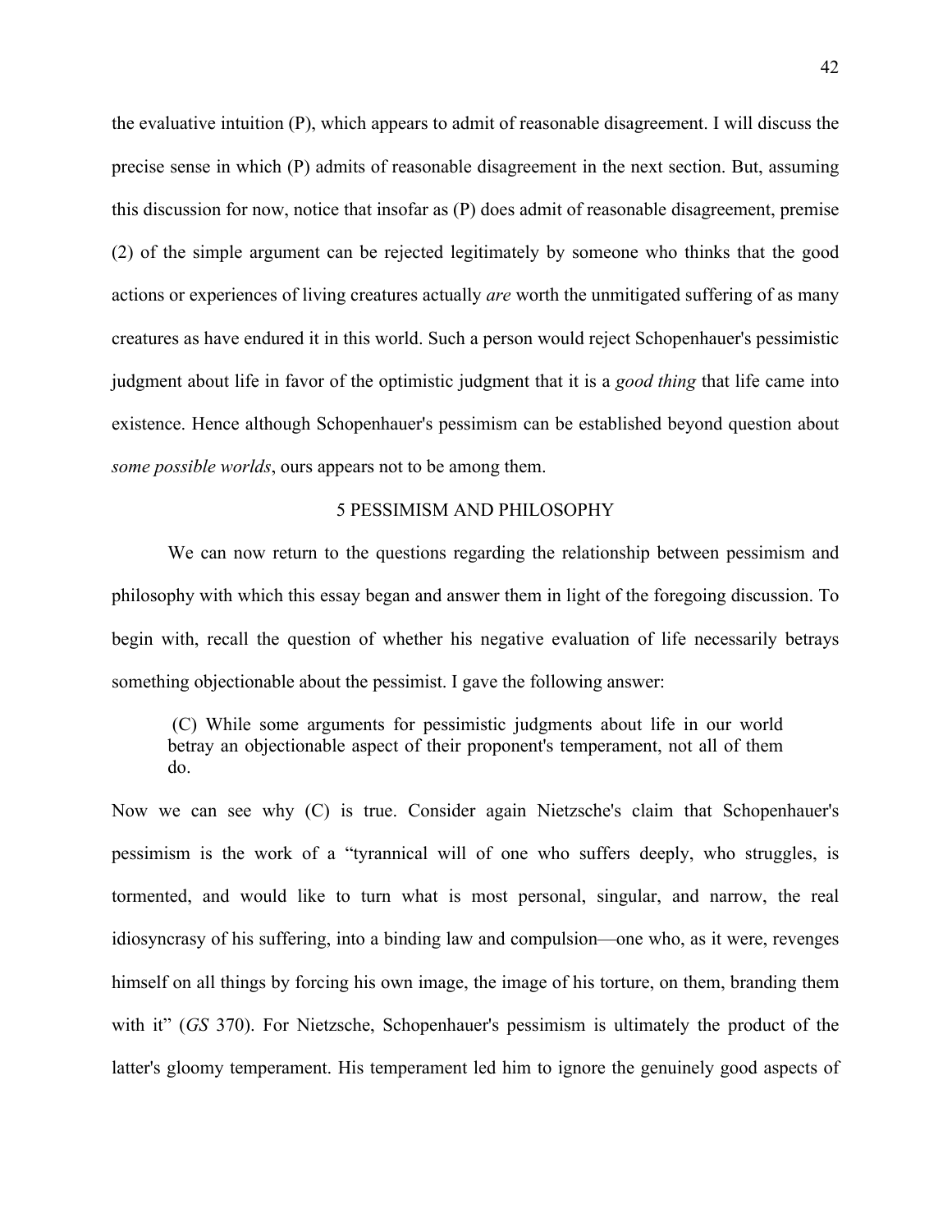the evaluative intuition (P), which appears to admit of reasonable disagreement. I will discuss the precise sense in which (P) admits of reasonable disagreement in the next section. But, assuming this discussion for now, notice that insofar as (P) does admit of reasonable disagreement, premise (2) of the simple argument can be rejected legitimately by someone who thinks that the good actions or experiences of living creatures actually *are* worth the unmitigated suffering of as many creatures as have endured it in this world. Such a person would reject Schopenhauer's pessimistic judgment about life in favor of the optimistic judgment that it is a *good thing* that life came into existence. Hence although Schopenhauer's pessimism can be established beyond question about *some possible worlds*, ours appears not to be among them.

## 5 PESSIMISM AND PHILOSOPHY

We can now return to the questions regarding the relationship between pessimism and philosophy with which this essay began and answer them in light of the foregoing discussion. To begin with, recall the question of whether his negative evaluation of life necessarily betrays something objectionable about the pessimist. I gave the following answer:

> (C) While some arguments for pessimistic judgments about life in our world betray an objectionable aspect of their proponent's temperament, not all of them do.

Now we can see why (C) is true. Consider again Nietzsche's claim that Schopenhauer's pessimism is the work of a "tyrannical will of one who suffers deeply, who struggles, is tormented, and would like to turn what is most personal, singular, and narrow, the real idiosyncrasy of his suffering, into a binding law and compulsion—one who, as it were, revenges himself on all things by forcing his own image, the image of his torture, on them, branding them with it" (*GS* 370). For Nietzsche, Schopenhauer's pessimism is ultimately the product of the latter's gloomy temperament. His temperament led him to ignore the genuinely good aspects of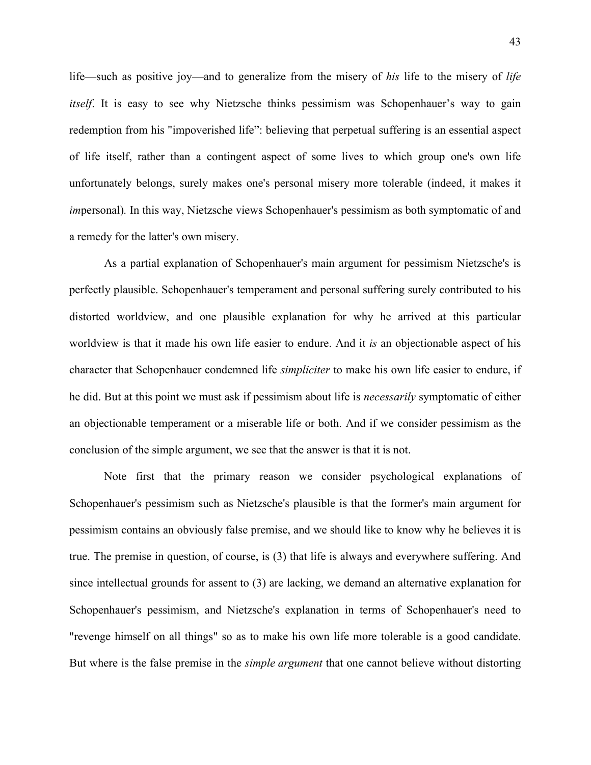life—such as positive joy—and to generalize from the misery of *his* life to the misery of *life itself*. It is easy to see why Nietzsche thinks pessimism was Schopenhauer’s way to gain redemption from his "impoverished life”: believing that perpetual suffering is an essential aspect of life itself, rather than a contingent aspect of some lives to which group one's own life unfortunately belongs, surely makes one's personal misery more tolerable (indeed, it makes it *im*personal). In this way, Nietzsche views Schopenhauer's pessimism as both symptomatic of and a remedy for the latter's own misery.

As a partial explanation of Schopenhauer's main argument for pessimism Nietzsche's is perfectly plausible. Schopenhauer's temperament and personal suffering surely contributed to his distorted worldview, and one plausible explanation for why he arrived at this particular worldview is that it made his own life easier to endure. And it *is* an objectionable aspect of his character that Schopenhauer condemned life *simpliciter* to make his own life easier to endure, if he did. But at this point we must ask if pessimism about life is *necessarily* symptomatic of either an objectionable temperament or a miserable life or both. And if we consider pessimism as the conclusion of the simple argument, we see that the answer is that it is not.

Note first that the primary reason we consider psychological explanations of Schopenhauer's pessimism such as Nietzsche's plausible is that the former's main argument for pessimism contains an obviously false premise, and we should like to know why he believes it is true. The premise in question, of course, is (3) that life is always and everywhere suffering. And since intellectual grounds for assent to (3) are lacking, we demand an alternative explanation for Schopenhauer's pessimism, and Nietzsche's explanation in terms of Schopenhauer's need to "revenge himself on all things" so as to make his own life more tolerable is a good candidate. But where is the false premise in the *simple argument* that one cannot believe without distorting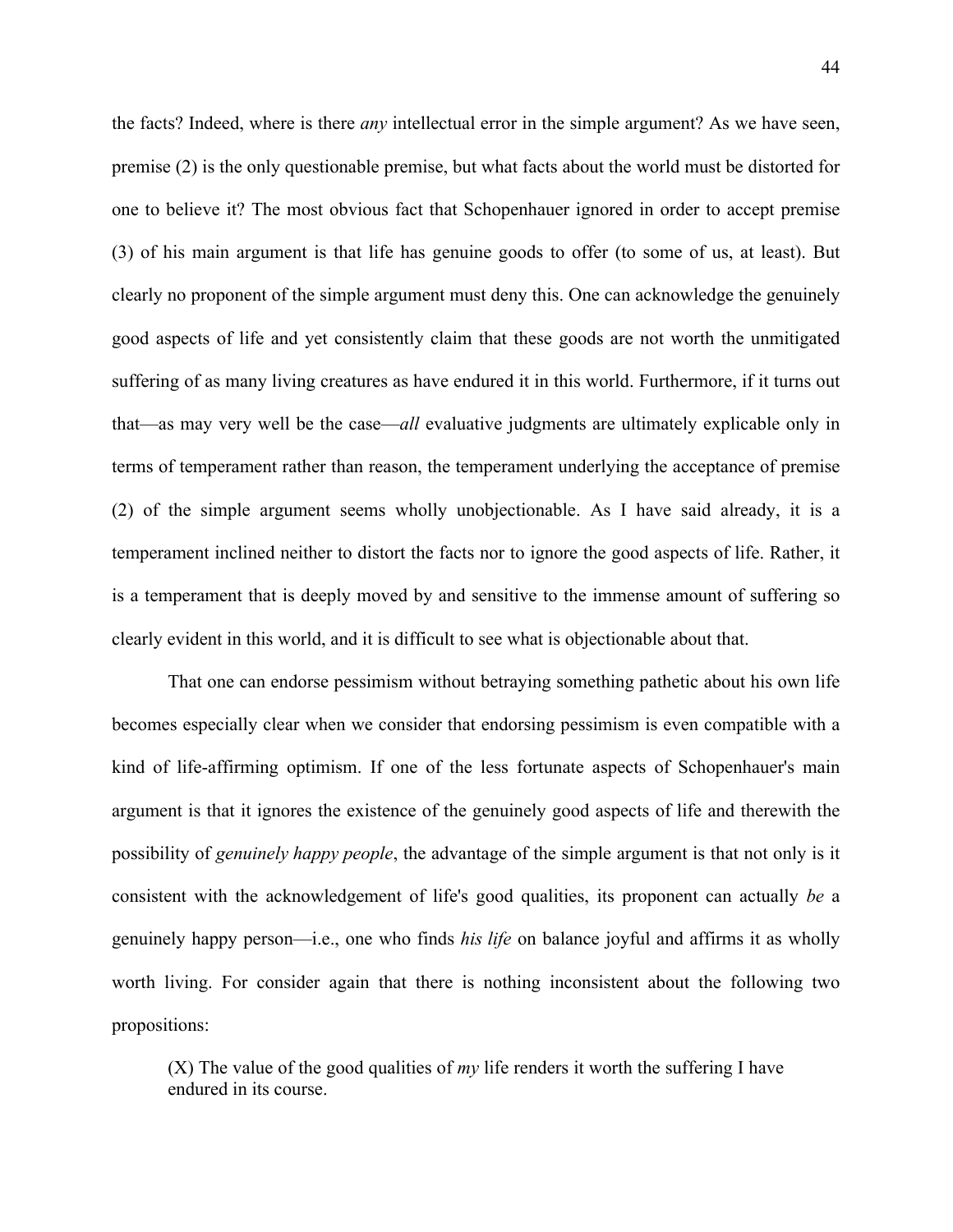the facts? Indeed, where is there *any* intellectual error in the simple argument? As we have seen, premise (2) is the only questionable premise, but what facts about the world must be distorted for one to believe it? The most obvious fact that Schopenhauer ignored in order to accept premise (3) of his main argument is that life has genuine goods to offer (to some of us, at least). But clearly no proponent of the simple argument must deny this. One can acknowledge the genuinely good aspects of life and yet consistently claim that these goods are not worth the unmitigated suffering of as many living creatures as have endured it in this world. Furthermore, if it turns out that—as may very well be the case—*all* evaluative judgments are ultimately explicable only in terms of temperament rather than reason, the temperament underlying the acceptance of premise (2) of the simple argument seems wholly unobjectionable. As I have said already, it is a temperament inclined neither to distort the facts nor to ignore the good aspects of life. Rather, it is a temperament that is deeply moved by and sensitive to the immense amount of suffering so clearly evident in this world, and it is difficult to see what is objectionable about that.

That one can endorse pessimism without betraying something pathetic about his own life becomes especially clear when we consider that endorsing pessimism is even compatible with a kind of life-affirming optimism. If one of the less fortunate aspects of Schopenhauer's main argument is that it ignores the existence of the genuinely good aspects of life and therewith the possibility of *genuinely happy people*, the advantage of the simple argument is that not only is it consistent with the acknowledgement of life's good qualities, its proponent can actually *be* a genuinely happy person—i.e., one who finds *his life* on balance joyful and affirms it as wholly worth living. For consider again that there is nothing inconsistent about the following two propositions:

> (X) The value of the good qualities of *my* life renders it worth the suffering I have endured in its course.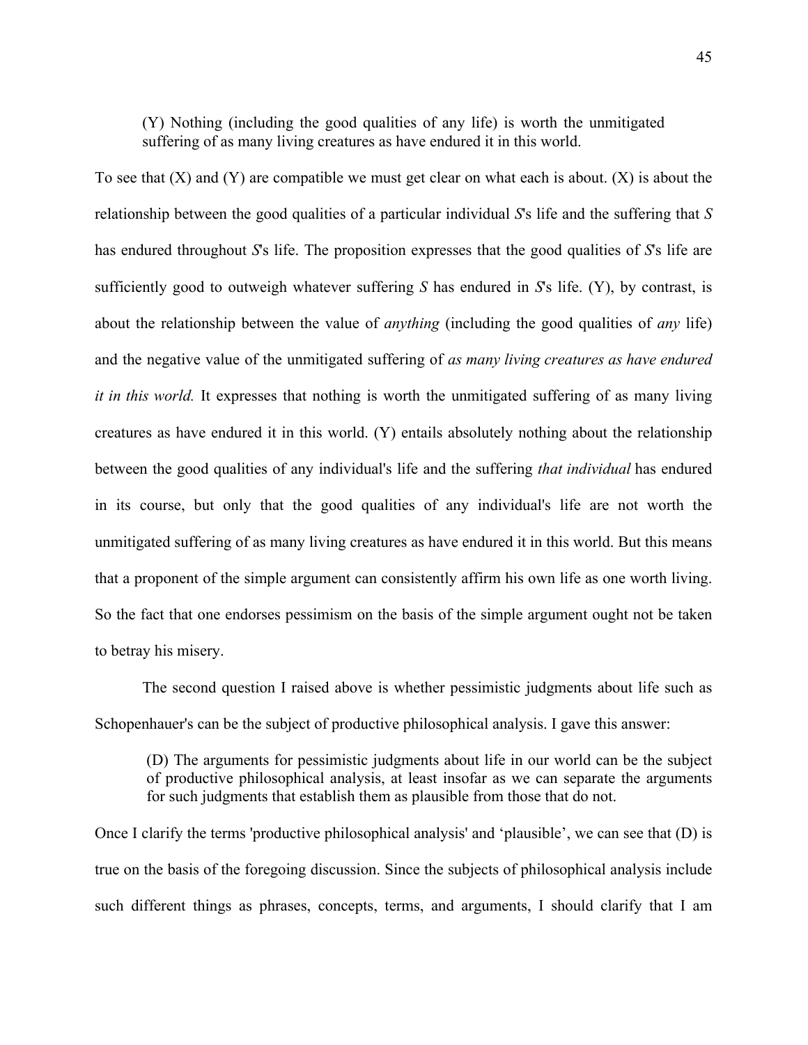> (Y) Nothing (including the good qualities of any life) is worth the unmitigated suffering of as many living creatures as have endured it in this world.

To see that (X) and (Y) are compatible we must get clear on what each is about. (X) is about the relationship between the good qualities of a particular individual *S*'s life and the suffering that *S* has endured throughout *S*'s life. The proposition expresses that the good qualities of *S*'s life are sufficiently good to outweigh whatever suffering *S* has endured in *S*'s life. (Y), by contrast, is about the relationship between the value of *anything* (including the good qualities of *any* life) and the negative value of the unmitigated suffering of *as many living creatures as have endured it in this world.* It expresses that nothing is worth the unmitigated suffering of as many living creatures as have endured it in this world. (Y) entails absolutely nothing about the relationship between the good qualities of any individual's life and the suffering *that individual* has endured in its course, but only that the good qualities of any individual's life are not worth the unmitigated suffering of as many living creatures as have endured it in this world. But this means that a proponent of the simple argument can consistently affirm his own life as one worth living. So the fact that one endorses pessimism on the basis of the simple argument ought not be taken to betray his misery.

The second question I raised above is whether pessimistic judgments about life such as Schopenhauer's can be the subject of productive philosophical analysis. I gave this answer:

> (D) The arguments for pessimistic judgments about life in our world can be the subject of productive philosophical analysis, at least insofar as we can separate the arguments for such judgments that establish them as plausible from those that do not.

Once I clarify the terms 'productive philosophical analysis' and 'plausible', we can see that (D) is true on the basis of the foregoing discussion. Since the subjects of philosophical analysis include such different things as phrases, concepts, terms, and arguments, I should clarify that I am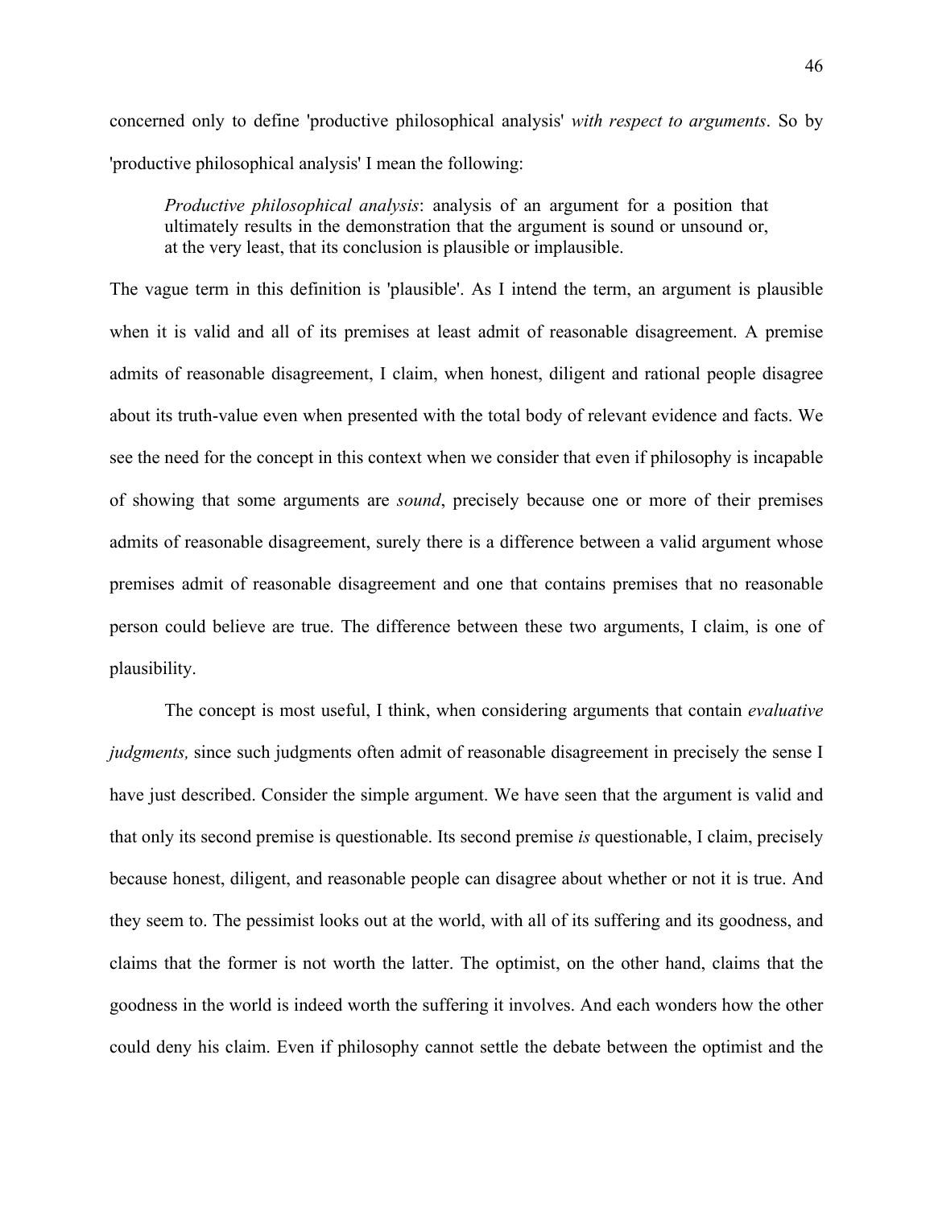concerned only to define 'productive philosophical analysis' *with respect to arguments*. So by 'productive philosophical analysis' I mean the following:

> *Productive philosophical analysis*: analysis of an argument for a position that ultimately results in the demonstration that the argument is sound or unsound or, at the very least, that its conclusion is plausible or implausible.

The vague term in this definition is 'plausible'. As I intend the term, an argument is plausible when it is valid and all of its premises at least admit of reasonable disagreement. A premise admits of reasonable disagreement, I claim, when honest, diligent and rational people disagree about its truth-value even when presented with the total body of relevant evidence and facts. We see the need for the concept in this context when we consider that even if philosophy is incapable of showing that some arguments are *sound*, precisely because one or more of their premises admits of reasonable disagreement, surely there is a difference between a valid argument whose premises admit of reasonable disagreement and one that contains premises that no reasonable person could believe are true. The difference between these two arguments, I claim, is one of plausibility.

The concept is most useful, I think, when considering arguments that contain *evaluative judgments,* since such judgments often admit of reasonable disagreement in precisely the sense I have just described. Consider the simple argument. We have seen that the argument is valid and that only its second premise is questionable. Its second premise *is* questionable, I claim, precisely because honest, diligent, and reasonable people can disagree about whether or not it is true. And they seem to. The pessimist looks out at the world, with all of its suffering and its goodness, and claims that the former is not worth the latter. The optimist, on the other hand, claims that the goodness in the world is indeed worth the suffering it involves. And each wonders how the other could deny his claim. Even if philosophy cannot settle the debate between the optimist and the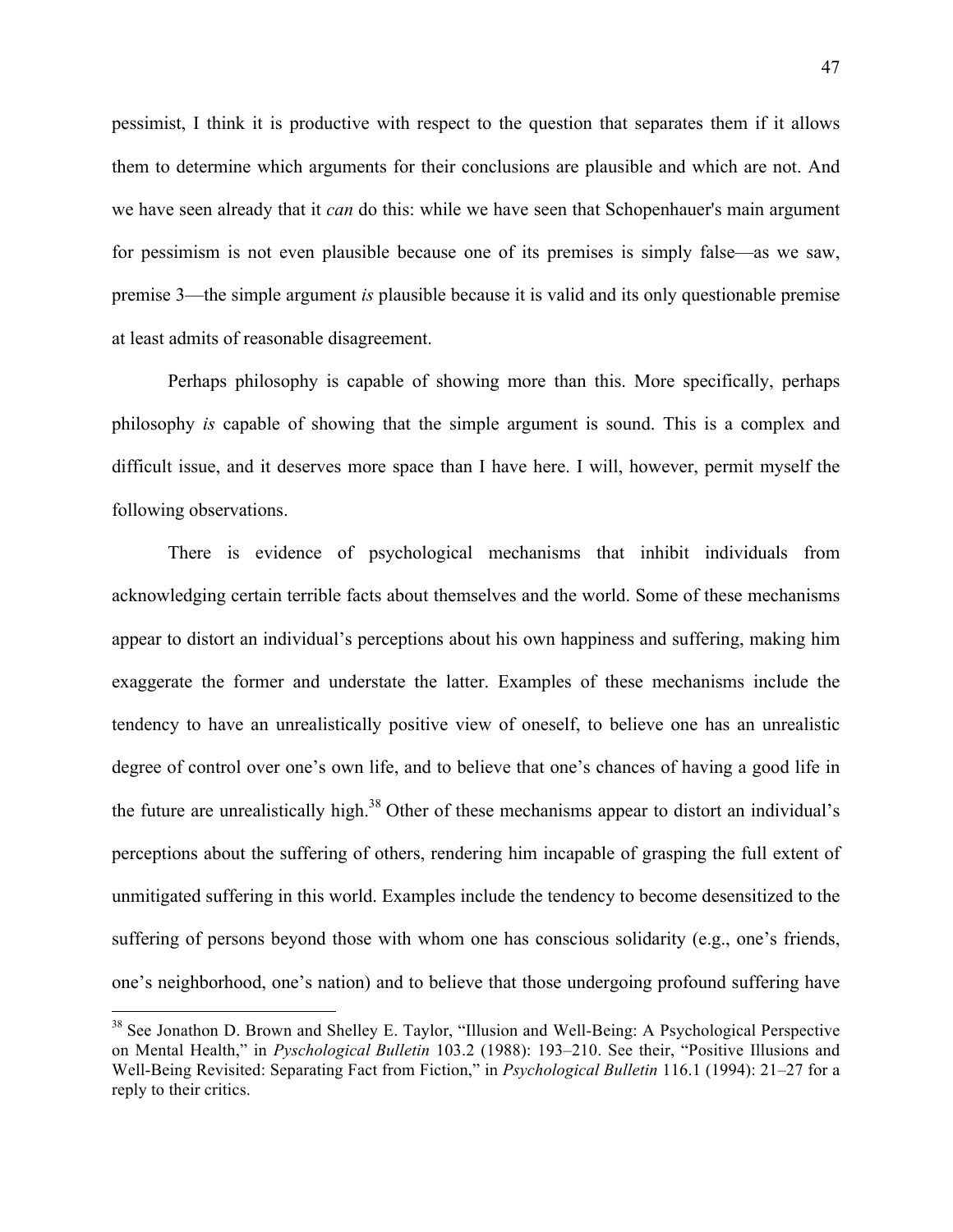pessimist, I think it is productive with respect to the question that separates them if it allows them to determine which arguments for their conclusions are plausible and which are not. And we have seen already that it *can* do this: while we have seen that Schopenhauer's main argument for pessimism is not even plausible because one of its premises is simply false—as we saw, premise 3—the simple argument *is* plausible because it is valid and its only questionable premise at least admits of reasonable disagreement.

Perhaps philosophy is capable of showing more than this. More specifically, perhaps philosophy *is* capable of showing that the simple argument is sound. This is a complex and difficult issue, and it deserves more space than I have here. I will, however, permit myself the following observations.

There is evidence of psychological mechanisms that inhibit individuals from acknowledging certain terrible facts about themselves and the world. Some of these mechanisms appear to distort an individual's perceptions about his own happiness and suffering, making him exaggerate the former and understate the latter. Examples of these mechanisms include the tendency to have an unrealistically positive view of oneself, to believe one has an unrealistic degree of control over one's own life, and to believe that one's chances of having a good life in the future are unrealistically high.[38] Other of these mechanisms appear to distort an individual's perceptions about the suffering of others, rendering him incapable of grasping the full extent of unmitigated suffering in this world. Examples include the tendency to become desensitized to the suffering of persons beyond those with whom one has conscious solidarity (e.g., one's friends, one's neighborhood, one's nation) and to believe that those undergoing profound suffering have

---

[38] See Jonathon D. Brown and Shelley E. Taylor, "Illusion and Well-Being: A Psychological Perspective on Mental Health," in *Pyschological Bulletin* 103.2 (1988): 193–210. See their, "Positive Illusions and Well-Being Revisited: Separating Fact from Fiction," in *Psychological Bulletin* 116.1 (1994): 21–27 for a reply to their critics.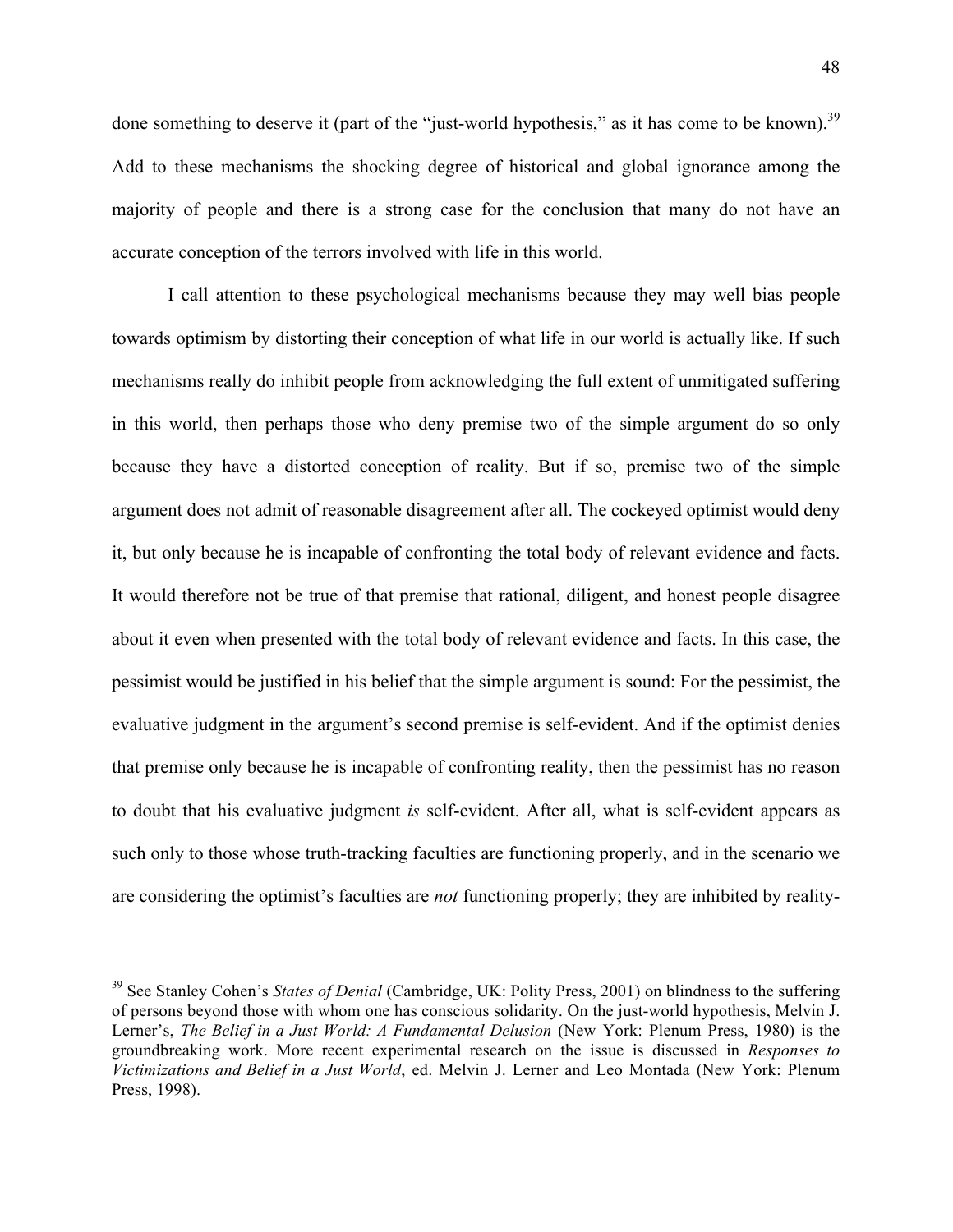done something to deserve it (part of the "just-world hypothesis," as it has come to be known).[39] Add to these mechanisms the shocking degree of historical and global ignorance among the majority of people and there is a strong case for the conclusion that many do not have an accurate conception of the terrors involved with life in this world.

I call attention to these psychological mechanisms because they may well bias people towards optimism by distorting their conception of what life in our world is actually like. If such mechanisms really do inhibit people from acknowledging the full extent of unmitigated suffering in this world, then perhaps those who deny premise two of the simple argument do so only because they have a distorted conception of reality. But if so, premise two of the simple argument does not admit of reasonable disagreement after all. The cockeyed optimist would deny it, but only because he is incapable of confronting the total body of relevant evidence and facts. It would therefore not be true of that premise that rational, diligent, and honest people disagree about it even when presented with the total body of relevant evidence and facts. In this case, the pessimist would be justified in his belief that the simple argument is sound: For the pessimist, the evaluative judgment in the argument's second premise is self-evident. And if the optimist denies that premise only because he is incapable of confronting reality, then the pessimist has no reason to doubt that his evaluative judgment *is* self-evident. After all, what is self-evident appears as such only to those whose truth-tracking faculties are functioning properly, and in the scenario we are considering the optimist's faculties are *not* functioning properly; they are inhibited by reality-

---

[39] See Stanley Cohen's *States of Denial* (Cambridge, UK: Polity Press, 2001) on blindness to the suffering of persons beyond those with whom one has conscious solidarity. On the just-world hypothesis, Melvin J. Lerner's, *The Belief in a Just World: A Fundamental Delusion* (New York: Plenum Press, 1980) is the groundbreaking work. More recent experimental research on the issue is discussed in *Responses to Victimizations and Belief in a Just World*, ed. Melvin J. Lerner and Leo Montada (New York: Plenum Press, 1998).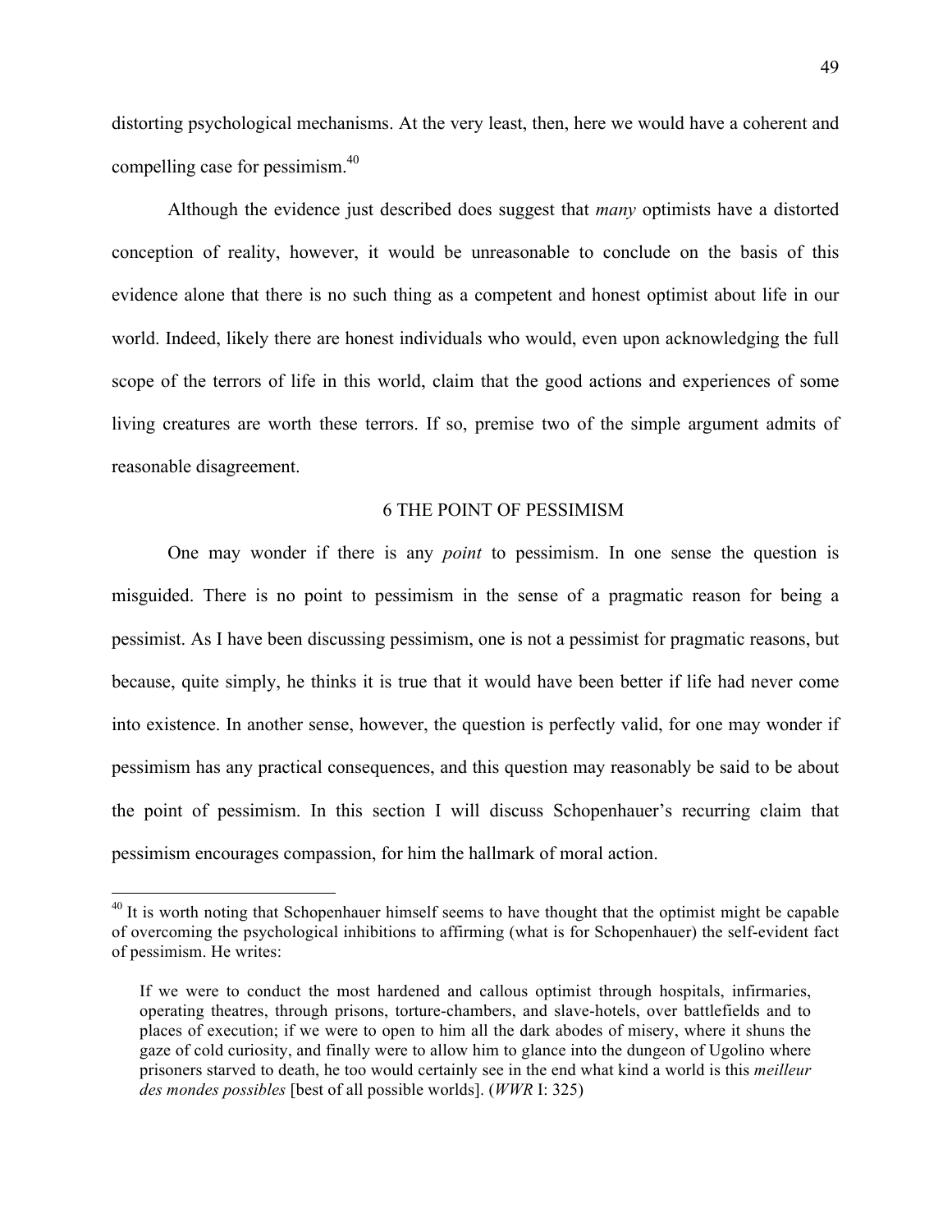distorting psychological mechanisms. At the very least, then, here we would have a coherent and compelling case for pessimism.[40]

Although the evidence just described does suggest that *many* optimists have a distorted conception of reality, however, it would be unreasonable to conclude on the basis of this evidence alone that there is no such thing as a competent and honest optimist about life in our world. Indeed, likely there are honest individuals who would, even upon acknowledging the full scope of the terrors of life in this world, claim that the good actions and experiences of some living creatures are worth these terrors. If so, premise two of the simple argument admits of reasonable disagreement.

## 6 THE POINT OF PESSIMISM

One may wonder if there is any *point* to pessimism. In one sense the question is misguided. There is no point to pessimism in the sense of a pragmatic reason for being a pessimist. As I have been discussing pessimism, one is not a pessimist for pragmatic reasons, but because, quite simply, he thinks it is true that it would have been better if life had never come into existence. In another sense, however, the question is perfectly valid, for one may wonder if pessimism has any practical consequences, and this question may reasonably be said to be about the point of pessimism. In this section I will discuss Schopenhauer's recurring claim that pessimism encourages compassion, for him the hallmark of moral action.

---

[40] It is worth noting that Schopenhauer himself seems to have thought that the optimist might be capable of overcoming the psychological inhibitions to affirming (what is for Schopenhauer) the self-evident fact of pessimism. He writes:

> If we were to conduct the most hardened and callous optimist through hospitals, infirmaries, operating theatres, through prisons, torture-chambers, and slave-hotels, over battlefields and to places of execution; if we were to open to him all the dark abodes of misery, where it shuns the gaze of cold curiosity, and finally were to allow him to glance into the dungeon of Ugolino where prisoners starved to death, he too would certainly see in the end what kind a world is this *meilleur des mondes possibles* [best of all possible worlds]. (*WWR* I: 325)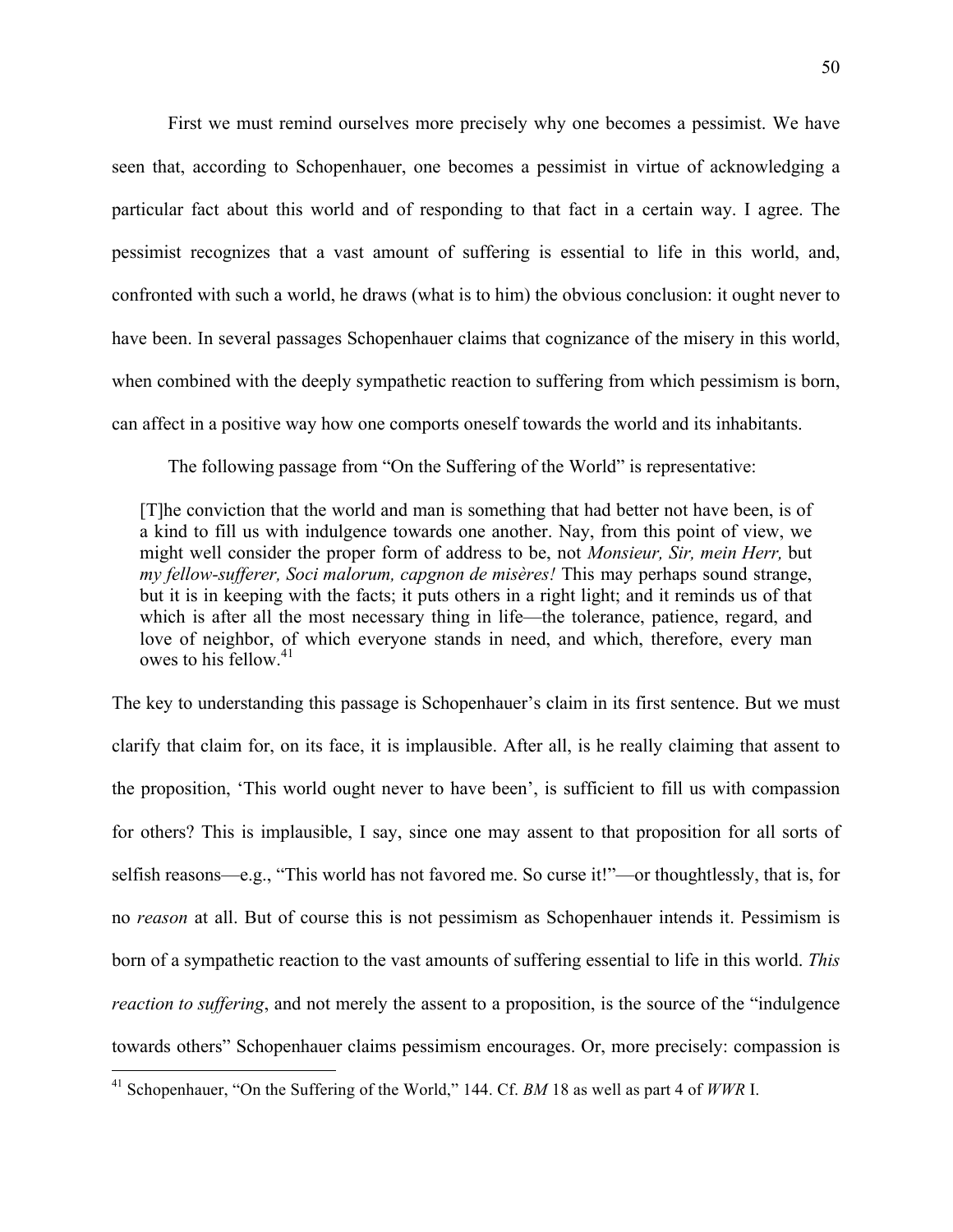First we must remind ourselves more precisely why one becomes a pessimist. We have seen that, according to Schopenhauer, one becomes a pessimist in virtue of acknowledging a particular fact about this world and of responding to that fact in a certain way. I agree. The pessimist recognizes that a vast amount of suffering is essential to life in this world, and, confronted with such a world, he draws (what is to him) the obvious conclusion: it ought never to have been. In several passages Schopenhauer claims that cognizance of the misery in this world, when combined with the deeply sympathetic reaction to suffering from which pessimism is born, can affect in a positive way how one comports oneself towards the world and its inhabitants.

The following passage from "On the Suffering of the World" is representative:

> [T]he conviction that the world and man is something that had better not have been, is of a kind to fill us with indulgence towards one another. Nay, from this point of view, we might well consider the proper form of address to be, not *Monsieur, Sir, mein Herr,* but *my fellow-sufferer, Soci malorum, capgnon de misères!* This may perhaps sound strange, but it is in keeping with the facts; it puts others in a right light; and it reminds us of that which is after all the most necessary thing in life—the tolerance, patience, regard, and love of neighbor, of which everyone stands in need, and which, therefore, every man owes to his fellow.[41]

The key to understanding this passage is Schopenhauer's claim in its first sentence. But we must clarify that claim for, on its face, it is implausible. After all, is he really claiming that assent to the proposition, 'This world ought never to have been', is sufficient to fill us with compassion for others? This is implausible, I say, since one may assent to that proposition for all sorts of selfish reasons—e.g., "This world has not favored me. So curse it!"—or thoughtlessly, that is, for no *reason* at all. But of course this is not pessimism as Schopenhauer intends it. Pessimism is born of a sympathetic reaction to the vast amounts of suffering essential to life in this world. *This reaction to suffering*, and not merely the assent to a proposition, is the source of the "indulgence towards others" Schopenhauer claims pessimism encourages. Or, more precisely: compassion is

[41] Schopenhauer, "On the Suffering of the World," 144. Cf. *BM* 18 as well as part 4 of *WWR* I.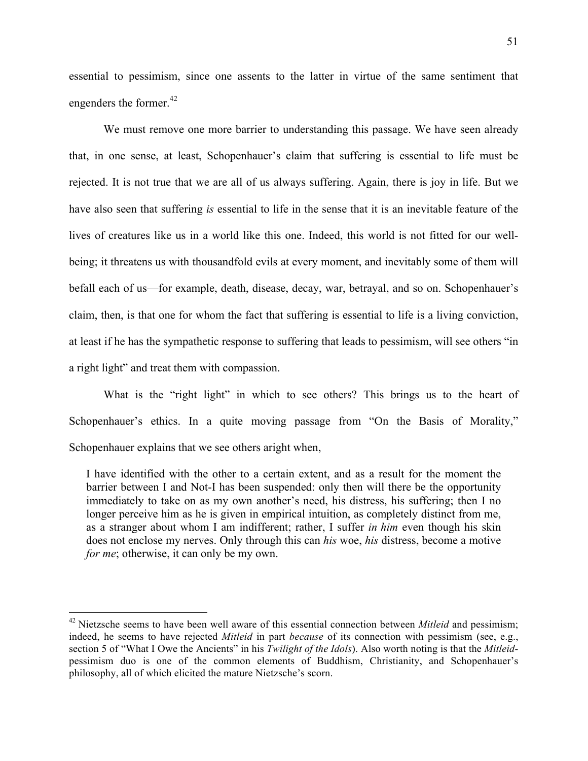essential to pessimism, since one assents to the latter in virtue of the same sentiment that engenders the former.[42]

We must remove one more barrier to understanding this passage. We have seen already that, in one sense, at least, Schopenhauer's claim that suffering is essential to life must be rejected. It is not true that we are all of us always suffering. Again, there is joy in life. But we have also seen that suffering *is* essential to life in the sense that it is an inevitable feature of the lives of creatures like us in a world like this one. Indeed, this world is not fitted for our well-being; it threatens us with thousandfold evils at every moment, and inevitably some of them will befall each of us—for example, death, disease, decay, war, betrayal, and so on. Schopenhauer's claim, then, is that one for whom the fact that suffering is essential to life is a living conviction, at least if he has the sympathetic response to suffering that leads to pessimism, will see others "in a right light" and treat them with compassion.

What is the "right light" in which to see others? This brings us to the heart of Schopenhauer's ethics. In a quite moving passage from "On the Basis of Morality," Schopenhauer explains that we see others aright when,

> I have identified with the other to a certain extent, and as a result for the moment the barrier between I and Not-I has been suspended: only then will there be the opportunity immediately to take on as my own another's need, his distress, his suffering; then I no longer perceive him as he is given in empirical intuition, as completely distinct from me, as a stranger about whom I am indifferent; rather, I suffer *in him* even though his skin does not enclose my nerves. Only through this can *his* woe, *his* distress, become a motive *for me*; otherwise, it can only be my own.

---

[42] Nietzsche seems to have been well aware of this essential connection between *Mitleid* and pessimism; indeed, he seems to have rejected *Mitleid* in part *because* of its connection with pessimism (see, e.g., section 5 of "What I Owe the Ancients" in his *Twilight of the Idols*). Also worth noting is that the *Mitleid*-pessimism duo is one of the common elements of Buddhism, Christianity, and Schopenhauer's philosophy, all of which elicited the mature Nietzsche's scorn.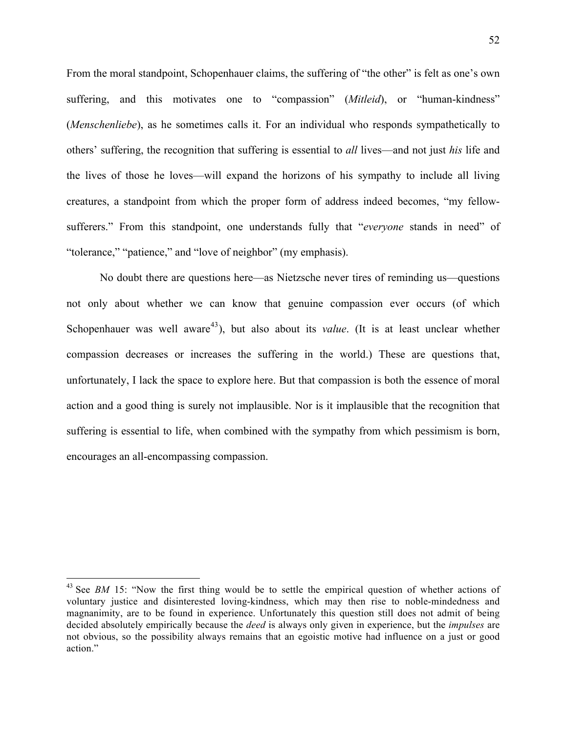From the moral standpoint, Schopenhauer claims, the suffering of "the other" is felt as one's own suffering, and this motivates one to "compassion" (*Mitleid*), or "human-kindness" (*Menschenliebe*), as he sometimes calls it. For an individual who responds sympathetically to others' suffering, the recognition that suffering is essential to *all* lives—and not just *his* life and the lives of those he loves—will expand the horizons of his sympathy to include all living creatures, a standpoint from which the proper form of address indeed becomes, "my fellow-sufferers." From this standpoint, one understands fully that "*everyone* stands in need" of "tolerance," "patience," and "love of neighbor" (my emphasis).

No doubt there are questions here—as Nietzsche never tires of reminding us—questions not only about whether we can know that genuine compassion ever occurs (of which Schopenhauer was well aware[43]), but also about its *value*. (It is at least unclear whether compassion decreases or increases the suffering in the world.) These are questions that, unfortunately, I lack the space to explore here. But that compassion is both the essence of moral action and a good thing is surely not implausible. Nor is it implausible that the recognition that suffering is essential to life, when combined with the sympathy from which pessimism is born, encourages an all-encompassing compassion.

---

[43] See *BM* 15: "Now the first thing would be to settle the empirical question of whether actions of voluntary justice and disinterested loving-kindness, which may then rise to noble-mindedness and magnanimity, are to be found in experience. Unfortunately this question still does not admit of being decided absolutely empirically because the *deed* is always only given in experience, but the *impulses* are not obvious, so the possibility always remains that an egoistic motive had influence on a just or good action."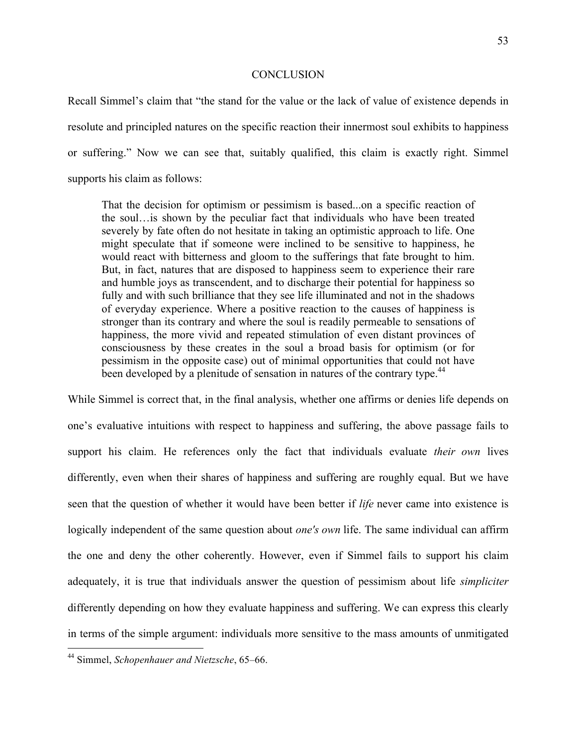# CONCLUSION

Recall Simmel's claim that "the stand for the value or the lack of value of existence depends in resolute and principled natures on the specific reaction their innermost soul exhibits to happiness or suffering." Now we can see that, suitably qualified, this claim is exactly right. Simmel supports his claim as follows:

> That the decision for optimism or pessimism is based...on a specific reaction of the soul…is shown by the peculiar fact that individuals who have been treated severely by fate often do not hesitate in taking an optimistic approach to life. One might speculate that if someone were inclined to be sensitive to happiness, he would react with bitterness and gloom to the sufferings that fate brought to him. But, in fact, natures that are disposed to happiness seem to experience their rare and humble joys as transcendent, and to discharge their potential for happiness so fully and with such brilliance that they see life illuminated and not in the shadows of everyday experience. Where a positive reaction to the causes of happiness is stronger than its contrary and where the soul is readily permeable to sensations of happiness, the more vivid and repeated stimulation of even distant provinces of consciousness by these creates in the soul a broad basis for optimism (or for pessimism in the opposite case) out of minimal opportunities that could not have been developed by a plenitude of sensation in natures of the contrary type.[44]

While Simmel is correct that, in the final analysis, whether one affirms or denies life depends on one's evaluative intuitions with respect to happiness and suffering, the above passage fails to support his claim. He references only the fact that individuals evaluate *their own* lives differently, even when their shares of happiness and suffering are roughly equal. But we have seen that the question of whether it would have been better if *life* never came into existence is logically independent of the same question about *one's own* life. The same individual can affirm the one and deny the other coherently. However, even if Simmel fails to support his claim adequately, it is true that individuals answer the question of pessimism about life *simpliciter* differently depending on how they evaluate happiness and suffering. We can express this clearly in terms of the simple argument: individuals more sensitive to the mass amounts of unmitigated

---

[44] Simmel, *Schopenhauer and Nietzsche*, 65–66.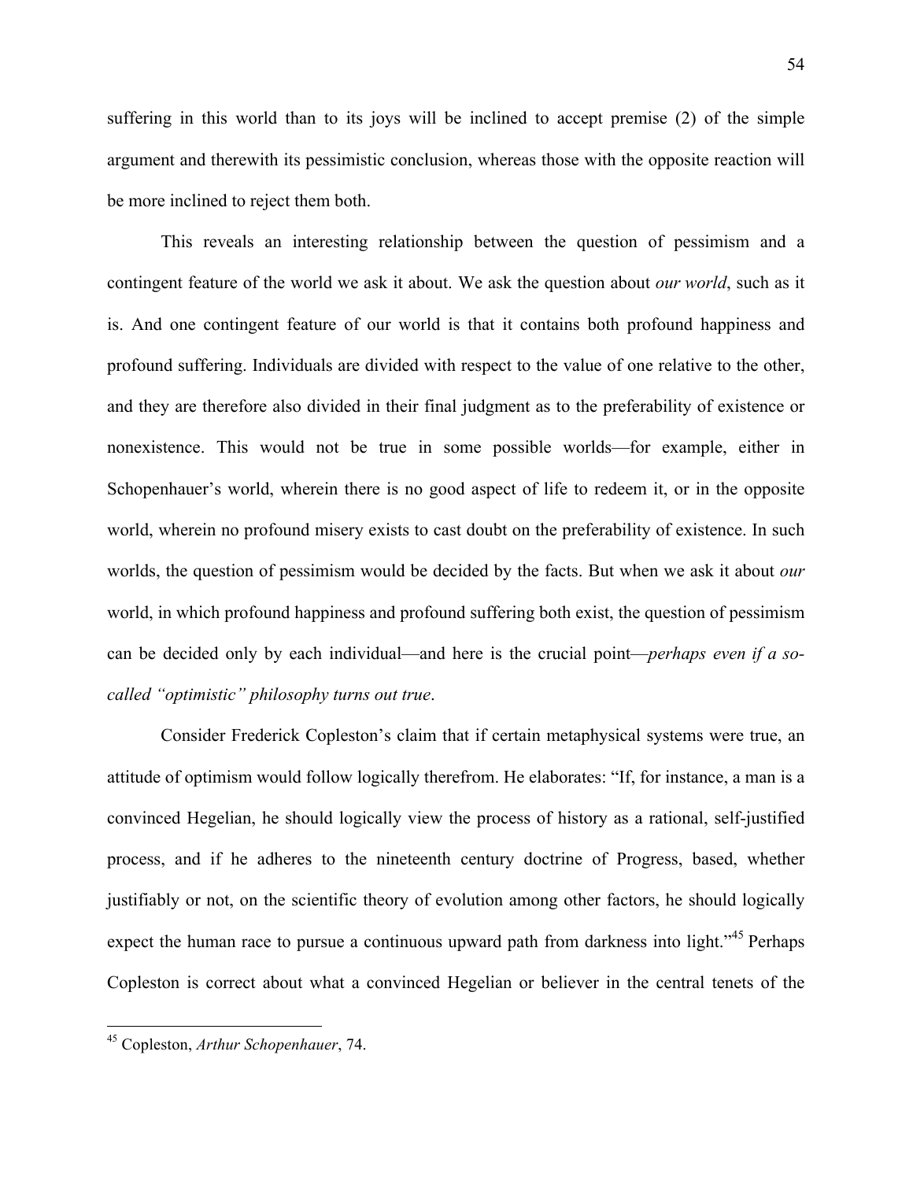suffering in this world than to its joys will be inclined to accept premise (2) of the simple argument and therewith its pessimistic conclusion, whereas those with the opposite reaction will be more inclined to reject them both.

This reveals an interesting relationship between the question of pessimism and a contingent feature of the world we ask it about. We ask the question about *our world*, such as it is. And one contingent feature of our world is that it contains both profound happiness and profound suffering. Individuals are divided with respect to the value of one relative to the other, and they are therefore also divided in their final judgment as to the preferability of existence or nonexistence. This would not be true in some possible worlds—for example, either in Schopenhauer's world, wherein there is no good aspect of life to redeem it, or in the opposite world, wherein no profound misery exists to cast doubt on the preferability of existence. In such worlds, the question of pessimism would be decided by the facts. But when we ask it about *our* world, in which profound happiness and profound suffering both exist, the question of pessimism can be decided only by each individual—and here is the crucial point—*perhaps even if a so-called "optimistic" philosophy turns out true*.

Consider Frederick Copleston's claim that if certain metaphysical systems were true, an attitude of optimism would follow logically therefrom. He elaborates: "If, for instance, a man is a convinced Hegelian, he should logically view the process of history as a rational, self-justified process, and if he adheres to the nineteenth century doctrine of Progress, based, whether justifiably or not, on the scientific theory of evolution among other factors, he should logically expect the human race to pursue a continuous upward path from darkness into light."[45] Perhaps Copleston is correct about what a convinced Hegelian or believer in the central tenets of the

[45] Copleston, *Arthur Schopenhauer*, 74.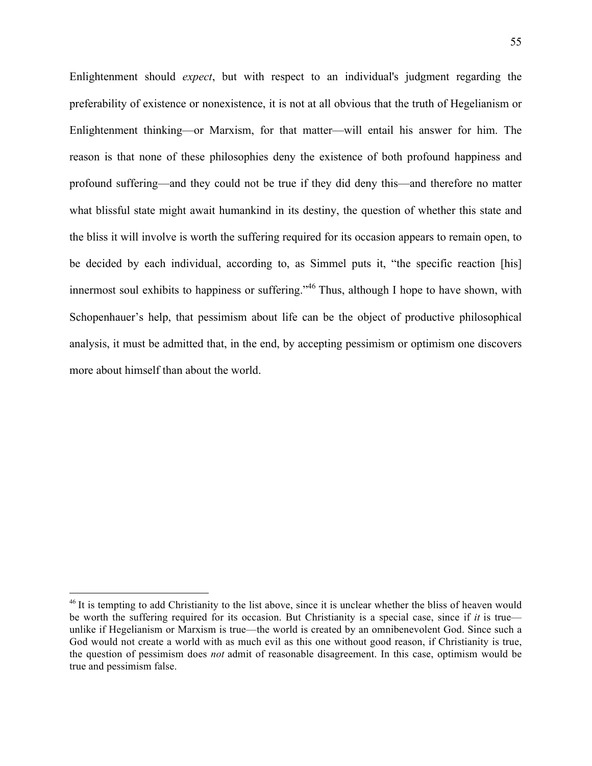Enlightenment should *expect*, but with respect to an individual's judgment regarding the preferability of existence or nonexistence, it is not at all obvious that the truth of Hegelianism or Enlightenment thinking—or Marxism, for that matter—will entail his answer for him. The reason is that none of these philosophies deny the existence of both profound happiness and profound suffering—and they could not be true if they did deny this—and therefore no matter what blissful state might await humankind in its destiny, the question of whether this state and the bliss it will involve is worth the suffering required for its occasion appears to remain open, to be decided by each individual, according to, as Simmel puts it, "the specific reaction [his] innermost soul exhibits to happiness or suffering."[46] Thus, although I hope to have shown, with Schopenhauer's help, that pessimism about life can be the object of productive philosophical analysis, it must be admitted that, in the end, by accepting pessimism or optimism one discovers more about himself than about the world.

---

[46] It is tempting to add Christianity to the list above, since it is unclear whether the bliss of heaven would be worth the suffering required for its occasion. But Christianity is a special case, since if *it* is true—unlike if Hegelianism or Marxism is true—the world is created by an omnibenevolent God. Since such a God would not create a world with as much evil as this one without good reason, if Christianity is true, the question of pessimism does *not* admit of reasonable disagreement. In this case, optimism would be true and pessimism false.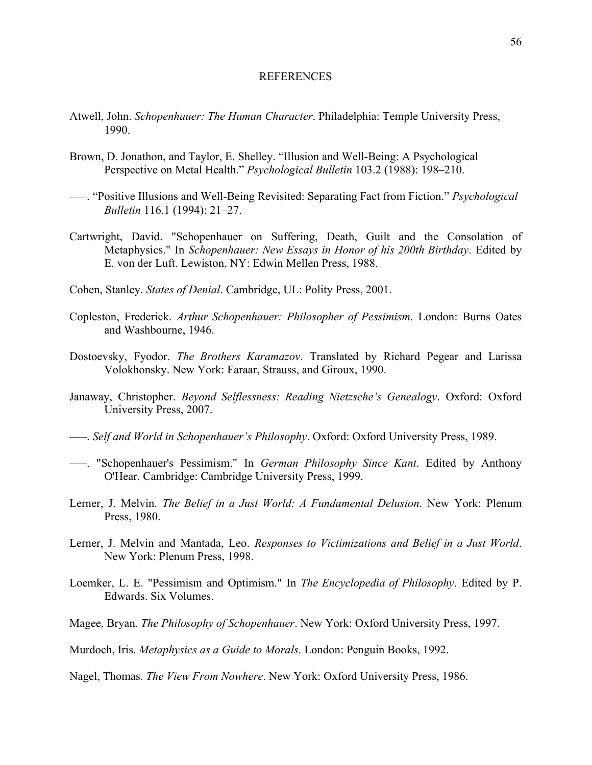# REFERENCES

Atwell, John. *Schopenhauer: The Human Character*. Philadelphia: Temple University Press, 1990.

Brown, D. Jonathon, and Taylor, E. Shelley. "Illusion and Well-Being: A Psychological Perspective on Metal Health." *Psychological Bulletin* 103.2 (1988): 198–210.

–––. "Positive Illusions and Well-Being Revisited: Separating Fact from Fiction." *Psychological Bulletin* 116.1 (1994): 21–27.

Cartwright, David. "Schopenhauer on Suffering, Death, Guilt and the Consolation of Metaphysics." In *Schopenhauer: New Essays in Honor of his 200th Birthday*. Edited by E. von der Luft. Lewiston, NY: Edwin Mellen Press, 1988.

Cohen, Stanley. *States of Denial*. Cambridge, UL: Polity Press, 2001.

Copleston, Frederick. *Arthur Schopenhauer: Philosopher of Pessimism*. London: Burns Oates and Washbourne, 1946.

Dostoevsky, Fyodor. *The Brothers Karamazov*. Translated by Richard Pegear and Larissa Volokhonsky. New York: Faraar, Strauss, and Giroux, 1990.

Janaway, Christopher. *Beyond Selflessness: Reading Nietzsche's Genealogy*. Oxford: Oxford University Press, 2007.

–––. *Self and World in Schopenhauer's Philosophy*. Oxford: Oxford University Press, 1989.

–––. "Schopenhauer's Pessimism." In *German Philosophy Since Kant*. Edited by Anthony O'Hear. Cambridge: Cambridge University Press, 1999.

Lerner, J. Melvin. *The Belief in a Just World: A Fundamental Delusion*. New York: Plenum Press, 1980.

Lerner, J. Melvin and Mantada, Leo. *Responses to Victimizations and Belief in a Just World*. New York: Plenum Press, 1998.

Loemker, L. E. "Pessimism and Optimism." In *The Encyclopedia of Philosophy*. Edited by P. Edwards. Six Volumes.

Magee, Bryan. *The Philosophy of Schopenhauer*. New York: Oxford University Press, 1997.

Murdoch, Iris. *Metaphysics as a Guide to Morals*. London: Penguin Books, 1992.

Nagel, Thomas. *The View From Nowhere*. New York: Oxford University Press, 1986.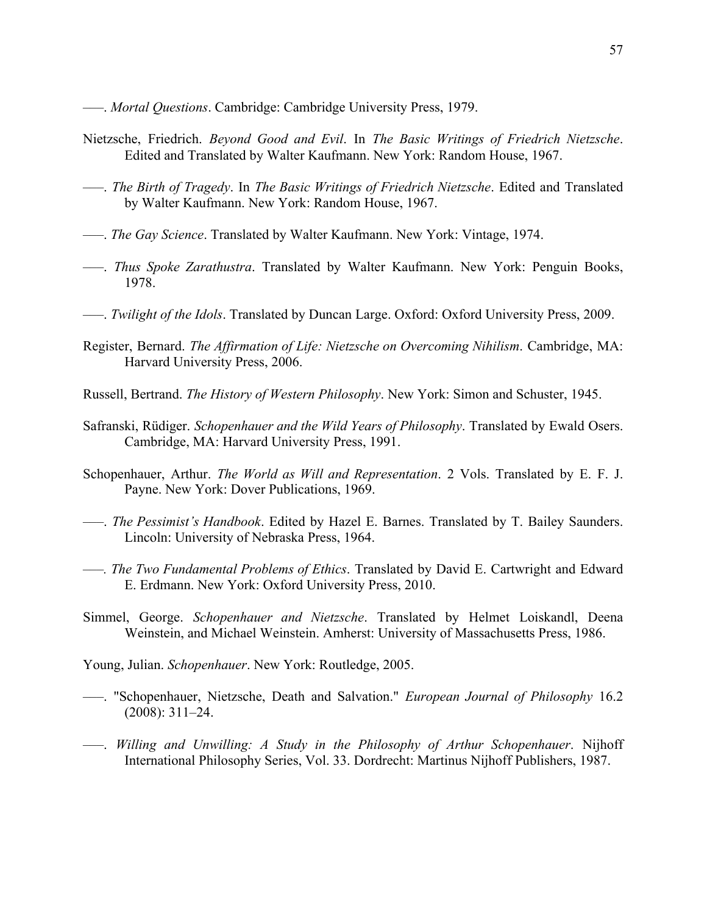–––. *Mortal Questions*. Cambridge: Cambridge University Press, 1979.

Nietzsche, Friedrich. *Beyond Good and Evil*. In *The Basic Writings of Friedrich Nietzsche*. Edited and Translated by Walter Kaufmann. New York: Random House, 1967.

–––. *The Birth of Tragedy*. In *The Basic Writings of Friedrich Nietzsche*. Edited and Translated by Walter Kaufmann. New York: Random House, 1967.

–––. *The Gay Science*. Translated by Walter Kaufmann. New York: Vintage, 1974.

–––. *Thus Spoke Zarathustra*. Translated by Walter Kaufmann. New York: Penguin Books, 1978.

–––. *Twilight of the Idols*. Translated by Duncan Large. Oxford: Oxford University Press, 2009.

Register, Bernard. *The Affirmation of Life: Nietzsche on Overcoming Nihilism*. Cambridge, MA: Harvard University Press, 2006.

Russell, Bertrand. *The History of Western Philosophy*. New York: Simon and Schuster, 1945.

Safranski, Rüdiger. *Schopenhauer and the Wild Years of Philosophy*. Translated by Ewald Osers. Cambridge, MA: Harvard University Press, 1991.

Schopenhauer, Arthur. *The World as Will and Representation*. 2 Vols. Translated by E. F. J. Payne. New York: Dover Publications, 1969.

–––. *The Pessimist's Handbook*. Edited by Hazel E. Barnes. Translated by T. Bailey Saunders. Lincoln: University of Nebraska Press, 1964.

–––. *The Two Fundamental Problems of Ethics*. Translated by David E. Cartwright and Edward E. Erdmann. New York: Oxford University Press, 2010.

Simmel, George. *Schopenhauer and Nietzsche*. Translated by Helmet Loiskandl, Deena Weinstein, and Michael Weinstein. Amherst: University of Massachusetts Press, 1986.

Young, Julian. *Schopenhauer*. New York: Routledge, 2005.

–––. "Schopenhauer, Nietzsche, Death and Salvation." *European Journal of Philosophy* 16.2 (2008): 311–24.

–––. *Willing and Unwilling: A Study in the Philosophy of Arthur Schopenhauer*. Nijhoff International Philosophy Series, Vol. 33. Dordrecht: Martinus Nijhoff Publishers, 1987.